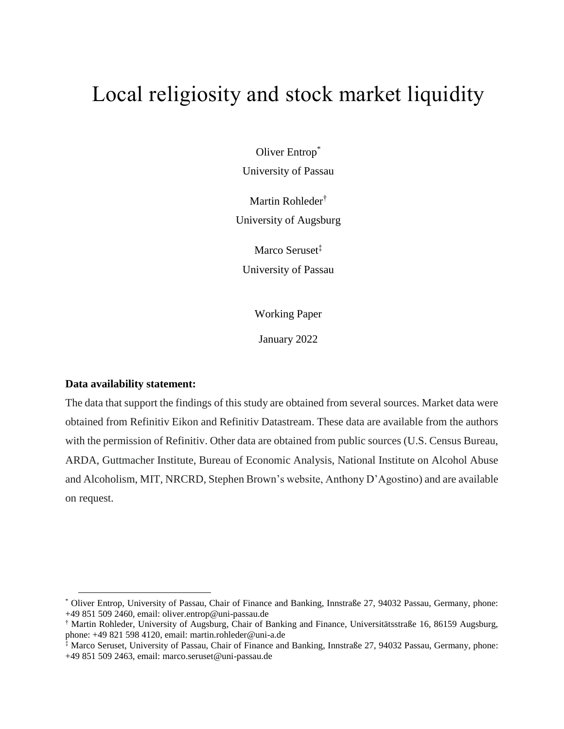# Local religiosity and stock market liquidity

Oliver Entrop[*]

University of Passau

Martin Rohleder[†]

University of Augsburg

Marco Seruset[‡]

University of Passau

Working Paper

January 2022

**Data availability statement:**

The data that support the findings of this study are obtained from several sources. Market data were obtained from Refinitiv Eikon and Refinitiv Datastream. These data are available from the authors with the permission of Refinitiv. Other data are obtained from public sources (U.S. Census Bureau, ARDA, Guttmacher Institute, Bureau of Economic Analysis, National Institute on Alcohol Abuse and Alcoholism, MIT, NRCRD, Stephen Brown's website, Anthony D'Agostino) and are available on request.

---

[*] Oliver Entrop, University of Passau, Chair of Finance and Banking, Innstraße 27, 94032 Passau, Germany, phone: +49 851 509 2460, email: oliver.entrop@uni-passau.de

[†] Martin Rohleder, University of Augsburg, Chair of Banking and Finance, Universitätsstraße 16, 86159 Augsburg, phone: +49 821 598 4120, email: martin.rohleder@uni-a.de

[‡] Marco Seruset, University of Passau, Chair of Finance and Banking, Innstraße 27, 94032 Passau, Germany, phone: +49 851 509 2463, email: marco.seruset@uni-passau.de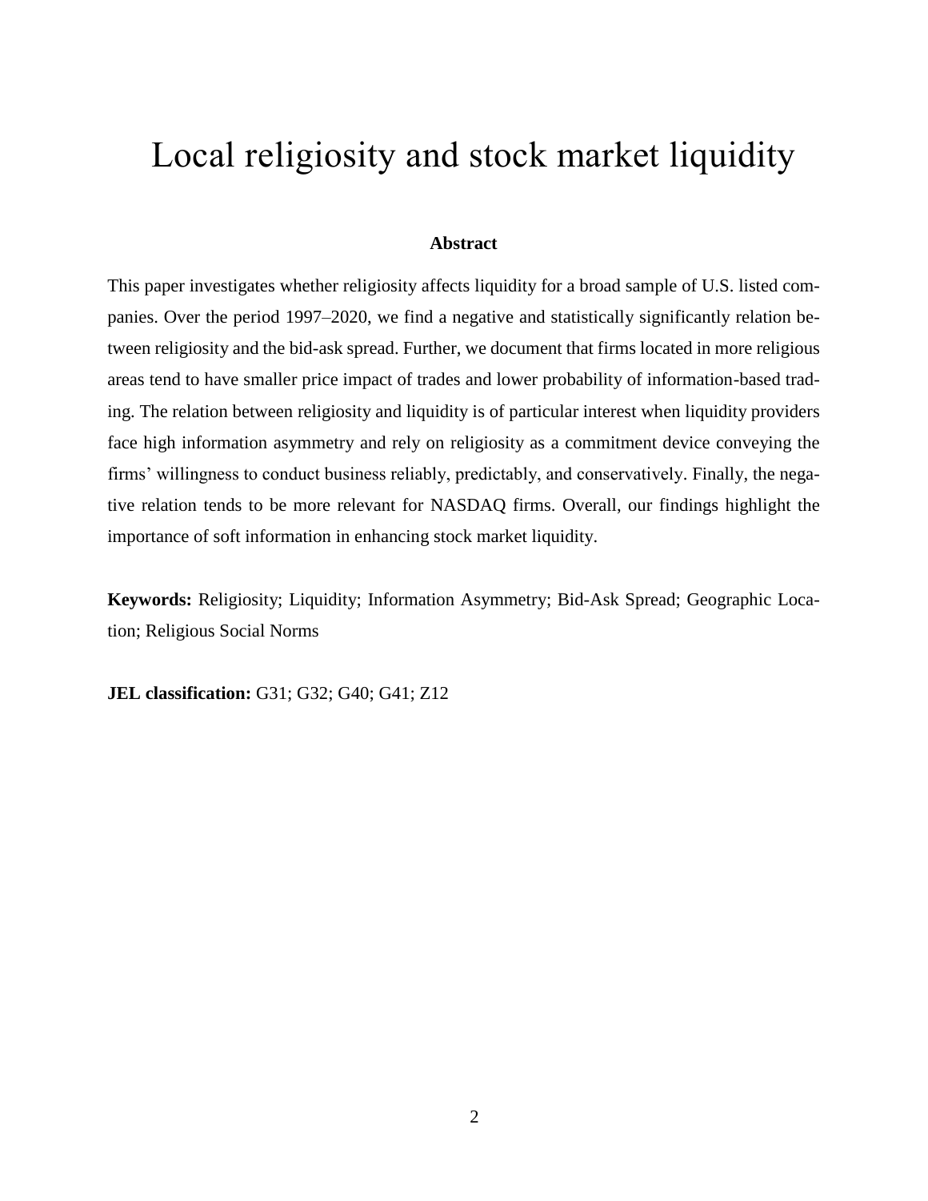# Local religiosity and stock market liquidity

## Abstract

This paper investigates whether religiosity affects liquidity for a broad sample of U.S. listed companies. Over the period 1997–2020, we find a negative and statistically significantly relation between religiosity and the bid-ask spread. Further, we document that firms located in more religious areas tend to have smaller price impact of trades and lower probability of information-based trading. The relation between religiosity and liquidity is of particular interest when liquidity providers face high information asymmetry and rely on religiosity as a commitment device conveying the firms' willingness to conduct business reliably, predictably, and conservatively. Finally, the negative relation tends to be more relevant for NASDAQ firms. Overall, our findings highlight the importance of soft information in enhancing stock market liquidity.

**Keywords:** Religiosity; Liquidity; Information Asymmetry; Bid-Ask Spread; Geographic Location; Religious Social Norms

**JEL classification:** G31; G32; G40; G41; Z12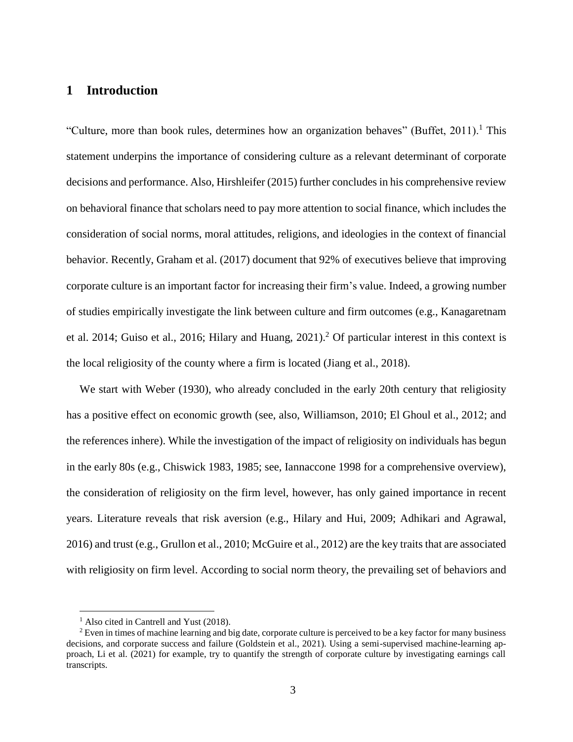# 1 Introduction

"Culture, more than book rules, determines how an organization behaves" (Buffet, 2011).[1] This statement underpins the importance of considering culture as a relevant determinant of corporate decisions and performance. Also, Hirshleifer (2015) further concludes in his comprehensive review on behavioral finance that scholars need to pay more attention to social finance, which includes the consideration of social norms, moral attitudes, religions, and ideologies in the context of financial behavior. Recently, Graham et al. (2017) document that 92% of executives believe that improving corporate culture is an important factor for increasing their firm's value. Indeed, a growing number of studies empirically investigate the link between culture and firm outcomes (e.g., Kanagaretnam et al. 2014; Guiso et al., 2016; Hilary and Huang, 2021).[2] Of particular interest in this context is the local religiosity of the county where a firm is located (Jiang et al., 2018).

We start with Weber (1930), who already concluded in the early 20th century that religiosity has a positive effect on economic growth (see, also, Williamson, 2010; El Ghoul et al., 2012; and the references inhere). While the investigation of the impact of religiosity on individuals has begun in the early 80s (e.g., Chiswick 1983, 1985; see, Iannaccone 1998 for a comprehensive overview), the consideration of religiosity on the firm level, however, has only gained importance in recent years. Literature reveals that risk aversion (e.g., Hilary and Hui, 2009; Adhikari and Agrawal, 2016) and trust (e.g., Grullon et al., 2010; McGuire et al., 2012) are the key traits that are associated with religiosity on firm level. According to social norm theory, the prevailing set of behaviors and

[1] Also cited in Cantrell and Yust (2018).

[2] Even in times of machine learning and big date, corporate culture is perceived to be a key factor for many business decisions, and corporate success and failure (Goldstein et al., 2021). Using a semi-supervised machine-learning approach, Li et al. (2021) for example, try to quantify the strength of corporate culture by investigating earnings call transcripts.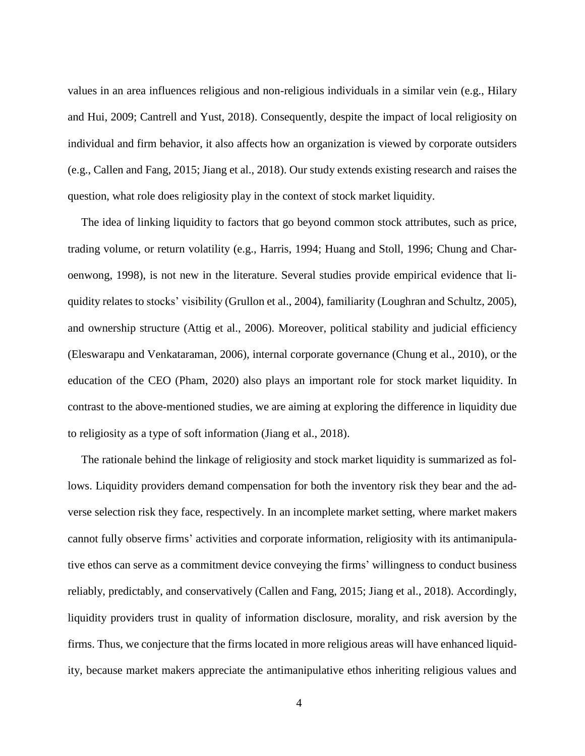values in an area influences religious and non-religious individuals in a similar vein (e.g., Hilary and Hui, 2009; Cantrell and Yust, 2018). Consequently, despite the impact of local religiosity on individual and firm behavior, it also affects how an organization is viewed by corporate outsiders (e.g., Callen and Fang, 2015; Jiang et al., 2018). Our study extends existing research and raises the question, what role does religiosity play in the context of stock market liquidity.

The idea of linking liquidity to factors that go beyond common stock attributes, such as price, trading volume, or return volatility (e.g., Harris, 1994; Huang and Stoll, 1996; Chung and Charoenwong, 1998), is not new in the literature. Several studies provide empirical evidence that liquidity relates to stocks' visibility (Grullon et al., 2004), familiarity (Loughran and Schultz, 2005), and ownership structure (Attig et al., 2006). Moreover, political stability and judicial efficiency (Eleswarapu and Venkataraman, 2006), internal corporate governance (Chung et al., 2010), or the education of the CEO (Pham, 2020) also plays an important role for stock market liquidity. In contrast to the above-mentioned studies, we are aiming at exploring the difference in liquidity due to religiosity as a type of soft information (Jiang et al., 2018).

The rationale behind the linkage of religiosity and stock market liquidity is summarized as follows. Liquidity providers demand compensation for both the inventory risk they bear and the adverse selection risk they face, respectively. In an incomplete market setting, where market makers cannot fully observe firms' activities and corporate information, religiosity with its antimanipulative ethos can serve as a commitment device conveying the firms' willingness to conduct business reliably, predictably, and conservatively (Callen and Fang, 2015; Jiang et al., 2018). Accordingly, liquidity providers trust in quality of information disclosure, morality, and risk aversion by the firms. Thus, we conjecture that the firms located in more religious areas will have enhanced liquidity, because market makers appreciate the antimanipulative ethos inheriting religious values and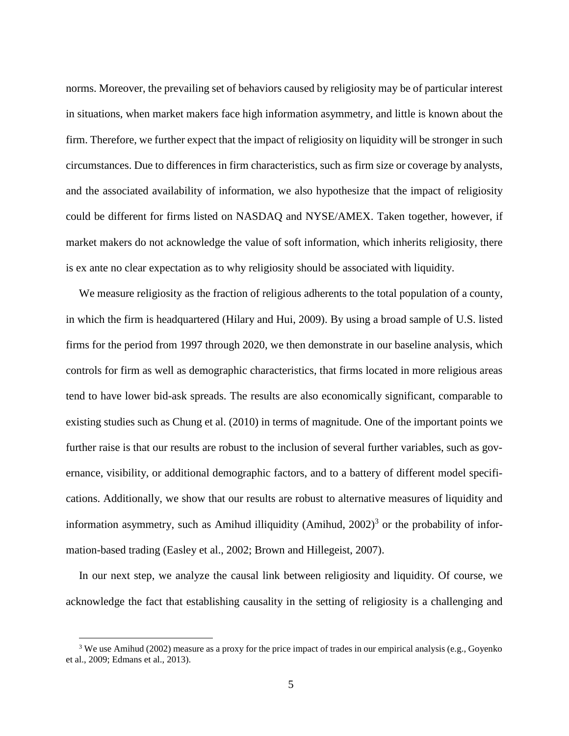norms. Moreover, the prevailing set of behaviors caused by religiosity may be of particular interest in situations, when market makers face high information asymmetry, and little is known about the firm. Therefore, we further expect that the impact of religiosity on liquidity will be stronger in such circumstances. Due to differences in firm characteristics, such as firm size or coverage by analysts, and the associated availability of information, we also hypothesize that the impact of religiosity could be different for firms listed on NASDAQ and NYSE/AMEX. Taken together, however, if market makers do not acknowledge the value of soft information, which inherits religiosity, there is ex ante no clear expectation as to why religiosity should be associated with liquidity.

We measure religiosity as the fraction of religious adherents to the total population of a county, in which the firm is headquartered (Hilary and Hui, 2009). By using a broad sample of U.S. listed firms for the period from 1997 through 2020, we then demonstrate in our baseline analysis, which controls for firm as well as demographic characteristics, that firms located in more religious areas tend to have lower bid-ask spreads. The results are also economically significant, comparable to existing studies such as Chung et al. (2010) in terms of magnitude. One of the important points we further raise is that our results are robust to the inclusion of several further variables, such as governance, visibility, or additional demographic factors, and to a battery of different model specifications. Additionally, we show that our results are robust to alternative measures of liquidity and information asymmetry, such as Amihud illiquidity (Amihud, 2002)[3] or the probability of information-based trading (Easley et al., 2002; Brown and Hillegeist, 2007).

In our next step, we analyze the causal link between religiosity and liquidity. Of course, we acknowledge the fact that establishing causality in the setting of religiosity is a challenging and

[3] We use Amihud (2002) measure as a proxy for the price impact of trades in our empirical analysis (e.g., Goyenko et al., 2009; Edmans et al., 2013).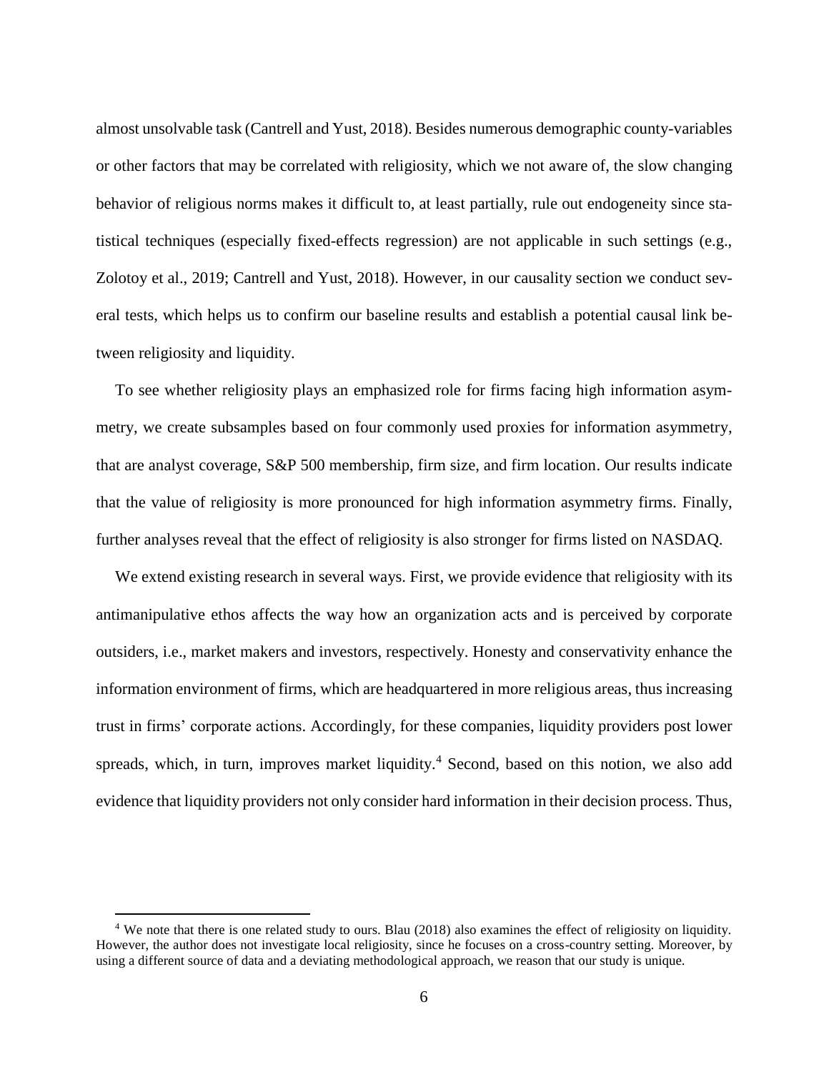almost unsolvable task (Cantrell and Yust, 2018). Besides numerous demographic county-variables or other factors that may be correlated with religiosity, which we not aware of, the slow changing behavior of religious norms makes it difficult to, at least partially, rule out endogeneity since statistical techniques (especially fixed-effects regression) are not applicable in such settings (e.g., Zolotoy et al., 2019; Cantrell and Yust, 2018). However, in our causality section we conduct several tests, which helps us to confirm our baseline results and establish a potential causal link between religiosity and liquidity.

To see whether religiosity plays an emphasized role for firms facing high information asymmetry, we create subsamples based on four commonly used proxies for information asymmetry, that are analyst coverage, S&P 500 membership, firm size, and firm location. Our results indicate that the value of religiosity is more pronounced for high information asymmetry firms. Finally, further analyses reveal that the effect of religiosity is also stronger for firms listed on NASDAQ.

We extend existing research in several ways. First, we provide evidence that religiosity with its antimanipulative ethos affects the way how an organization acts and is perceived by corporate outsiders, i.e., market makers and investors, respectively. Honesty and conservativity enhance the information environment of firms, which are headquartered in more religious areas, thus increasing trust in firms' corporate actions. Accordingly, for these companies, liquidity providers post lower spreads, which, in turn, improves market liquidity.[4] Second, based on this notion, we also add evidence that liquidity providers not only consider hard information in their decision process. Thus,

[4] We note that there is one related study to ours. Blau (2018) also examines the effect of religiosity on liquidity. However, the author does not investigate local religiosity, since he focuses on a cross-country setting. Moreover, by using a different source of data and a deviating methodological approach, we reason that our study is unique.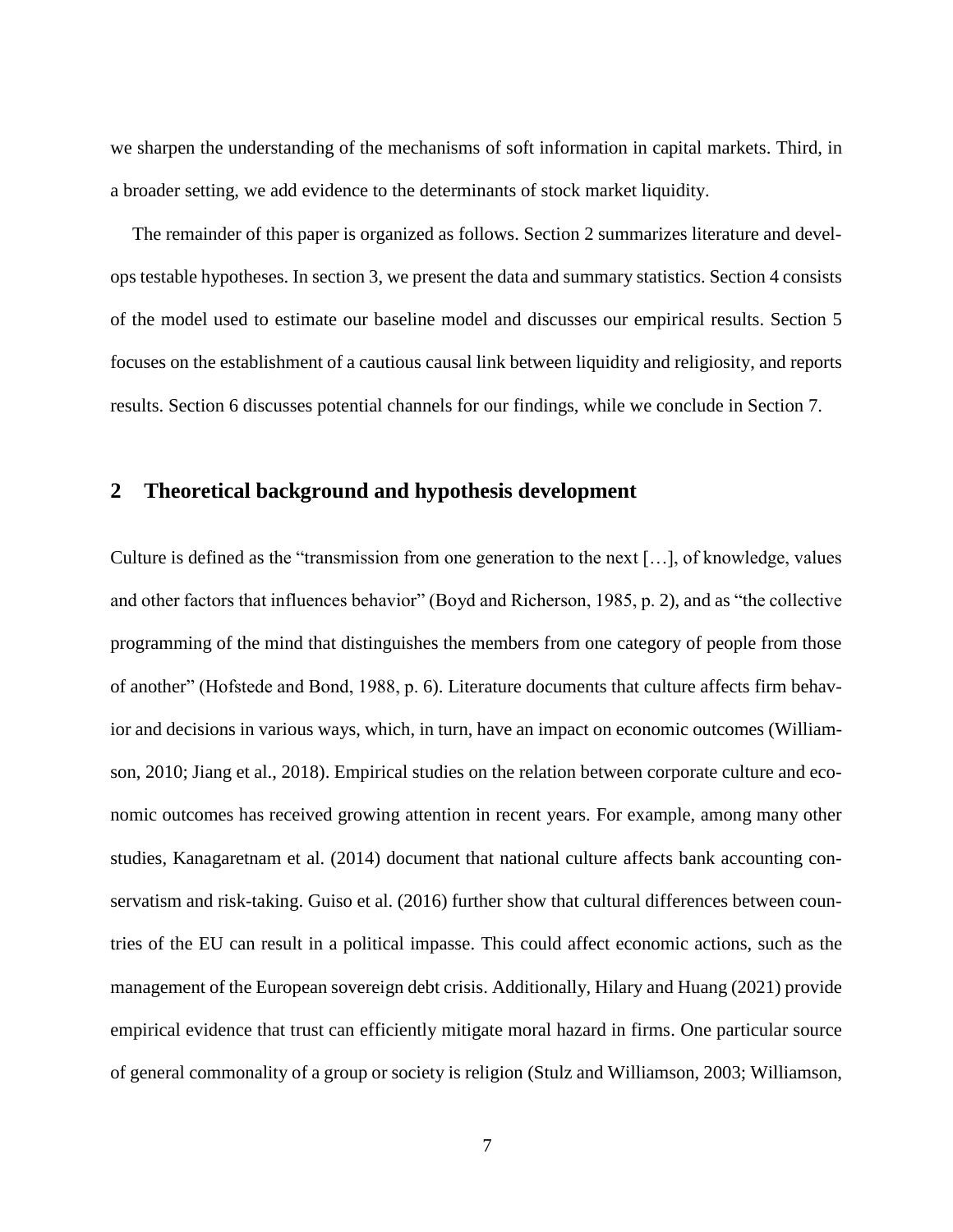we sharpen the understanding of the mechanisms of soft information in capital markets. Third, in a broader setting, we add evidence to the determinants of stock market liquidity.

The remainder of this paper is organized as follows. Section 2 summarizes literature and develops testable hypotheses. In section 3, we present the data and summary statistics. Section 4 consists of the model used to estimate our baseline model and discusses our empirical results. Section 5 focuses on the establishment of a cautious causal link between liquidity and religiosity, and reports results. Section 6 discusses potential channels for our findings, while we conclude in Section 7.

## 2 Theoretical background and hypothesis development

Culture is defined as the "transmission from one generation to the next […], of knowledge, values and other factors that influences behavior" (Boyd and Richerson, 1985, p. 2), and as "the collective programming of the mind that distinguishes the members from one category of people from those of another" (Hofstede and Bond, 1988, p. 6). Literature documents that culture affects firm behavior and decisions in various ways, which, in turn, have an impact on economic outcomes (Williamson, 2010; Jiang et al., 2018). Empirical studies on the relation between corporate culture and economic outcomes has received growing attention in recent years. For example, among many other studies, Kanagaretnam et al. (2014) document that national culture affects bank accounting conservatism and risk-taking. Guiso et al. (2016) further show that cultural differences between countries of the EU can result in a political impasse. This could affect economic actions, such as the management of the European sovereign debt crisis. Additionally, Hilary and Huang (2021) provide empirical evidence that trust can efficiently mitigate moral hazard in firms. One particular source of general commonality of a group or society is religion (Stulz and Williamson, 2003; Williamson,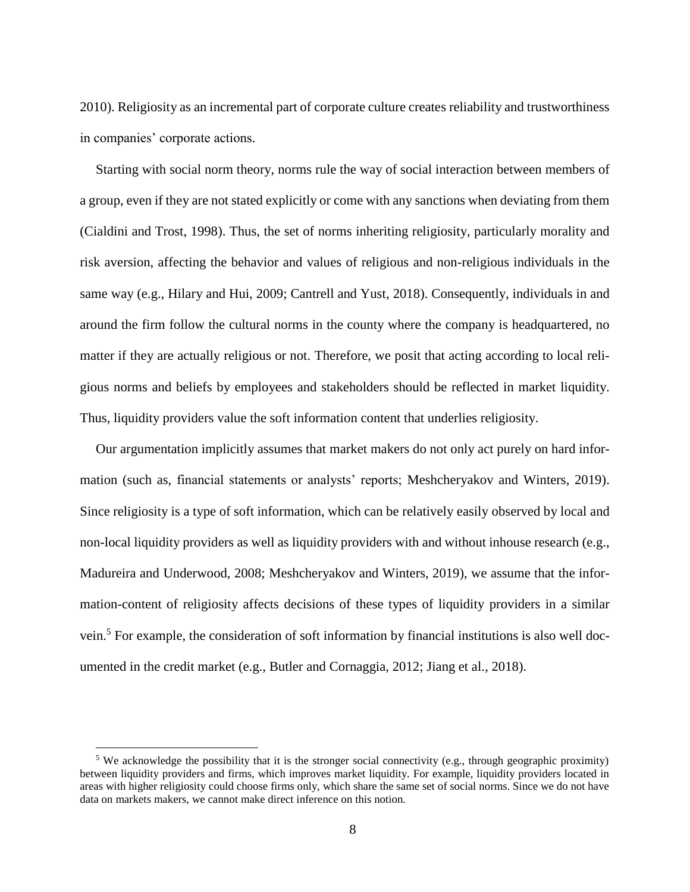2010). Religiosity as an incremental part of corporate culture creates reliability and trustworthiness in companies' corporate actions.

Starting with social norm theory, norms rule the way of social interaction between members of a group, even if they are not stated explicitly or come with any sanctions when deviating from them (Cialdini and Trost, 1998). Thus, the set of norms inheriting religiosity, particularly morality and risk aversion, affecting the behavior and values of religious and non-religious individuals in the same way (e.g., Hilary and Hui, 2009; Cantrell and Yust, 2018). Consequently, individuals in and around the firm follow the cultural norms in the county where the company is headquartered, no matter if they are actually religious or not. Therefore, we posit that acting according to local religious norms and beliefs by employees and stakeholders should be reflected in market liquidity. Thus, liquidity providers value the soft information content that underlies religiosity.

Our argumentation implicitly assumes that market makers do not only act purely on hard information (such as, financial statements or analysts' reports; Meshcheryakov and Winters, 2019). Since religiosity is a type of soft information, which can be relatively easily observed by local and non-local liquidity providers as well as liquidity providers with and without inhouse research (e.g., Madureira and Underwood, 2008; Meshcheryakov and Winters, 2019), we assume that the information-content of religiosity affects decisions of these types of liquidity providers in a similar vein.[5] For example, the consideration of soft information by financial institutions is also well documented in the credit market (e.g., Butler and Cornaggia, 2012; Jiang et al., 2018).

[5] We acknowledge the possibility that it is the stronger social connectivity (e.g., through geographic proximity) between liquidity providers and firms, which improves market liquidity. For example, liquidity providers located in areas with higher religiosity could choose firms only, which share the same set of social norms. Since we do not have data on markets makers, we cannot make direct inference on this notion.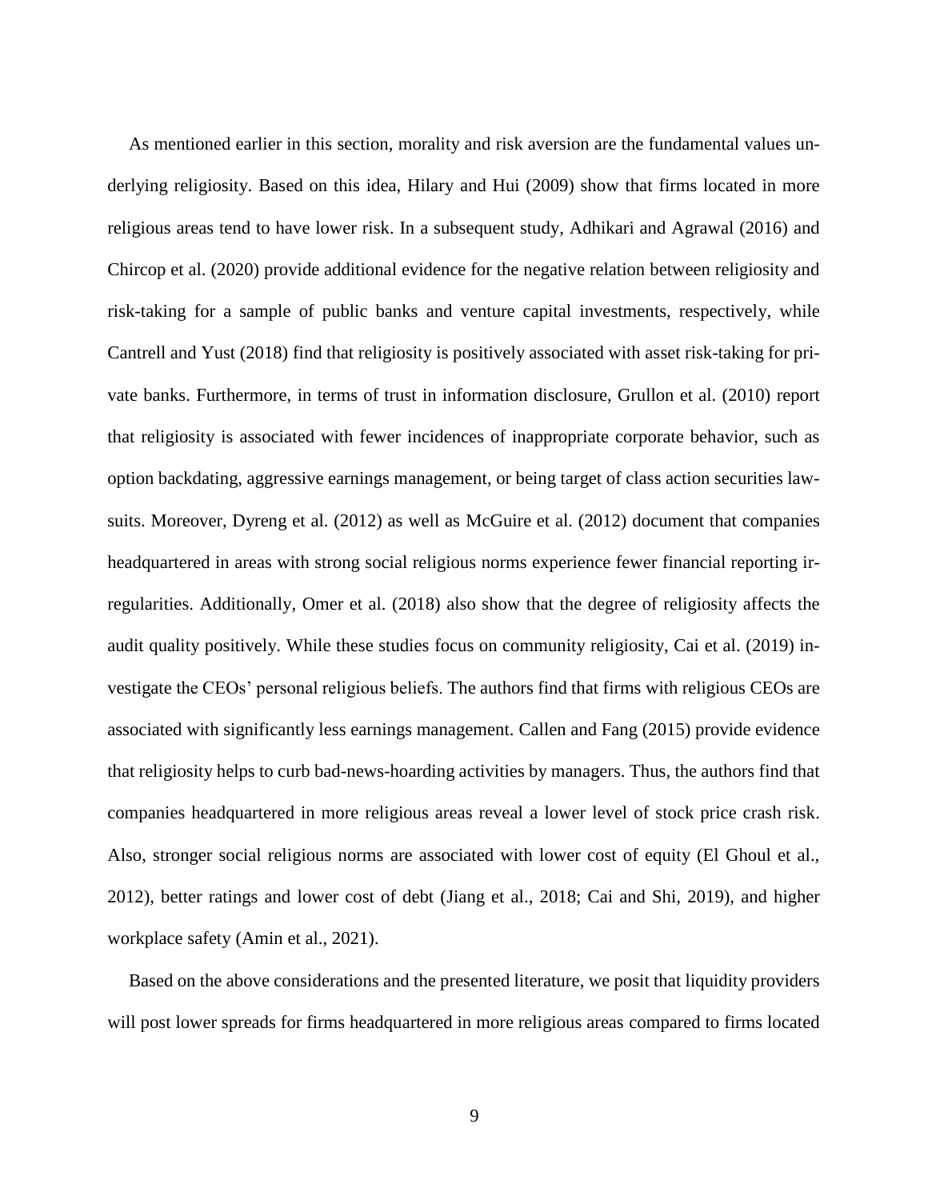As mentioned earlier in this section, morality and risk aversion are the fundamental values underlying religiosity. Based on this idea, Hilary and Hui (2009) show that firms located in more religious areas tend to have lower risk. In a subsequent study, Adhikari and Agrawal (2016) and Chircop et al. (2020) provide additional evidence for the negative relation between religiosity and risk-taking for a sample of public banks and venture capital investments, respectively, while Cantrell and Yust (2018) find that religiosity is positively associated with asset risk-taking for private banks. Furthermore, in terms of trust in information disclosure, Grullon et al. (2010) report that religiosity is associated with fewer incidences of inappropriate corporate behavior, such as option backdating, aggressive earnings management, or being target of class action securities lawsuits. Moreover, Dyreng et al. (2012) as well as McGuire et al. (2012) document that companies headquartered in areas with strong social religious norms experience fewer financial reporting irregularities. Additionally, Omer et al. (2018) also show that the degree of religiosity affects the audit quality positively. While these studies focus on community religiosity, Cai et al. (2019) investigate the CEOs' personal religious beliefs. The authors find that firms with religious CEOs are associated with significantly less earnings management. Callen and Fang (2015) provide evidence that religiosity helps to curb bad-news-hoarding activities by managers. Thus, the authors find that companies headquartered in more religious areas reveal a lower level of stock price crash risk. Also, stronger social religious norms are associated with lower cost of equity (El Ghoul et al., 2012), better ratings and lower cost of debt (Jiang et al., 2018; Cai and Shi, 2019), and higher workplace safety (Amin et al., 2021).

Based on the above considerations and the presented literature, we posit that liquidity providers will post lower spreads for firms headquartered in more religious areas compared to firms located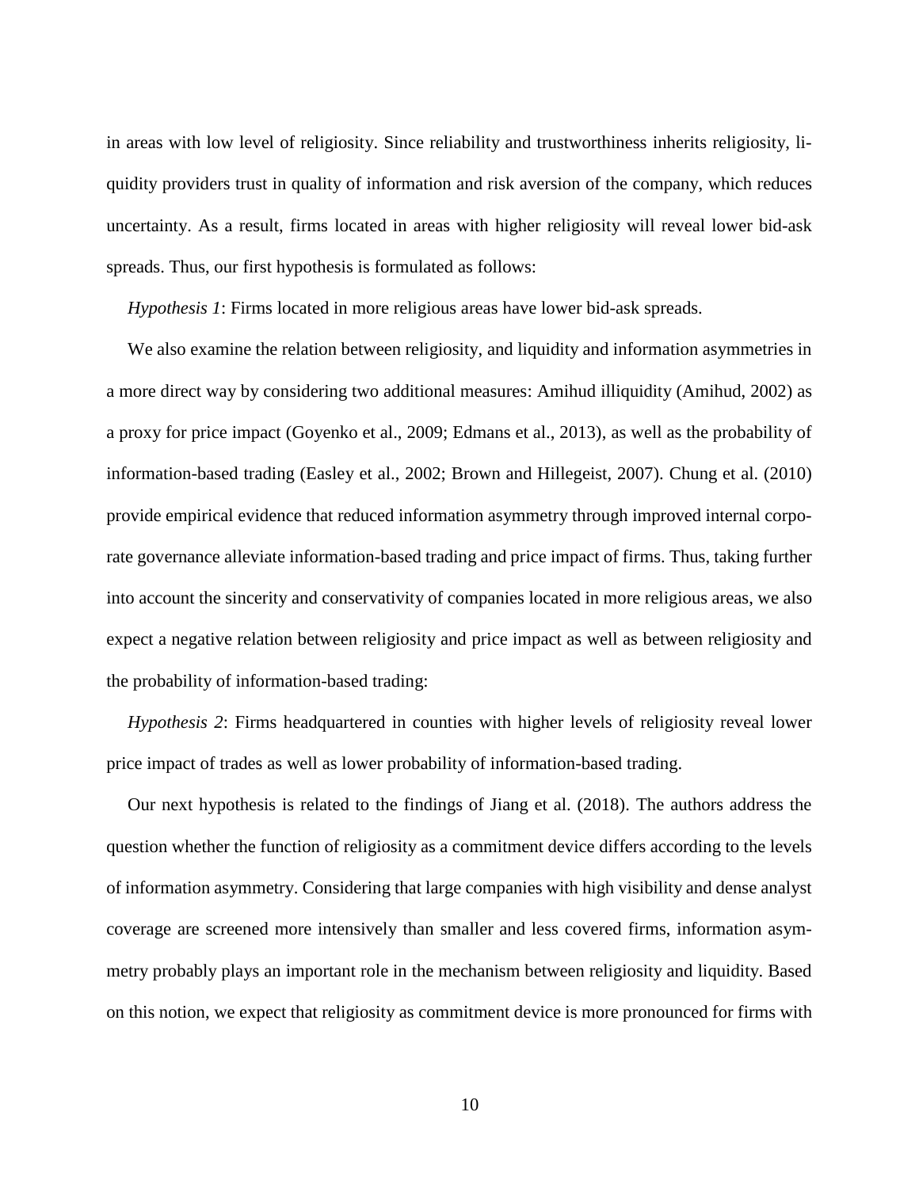in areas with low level of religiosity. Since reliability and trustworthiness inherits religiosity, liquidity providers trust in quality of information and risk aversion of the company, which reduces uncertainty. As a result, firms located in areas with higher religiosity will reveal lower bid-ask spreads. Thus, our first hypothesis is formulated as follows:

*Hypothesis 1*: Firms located in more religious areas have lower bid-ask spreads.

We also examine the relation between religiosity, and liquidity and information asymmetries in a more direct way by considering two additional measures: Amihud illiquidity (Amihud, 2002) as a proxy for price impact (Goyenko et al., 2009; Edmans et al., 2013), as well as the probability of information-based trading (Easley et al., 2002; Brown and Hillegeist, 2007). Chung et al. (2010) provide empirical evidence that reduced information asymmetry through improved internal corporate governance alleviate information-based trading and price impact of firms. Thus, taking further into account the sincerity and conservativity of companies located in more religious areas, we also expect a negative relation between religiosity and price impact as well as between religiosity and the probability of information-based trading:

*Hypothesis 2*: Firms headquartered in counties with higher levels of religiosity reveal lower price impact of trades as well as lower probability of information-based trading.

Our next hypothesis is related to the findings of Jiang et al. (2018). The authors address the question whether the function of religiosity as a commitment device differs according to the levels of information asymmetry. Considering that large companies with high visibility and dense analyst coverage are screened more intensively than smaller and less covered firms, information asymmetry probably plays an important role in the mechanism between religiosity and liquidity. Based on this notion, we expect that religiosity as commitment device is more pronounced for firms with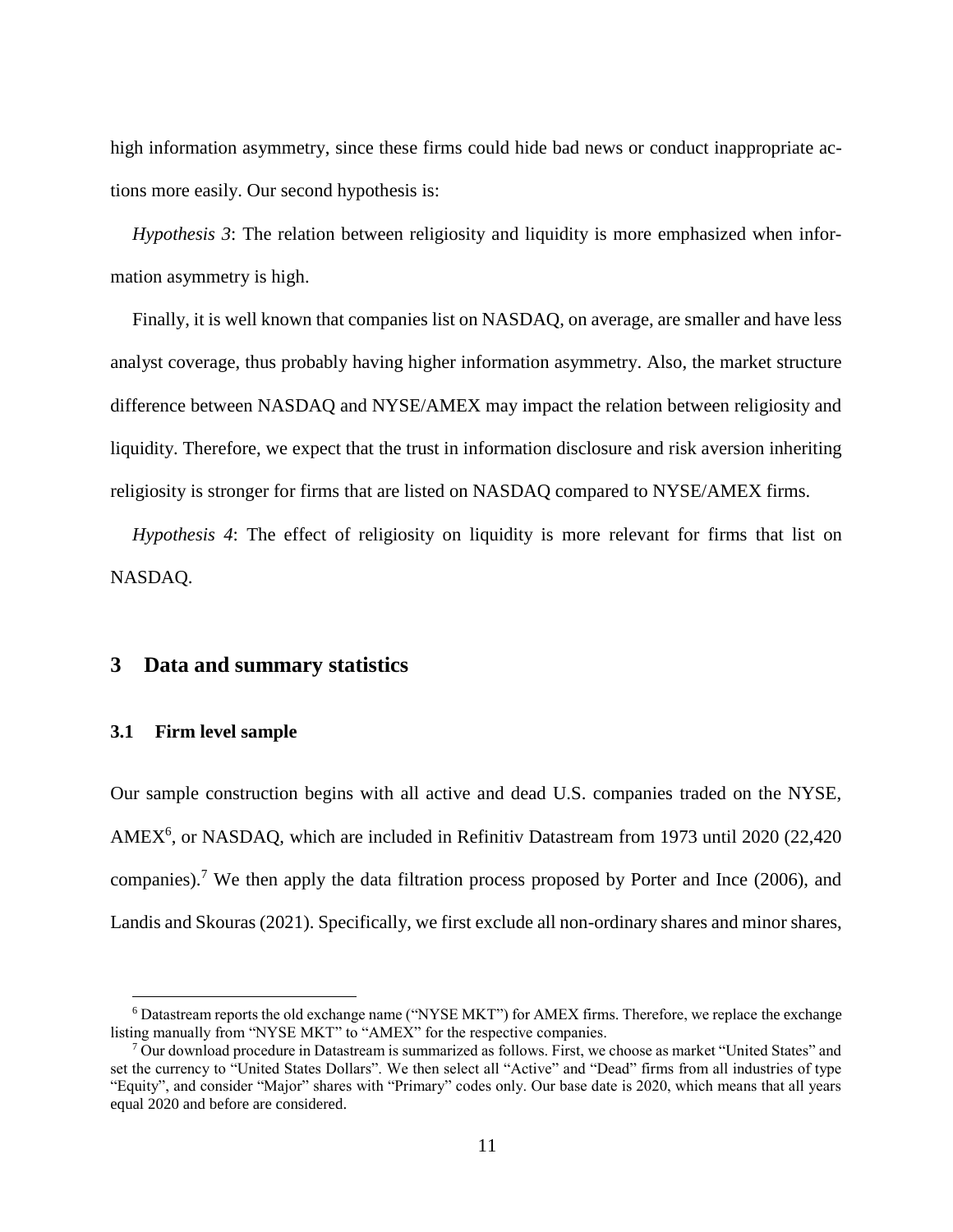high information asymmetry, since these firms could hide bad news or conduct inappropriate actions more easily. Our second hypothesis is:

*Hypothesis 3*: The relation between religiosity and liquidity is more emphasized when information asymmetry is high.

Finally, it is well known that companies list on NASDAQ, on average, are smaller and have less analyst coverage, thus probably having higher information asymmetry. Also, the market structure difference between NASDAQ and NYSE/AMEX may impact the relation between religiosity and liquidity. Therefore, we expect that the trust in information disclosure and risk aversion inheriting religiosity is stronger for firms that are listed on NASDAQ compared to NYSE/AMEX firms.

*Hypothesis 4*: The effect of religiosity on liquidity is more relevant for firms that list on NASDAQ.

## 3 Data and summary statistics

### 3.1 Firm level sample

Our sample construction begins with all active and dead U.S. companies traded on the NYSE, AMEX[6], or NASDAQ, which are included in Refinitiv Datastream from 1973 until 2020 (22,420 companies).[7] We then apply the data filtration process proposed by Porter and Ince (2006), and Landis and Skouras (2021). Specifically, we first exclude all non-ordinary shares and minor shares,

[6] Datastream reports the old exchange name ("NYSE MKT") for AMEX firms. Therefore, we replace the exchange listing manually from "NYSE MKT" to "AMEX" for the respective companies.

[7] Our download procedure in Datastream is summarized as follows. First, we choose as market "United States" and set the currency to "United States Dollars". We then select all "Active" and "Dead" firms from all industries of type "Equity", and consider "Major" shares with "Primary" codes only. Our base date is 2020, which means that all years equal 2020 and before are considered.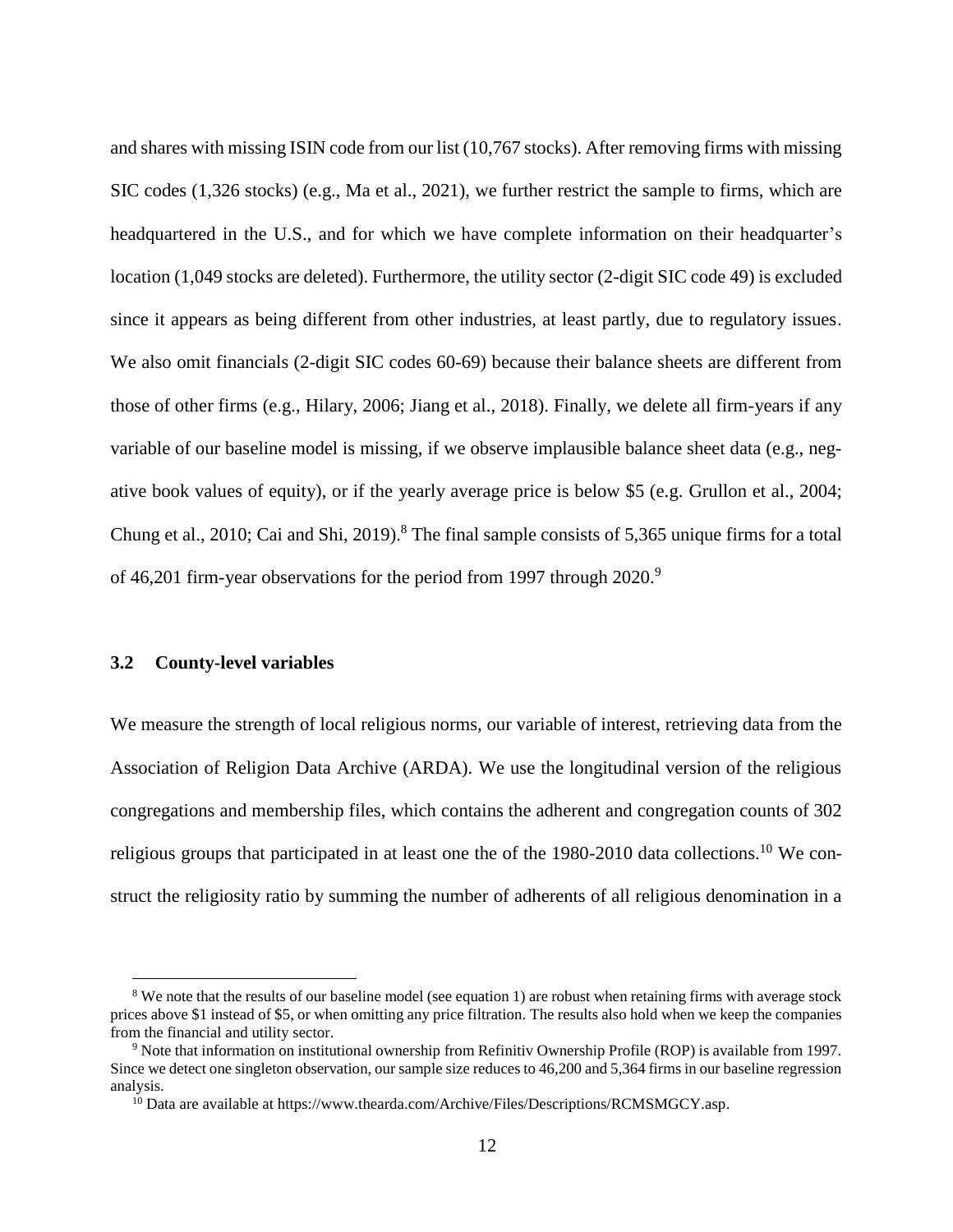and shares with missing ISIN code from our list (10,767 stocks). After removing firms with missing SIC codes (1,326 stocks) (e.g., Ma et al., 2021), we further restrict the sample to firms, which are headquartered in the U.S., and for which we have complete information on their headquarter's location (1,049 stocks are deleted). Furthermore, the utility sector (2-digit SIC code 49) is excluded since it appears as being different from other industries, at least partly, due to regulatory issues. We also omit financials (2-digit SIC codes 60-69) because their balance sheets are different from those of other firms (e.g., Hilary, 2006; Jiang et al., 2018). Finally, we delete all firm-years if any variable of our baseline model is missing, if we observe implausible balance sheet data (e.g., negative book values of equity), or if the yearly average price is below \$5 (e.g. Grullon et al., 2004; Chung et al., 2010; Cai and Shi, 2019).[8] The final sample consists of 5,365 unique firms for a total of 46,201 firm-year observations for the period from 1997 through 2020.[9]

### 3.2 County-level variables

We measure the strength of local religious norms, our variable of interest, retrieving data from the Association of Religion Data Archive (ARDA). We use the longitudinal version of the religious congregations and membership files, which contains the adherent and congregation counts of 302 religious groups that participated in at least one the of the 1980-2010 data collections.[10] We construct the religiosity ratio by summing the number of adherents of all religious denomination in a

---

[8] We note that the results of our baseline model (see equation 1) are robust when retaining firms with average stock prices above \$1 instead of \$5, or when omitting any price filtration. The results also hold when we keep the companies from the financial and utility sector.

[9] Note that information on institutional ownership from Refinitiv Ownership Profile (ROP) is available from 1997. Since we detect one singleton observation, our sample size reduces to 46,200 and 5,364 firms in our baseline regression analysis.

[10] Data are available at https://www.thearda.com/Archive/Files/Descriptions/RCMSMGCY.asp.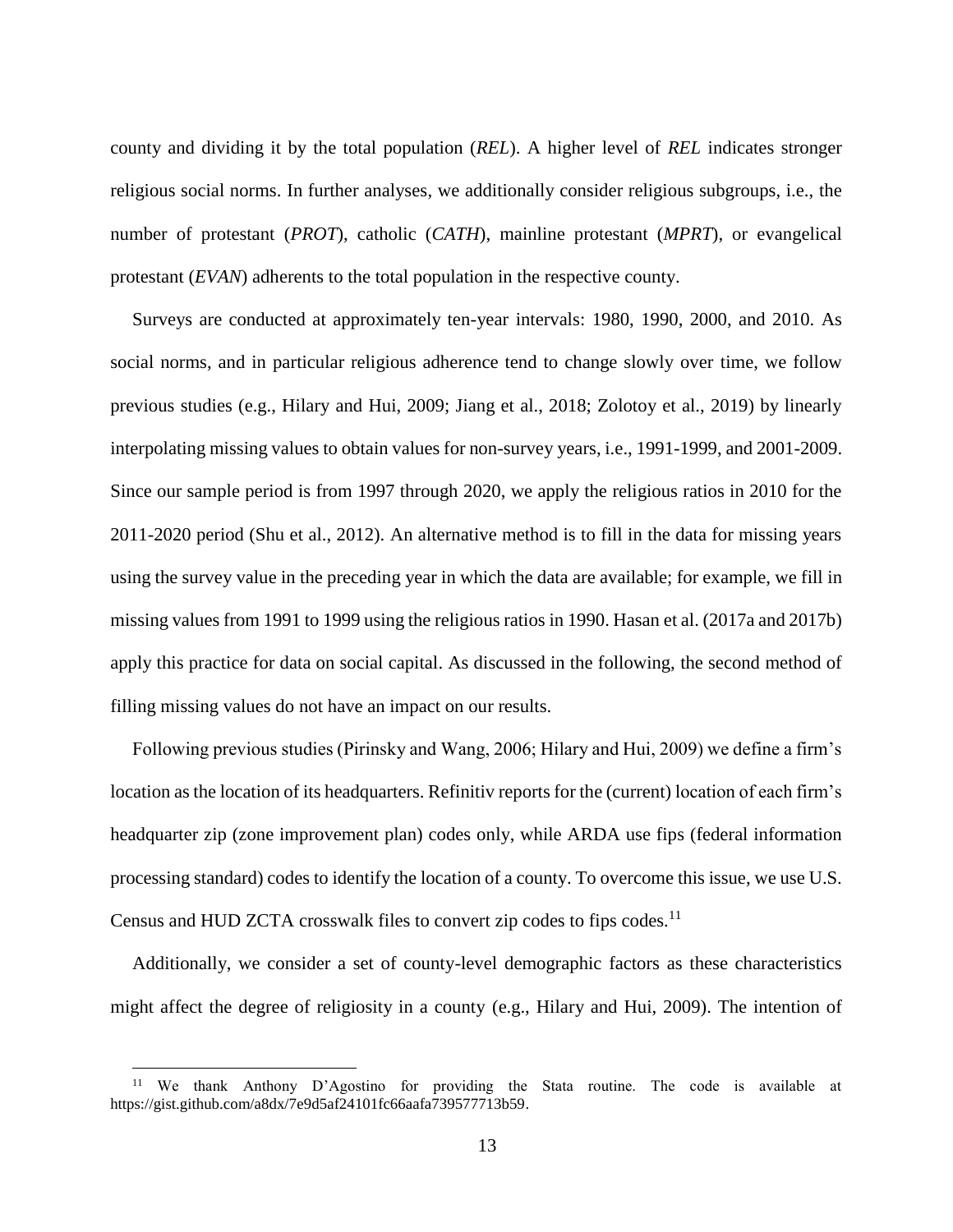county and dividing it by the total population (*REL*). A higher level of *REL* indicates stronger religious social norms. In further analyses, we additionally consider religious subgroups, i.e., the number of protestant (*PROT*), catholic (*CATH*), mainline protestant (*MPRT*), or evangelical protestant (*EVAN*) adherents to the total population in the respective county.

Surveys are conducted at approximately ten-year intervals: 1980, 1990, 2000, and 2010. As social norms, and in particular religious adherence tend to change slowly over time, we follow previous studies (e.g., Hilary and Hui, 2009; Jiang et al., 2018; Zolotoy et al., 2019) by linearly interpolating missing values to obtain values for non-survey years, i.e., 1991-1999, and 2001-2009. Since our sample period is from 1997 through 2020, we apply the religious ratios in 2010 for the 2011-2020 period (Shu et al., 2012). An alternative method is to fill in the data for missing years using the survey value in the preceding year in which the data are available; for example, we fill in missing values from 1991 to 1999 using the religious ratios in 1990. Hasan et al. (2017a and 2017b) apply this practice for data on social capital. As discussed in the following, the second method of filling missing values do not have an impact on our results.

Following previous studies (Pirinsky and Wang, 2006; Hilary and Hui, 2009) we define a firm's location as the location of its headquarters. Refinitiv reports for the (current) location of each firm's headquarter zip (zone improvement plan) codes only, while ARDA use fips (federal information processing standard) codes to identify the location of a county. To overcome this issue, we use U.S. Census and HUD ZCTA crosswalk files to convert zip codes to fips codes.[11]

Additionally, we consider a set of county-level demographic factors as these characteristics might affect the degree of religiosity in a county (e.g., Hilary and Hui, 2009). The intention of

[11] We thank Anthony D'Agostino for providing the Stata routine. The code is available at https://gist.github.com/a8dx/7e9d5af24101fc66aafa739577713b59.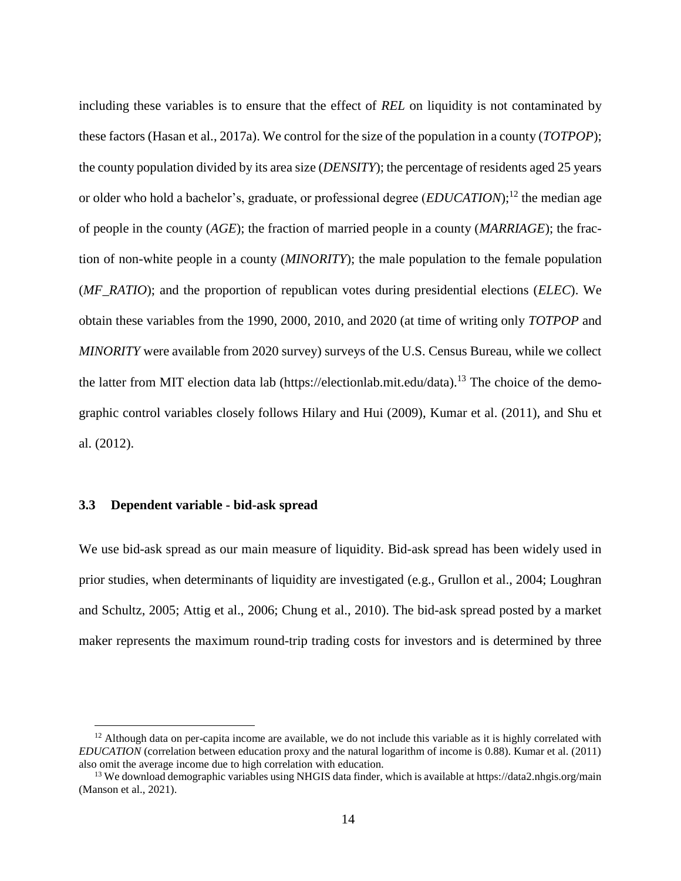including these variables is to ensure that the effect of *REL* on liquidity is not contaminated by these factors (Hasan et al., 2017a). We control for the size of the population in a county (*TOTPOP*); the county population divided by its area size (*DENSITY*); the percentage of residents aged 25 years or older who hold a bachelor's, graduate, or professional degree (*EDUCATION*);[12] the median age of people in the county (*AGE*); the fraction of married people in a county (*MARRIAGE*); the fraction of non-white people in a county (*MINORITY*); the male population to the female population (*MF_RATIO*); and the proportion of republican votes during presidential elections (*ELEC*). We obtain these variables from the 1990, 2000, 2010, and 2020 (at time of writing only *TOTPOP* and *MINORITY* were available from 2020 survey) surveys of the U.S. Census Bureau, while we collect the latter from MIT election data lab (https://electionlab.mit.edu/data).[13] The choice of the demographic control variables closely follows Hilary and Hui (2009), Kumar et al. (2011), and Shu et al. (2012).

### 3.3 Dependent variable - bid-ask spread

We use bid-ask spread as our main measure of liquidity. Bid-ask spread has been widely used in prior studies, when determinants of liquidity are investigated (e.g., Grullon et al., 2004; Loughran and Schultz, 2005; Attig et al., 2006; Chung et al., 2010). The bid-ask spread posted by a market maker represents the maximum round-trip trading costs for investors and is determined by three

---

[12] Although data on per-capita income are available, we do not include this variable as it is highly correlated with *EDUCATION* (correlation between education proxy and the natural logarithm of income is 0.88). Kumar et al. (2011) also omit the average income due to high correlation with education.

[13] We download demographic variables using NHGIS data finder, which is available at https://data2.nhgis.org/main (Manson et al., 2021).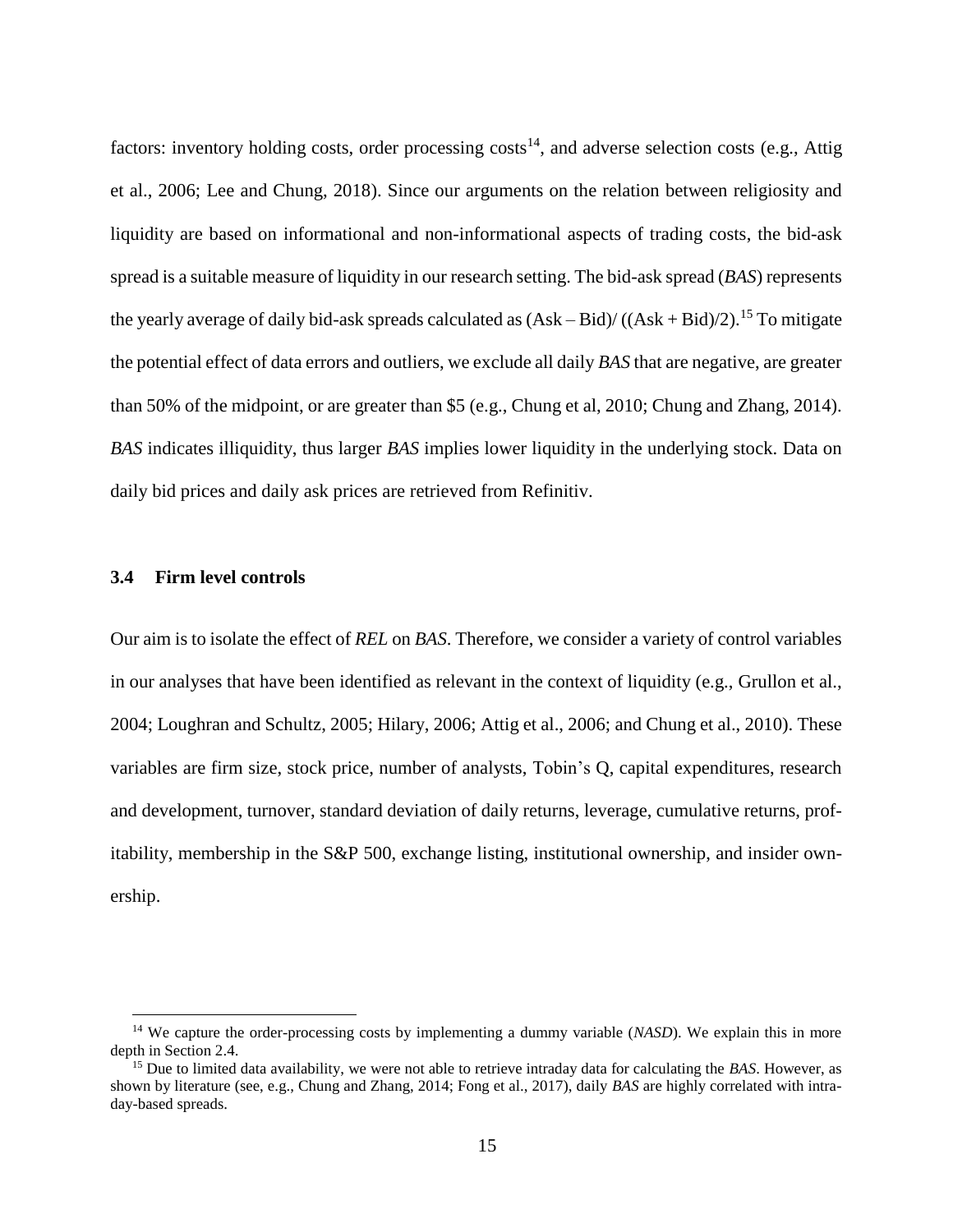factors: inventory holding costs, order processing costs[14], and adverse selection costs (e.g., Attig et al., 2006; Lee and Chung, 2018). Since our arguments on the relation between religiosity and liquidity are based on informational and non-informational aspects of trading costs, the bid-ask spread is a suitable measure of liquidity in our research setting. The bid-ask spread (*BAS*) represents the yearly average of daily bid-ask spreads calculated as (Ask – Bid)/ ((Ask + Bid)/2).[15] To mitigate the potential effect of data errors and outliers, we exclude all daily *BAS* that are negative, are greater than 50% of the midpoint, or are greater than $5 (e.g., Chung et al, 2010; Chung and Zhang, 2014). *BAS* indicates illiquidity, thus larger *BAS* implies lower liquidity in the underlying stock. Data on daily bid prices and daily ask prices are retrieved from Refinitiv.

### 3.4 Firm level controls

Our aim is to isolate the effect of *REL* on *BAS*. Therefore, we consider a variety of control variables in our analyses that have been identified as relevant in the context of liquidity (e.g., Grullon et al., 2004; Loughran and Schultz, 2005; Hilary, 2006; Attig et al., 2006; and Chung et al., 2010). These variables are firm size, stock price, number of analysts, Tobin's Q, capital expenditures, research and development, turnover, standard deviation of daily returns, leverage, cumulative returns, profitability, membership in the S&P 500, exchange listing, institutional ownership, and insider ownership.

[14] We capture the order-processing costs by implementing a dummy variable (*NASD*). We explain this in more depth in Section 2.4.

[15] Due to limited data availability, we were not able to retrieve intraday data for calculating the *BAS*. However, as shown by literature (see, e.g., Chung and Zhang, 2014; Fong et al., 2017), daily *BAS* are highly correlated with intraday-based spreads.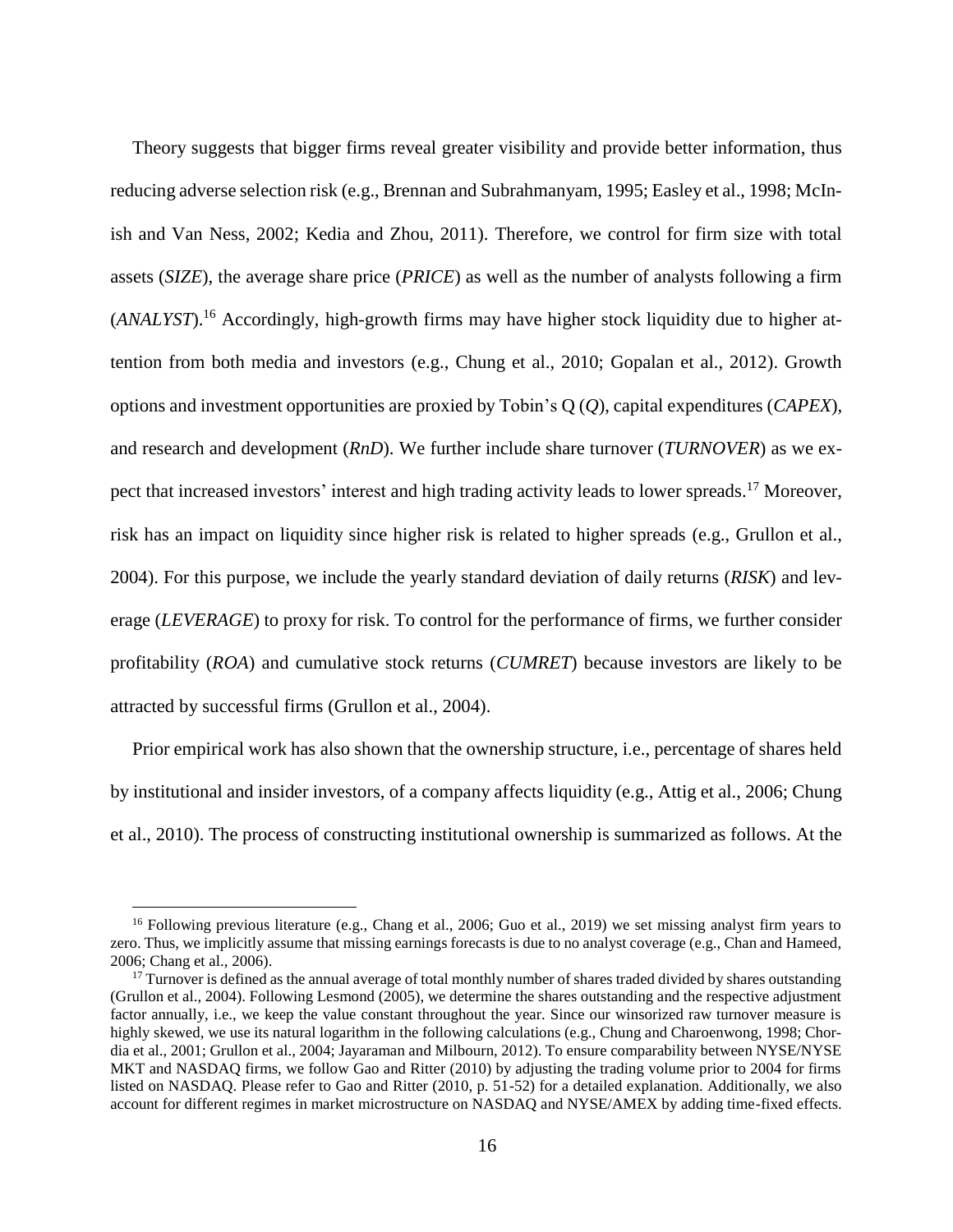Theory suggests that bigger firms reveal greater visibility and provide better information, thus reducing adverse selection risk (e.g., Brennan and Subrahmanyam, 1995; Easley et al., 1998; McInish and Van Ness, 2002; Kedia and Zhou, 2011). Therefore, we control for firm size with total assets (*SIZE*), the average share price (*PRICE*) as well as the number of analysts following a firm (*ANALYST*).[16] Accordingly, high-growth firms may have higher stock liquidity due to higher attention from both media and investors (e.g., Chung et al., 2010; Gopalan et al., 2012). Growth options and investment opportunities are proxied by Tobin's Q (*Q*), capital expenditures (*CAPEX*), and research and development (*RnD*). We further include share turnover (*TURNOVER*) as we expect that increased investors' interest and high trading activity leads to lower spreads.[17] Moreover, risk has an impact on liquidity since higher risk is related to higher spreads (e.g., Grullon et al., 2004). For this purpose, we include the yearly standard deviation of daily returns (*RISK*) and leverage (*LEVERAGE*) to proxy for risk. To control for the performance of firms, we further consider profitability (*ROA*) and cumulative stock returns (*CUMRET*) because investors are likely to be attracted by successful firms (Grullon et al., 2004).

Prior empirical work has also shown that the ownership structure, i.e., percentage of shares held by institutional and insider investors, of a company affects liquidity (e.g., Attig et al., 2006; Chung et al., 2010). The process of constructing institutional ownership is summarized as follows. At the

[16] Following previous literature (e.g., Chang et al., 2006; Guo et al., 2019) we set missing analyst firm years to zero. Thus, we implicitly assume that missing earnings forecasts is due to no analyst coverage (e.g., Chan and Hameed, 2006; Chang et al., 2006).

[17] Turnover is defined as the annual average of total monthly number of shares traded divided by shares outstanding (Grullon et al., 2004). Following Lesmond (2005), we determine the shares outstanding and the respective adjustment factor annually, i.e., we keep the value constant throughout the year. Since our winsorized raw turnover measure is highly skewed, we use its natural logarithm in the following calculations (e.g., Chung and Charoenwong, 1998; Chordia et al., 2001; Grullon et al., 2004; Jayaraman and Milbourn, 2012). To ensure comparability between NYSE/NYSE MKT and NASDAQ firms, we follow Gao and Ritter (2010) by adjusting the trading volume prior to 2004 for firms listed on NASDAQ. Please refer to Gao and Ritter (2010, p. 51-52) for a detailed explanation. Additionally, we also account for different regimes in market microstructure on NASDAQ and NYSE/AMEX by adding time-fixed effects.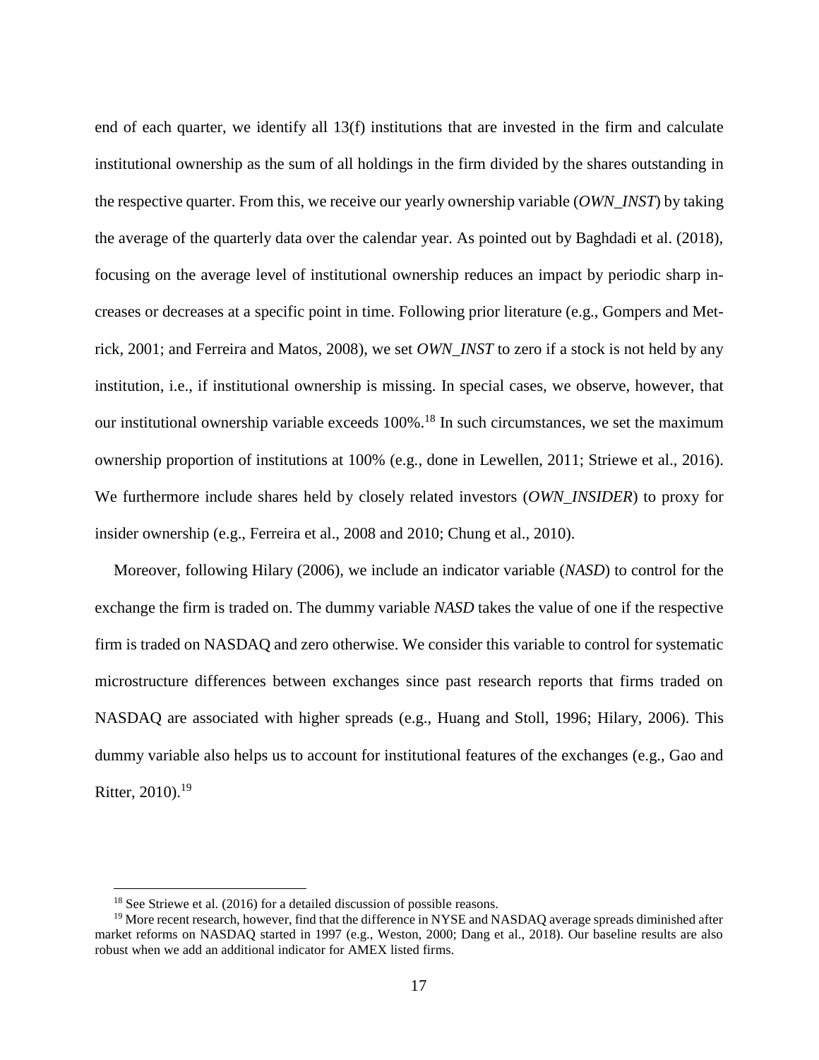end of each quarter, we identify all 13(f) institutions that are invested in the firm and calculate institutional ownership as the sum of all holdings in the firm divided by the shares outstanding in the respective quarter. From this, we receive our yearly ownership variable (*OWN_INST*) by taking the average of the quarterly data over the calendar year. As pointed out by Baghdadi et al. (2018), focusing on the average level of institutional ownership reduces an impact by periodic sharp increases or decreases at a specific point in time. Following prior literature (e.g., Gompers and Metrick, 2001; and Ferreira and Matos, 2008), we set *OWN_INST* to zero if a stock is not held by any institution, i.e., if institutional ownership is missing. In special cases, we observe, however, that our institutional ownership variable exceeds 100%.[18] In such circumstances, we set the maximum ownership proportion of institutions at 100% (e.g., done in Lewellen, 2011; Striewe et al., 2016). We furthermore include shares held by closely related investors (*OWN_INSIDER*) to proxy for insider ownership (e.g., Ferreira et al., 2008 and 2010; Chung et al., 2010).

Moreover, following Hilary (2006), we include an indicator variable (*NASD*) to control for the exchange the firm is traded on. The dummy variable *NASD* takes the value of one if the respective firm is traded on NASDAQ and zero otherwise. We consider this variable to control for systematic microstructure differences between exchanges since past research reports that firms traded on NASDAQ are associated with higher spreads (e.g., Huang and Stoll, 1996; Hilary, 2006). This dummy variable also helps us to account for institutional features of the exchanges (e.g., Gao and Ritter, 2010).[19]

[18] See Striewe et al. (2016) for a detailed discussion of possible reasons.

[19] More recent research, however, find that the difference in NYSE and NASDAQ average spreads diminished after market reforms on NASDAQ started in 1997 (e.g., Weston, 2000; Dang et al., 2018). Our baseline results are also robust when we add an additional indicator for AMEX listed firms.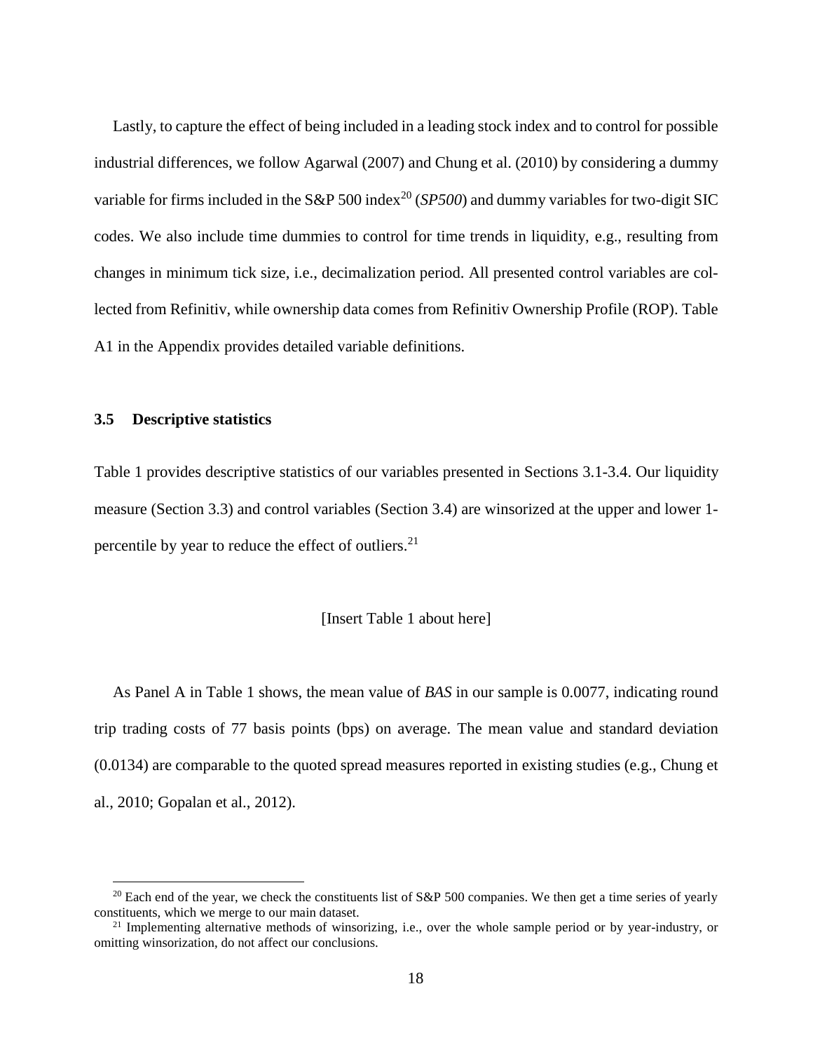Lastly, to capture the effect of being included in a leading stock index and to control for possible industrial differences, we follow Agarwal (2007) and Chung et al. (2010) by considering a dummy variable for firms included in the S&P 500 index[20] (*SP500*) and dummy variables for two-digit SIC codes. We also include time dummies to control for time trends in liquidity, e.g., resulting from changes in minimum tick size, i.e., decimalization period. All presented control variables are collected from Refinitiv, while ownership data comes from Refinitiv Ownership Profile (ROP). Table A1 in the Appendix provides detailed variable definitions.

### 3.5 Descriptive statistics

Table 1 provides descriptive statistics of our variables presented in Sections 3.1-3.4. Our liquidity measure (Section 3.3) and control variables (Section 3.4) are winsorized at the upper and lower 1-percentile by year to reduce the effect of outliers.[21]

[Insert Table 1 about here]

As Panel A in Table 1 shows, the mean value of *BAS* in our sample is 0.0077, indicating round trip trading costs of 77 basis points (bps) on average. The mean value and standard deviation (0.0134) are comparable to the quoted spread measures reported in existing studies (e.g., Chung et al., 2010; Gopalan et al., 2012).

[20] Each end of the year, we check the constituents list of S&P 500 companies. We then get a time series of yearly constituents, which we merge to our main dataset.

[21] Implementing alternative methods of winsorizing, i.e., over the whole sample period or by year-industry, or omitting winsorization, do not affect our conclusions.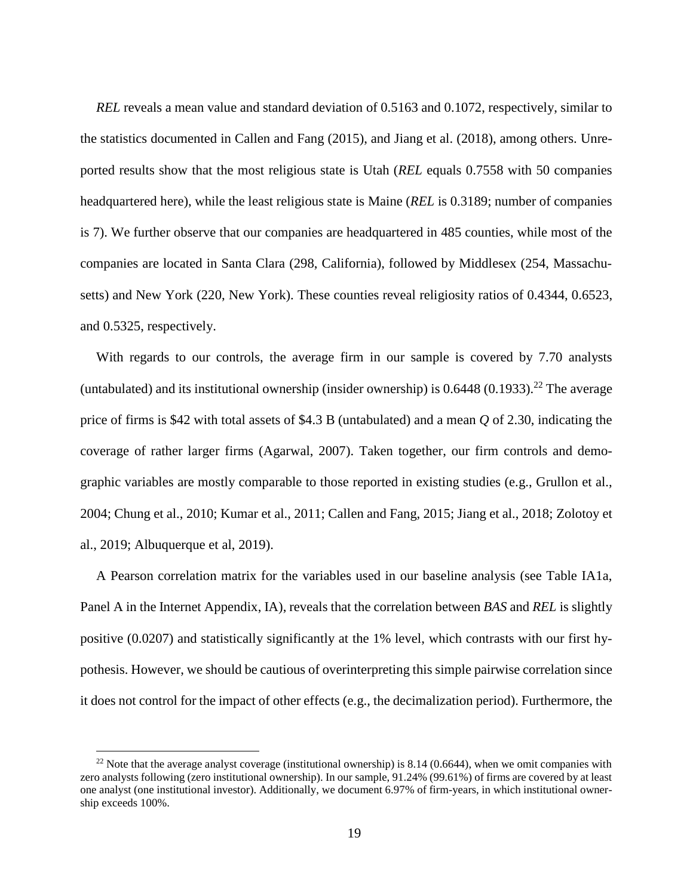*REL* reveals a mean value and standard deviation of 0.5163 and 0.1072, respectively, similar to the statistics documented in Callen and Fang (2015), and Jiang et al. (2018), among others. Unreported results show that the most religious state is Utah (*REL* equals 0.7558 with 50 companies headquartered here), while the least religious state is Maine (*REL* is 0.3189; number of companies is 7). We further observe that our companies are headquartered in 485 counties, while most of the companies are located in Santa Clara (298, California), followed by Middlesex (254, Massachusetts) and New York (220, New York). These counties reveal religiosity ratios of 0.4344, 0.6523, and 0.5325, respectively.

With regards to our controls, the average firm in our sample is covered by 7.70 analysts (untabulated) and its institutional ownership (insider ownership) is 0.6448 (0.1933).[22] The average price of firms is \$42 with total assets of \$4.3 B (untabulated) and a mean *Q* of 2.30, indicating the coverage of rather larger firms (Agarwal, 2007). Taken together, our firm controls and demographic variables are mostly comparable to those reported in existing studies (e.g., Grullon et al., 2004; Chung et al., 2010; Kumar et al., 2011; Callen and Fang, 2015; Jiang et al., 2018; Zolotoy et al., 2019; Albuquerque et al, 2019).

A Pearson correlation matrix for the variables used in our baseline analysis (see Table IA1a, Panel A in the Internet Appendix, IA), reveals that the correlation between *BAS* and *REL* is slightly positive (0.0207) and statistically significantly at the 1% level, which contrasts with our first hypothesis. However, we should be cautious of overinterpreting this simple pairwise correlation since it does not control for the impact of other effects (e.g., the decimalization period). Furthermore, the

[22] Note that the average analyst coverage (institutional ownership) is 8.14 (0.6644), when we omit companies with zero analysts following (zero institutional ownership). In our sample, 91.24% (99.61%) of firms are covered by at least one analyst (one institutional investor). Additionally, we document 6.97% of firm-years, in which institutional ownership exceeds 100%.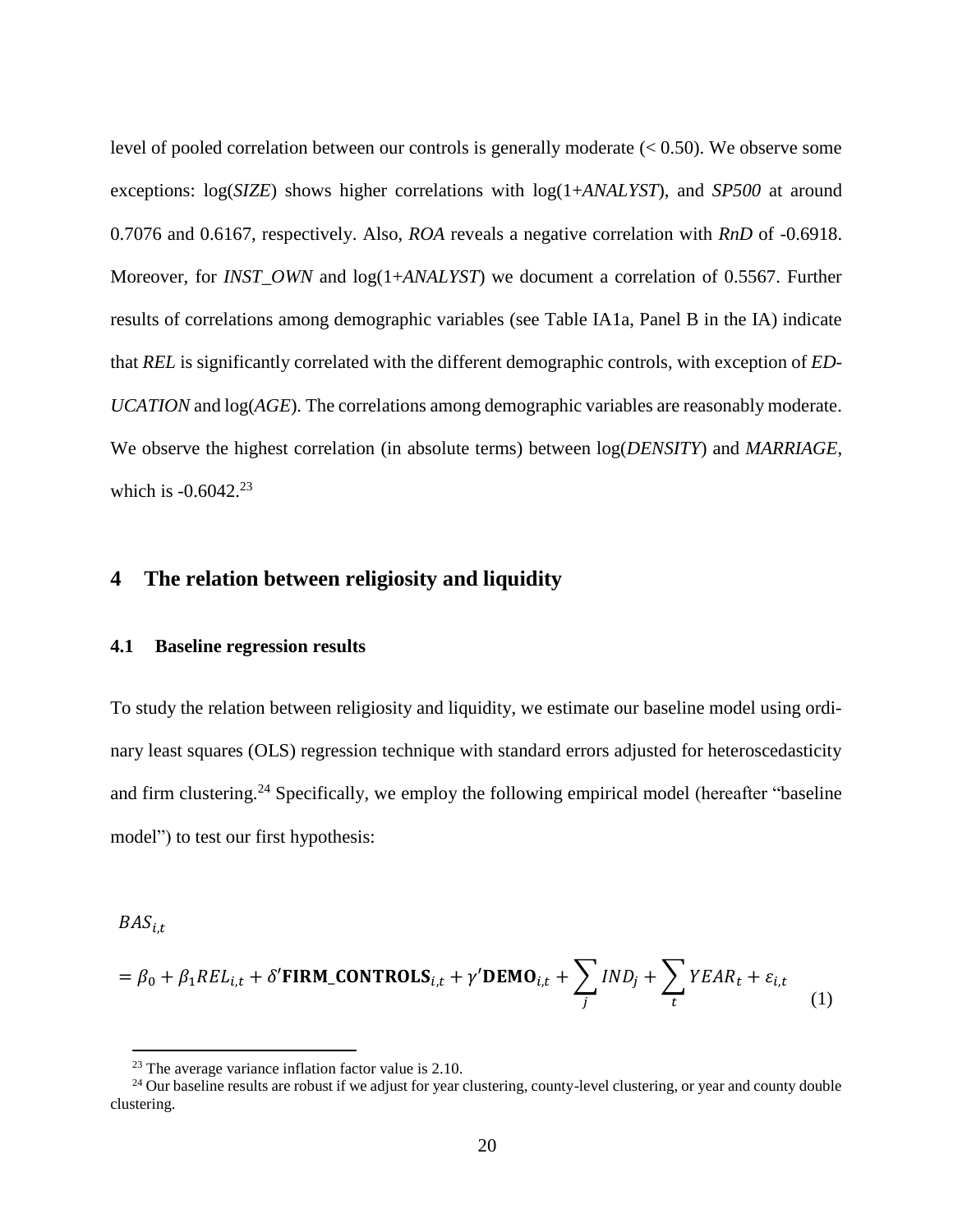level of pooled correlation between our controls is generally moderate (< 0.50). We observe some exceptions: log(*SIZE*) shows higher correlations with log(1+*ANALYST*), and *SP500* at around 0.7076 and 0.6167, respectively. Also, *ROA* reveals a negative correlation with *RnD* of -0.6918. Moreover, for *INST_OWN* and log(1+*ANALYST*) we document a correlation of 0.5567. Further results of correlations among demographic variables (see Table IA1a, Panel B in the IA) indicate that *REL* is significantly correlated with the different demographic controls, with exception of *EDUCATION* and log(*AGE*). The correlations among demographic variables are reasonably moderate. We observe the highest correlation (in absolute terms) between log(*DENSITY*) and *MARRIAGE*, which is -0.6042.[23]

# 4 The relation between religiosity and liquidity

## 4.1 Baseline regression results

To study the relation between religiosity and liquidity, we estimate our baseline model using ordinary least squares (OLS) regression technique with standard errors adjusted for heteroscedasticity and firm clustering.[24] Specifically, we employ the following empirical model (hereafter "baseline model") to test our first hypothesis:

$$BAS_{i,t} = \beta_0 + \beta_1 REL_{i,t} + \delta' \mathbf{FIRM\_CONTROLS}_{i,t} + \gamma' \mathbf{DEMO}_{i,t} + \sum_j IND_j + \sum_t YEAR_t + \varepsilon_{i,t} \quad (1)$$

[23] The average variance inflation factor value is 2.10.

[24] Our baseline results are robust if we adjust for year clustering, county-level clustering, or year and county double clustering.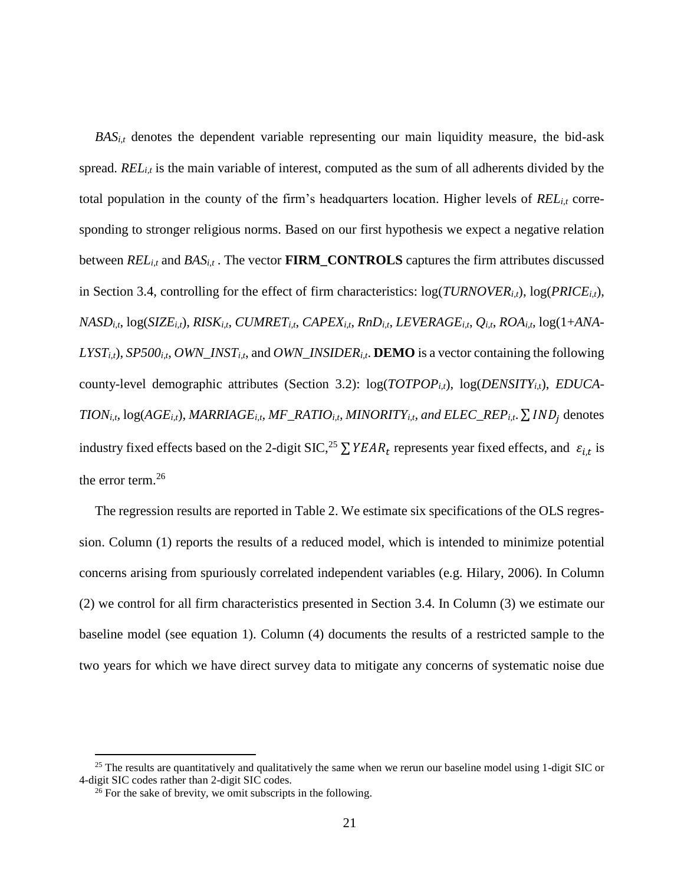$BAS_{i,t}$ denotes the dependent variable representing our main liquidity measure, the bid-ask spread. $REL_{i,t}$ is the main variable of interest, computed as the sum of all adherents divided by the total population in the county of the firm's headquarters location. Higher levels of $REL_{i,t}$ corresponding to stronger religious norms. Based on our first hypothesis we expect a negative relation between $REL_{i,t}$ and $BAS_{i,t}$ . The vector **FIRM_CONTROLS** captures the firm attributes discussed in Section 3.4, controlling for the effect of firm characteristics: log($TURNOVER_{i,t}$), log($PRICE_{i,t}$), $NASD_{i,t}$, log($SIZE_{i,t}$), $RISK_{i,t}$, $CUMRET_{i,t}$, $CAPEX_{i,t}$, $RnD_{i,t}$, $LEVERAGE_{i,t}$, $Q_{i,t}$, $ROA_{i,t}$, log(1+$ANALYST_{i,t}$), $SP500_{i,t}$, $OWN\_INST_{i,t}$, and $OWN\_INSIDER_{i,t}$. **DEMO** is a vector containing the following county-level demographic attributes (Section 3.2): log($TOTPOP_{i,t}$), log($DENSITY_{i,t}$), $EDUCATION_{i,t}$, log($AGE_{i,t}$), $MARRIAGE_{i,t}$, $MF\_RATIO_{i,t}$, $MINORITY_{i,t}$, and $ELEC\_REP_{i,t}$. $\sum IND_j$ denotes industry fixed effects based on the 2-digit SIC,[25] $\sum YEAR_t$ represents year fixed effects, and $\varepsilon_{i,t}$ is the error term.[26]

The regression results are reported in Table 2. We estimate six specifications of the OLS regression. Column (1) reports the results of a reduced model, which is intended to minimize potential concerns arising from spuriously correlated independent variables (e.g. Hilary, 2006). In Column (2) we control for all firm characteristics presented in Section 3.4. In Column (3) we estimate our baseline model (see equation 1). Column (4) documents the results of a restricted sample to the two years for which we have direct survey data to mitigate any concerns of systematic noise due

[25] The results are quantitatively and qualitatively the same when we rerun our baseline model using 1-digit SIC or 4-digit SIC codes rather than 2-digit SIC codes.

[26] For the sake of brevity, we omit subscripts in the following.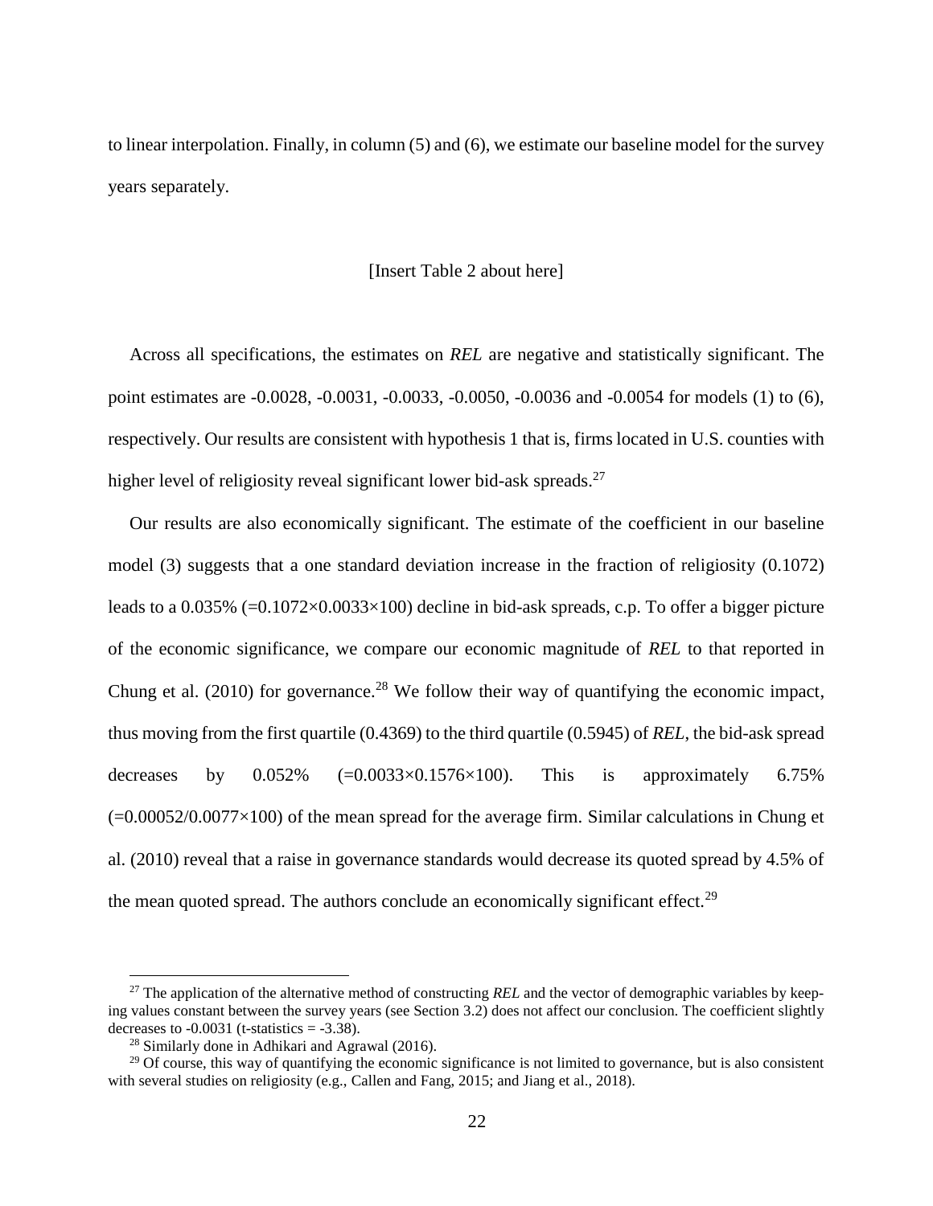to linear interpolation. Finally, in column (5) and (6), we estimate our baseline model for the survey years separately.

[Insert Table 2 about here]

Across all specifications, the estimates on *REL* are negative and statistically significant. The point estimates are -0.0028, -0.0031, -0.0033, -0.0050, -0.0036 and -0.0054 for models (1) to (6), respectively. Our results are consistent with hypothesis 1 that is, firms located in U.S. counties with higher level of religiosity reveal significant lower bid-ask spreads.[27]

Our results are also economically significant. The estimate of the coefficient in our baseline model (3) suggests that a one standard deviation increase in the fraction of religiosity (0.1072) leads to a 0.035% (=0.1072×0.0033×100) decline in bid-ask spreads, c.p. To offer a bigger picture of the economic significance, we compare our economic magnitude of *REL* to that reported in Chung et al. (2010) for governance.[28] We follow their way of quantifying the economic impact, thus moving from the first quartile (0.4369) to the third quartile (0.5945) of *REL*, the bid-ask spread decreases by 0.052% (=0.0033×0.1576×100). This is approximately 6.75% (=0.00052/0.0077×100) of the mean spread for the average firm. Similar calculations in Chung et al. (2010) reveal that a raise in governance standards would decrease its quoted spread by 4.5% of the mean quoted spread. The authors conclude an economically significant effect.[29]

---

[27] The application of the alternative method of constructing *REL* and the vector of demographic variables by keeping values constant between the survey years (see Section 3.2) does not affect our conclusion. The coefficient slightly decreases to -0.0031 (t-statistics = -3.38).

[28] Similarly done in Adhikari and Agrawal (2016).

[29] Of course, this way of quantifying the economic significance is not limited to governance, but is also consistent with several studies on religiosity (e.g., Callen and Fang, 2015; and Jiang et al., 2018).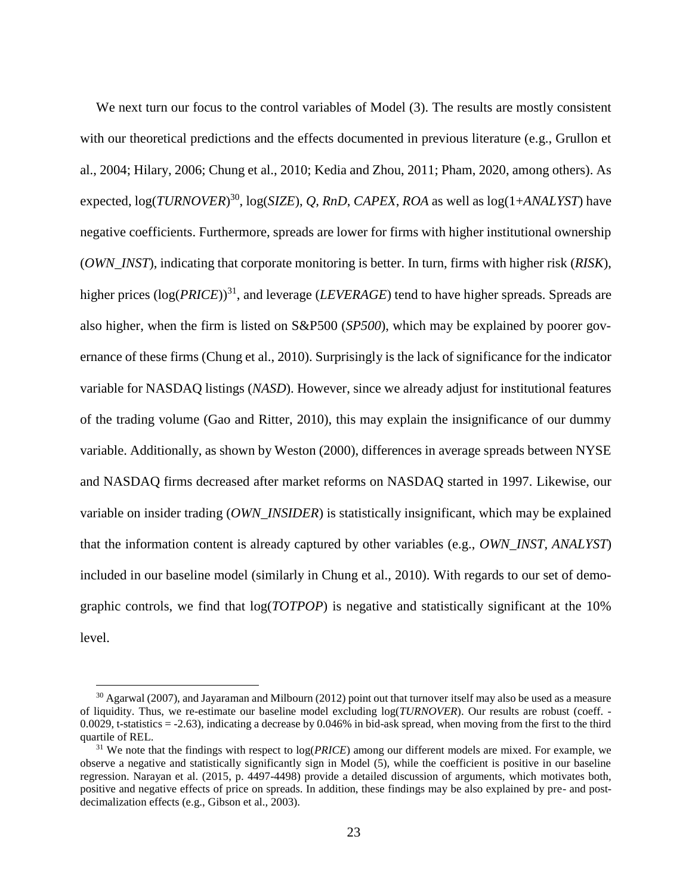We next turn our focus to the control variables of Model (3). The results are mostly consistent with our theoretical predictions and the effects documented in previous literature (e.g., Grullon et al., 2004; Hilary, 2006; Chung et al., 2010; Kedia and Zhou, 2011; Pham, 2020, among others). As expected, log(*TURNOVER*)[30], log(*SIZE*), *Q*, *RnD*, *CAPEX*, *ROA* as well as log(1+*ANALYST*) have negative coefficients. Furthermore, spreads are lower for firms with higher institutional ownership (*OWN_INST*), indicating that corporate monitoring is better. In turn, firms with higher risk (*RISK*), higher prices (log(*PRICE*))[31], and leverage (*LEVERAGE*) tend to have higher spreads. Spreads are also higher, when the firm is listed on S&P500 (*SP500*), which may be explained by poorer governance of these firms (Chung et al., 2010). Surprisingly is the lack of significance for the indicator variable for NASDAQ listings (*NASD*). However, since we already adjust for institutional features of the trading volume (Gao and Ritter, 2010), this may explain the insignificance of our dummy variable. Additionally, as shown by Weston (2000), differences in average spreads between NYSE and NASDAQ firms decreased after market reforms on NASDAQ started in 1997. Likewise, our variable on insider trading (*OWN_INSIDER*) is statistically insignificant, which may be explained that the information content is already captured by other variables (e.g., *OWN_INST*, *ANALYST*) included in our baseline model (similarly in Chung et al., 2010). With regards to our set of demographic controls, we find that log(*TOTPOP*) is negative and statistically significant at the 10% level.

---

[30] Agarwal (2007), and Jayaraman and Milbourn (2012) point out that turnover itself may also be used as a measure of liquidity. Thus, we re-estimate our baseline model excluding log(*TURNOVER*). Our results are robust (coeff. -0.0029, t-statistics = -2.63), indicating a decrease by 0.046% in bid-ask spread, when moving from the first to the third quartile of REL.

[31] We note that the findings with respect to log(*PRICE*) among our different models are mixed. For example, we observe a negative and statistically significantly sign in Model (5), while the coefficient is positive in our baseline regression. Narayan et al. (2015, p. 4497-4498) provide a detailed discussion of arguments, which motivates both, positive and negative effects of price on spreads. In addition, these findings may be also explained by pre- and post-decimalization effects (e.g., Gibson et al., 2003).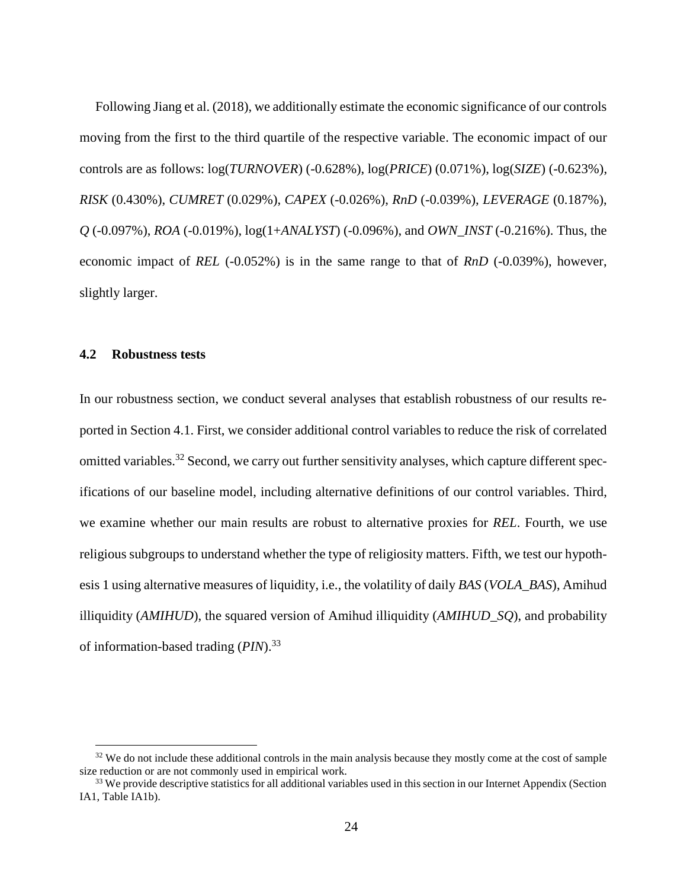Following Jiang et al. (2018), we additionally estimate the economic significance of our controls moving from the first to the third quartile of the respective variable. The economic impact of our controls are as follows: log(*TURNOVER*) (-0.628%), log(*PRICE*) (0.071%), log(*SIZE*) (-0.623%), *RISK* (0.430%), *CUMRET* (0.029%), *CAPEX* (-0.026%), *RnD* (-0.039%), *LEVERAGE* (0.187%), *Q* (-0.097%), *ROA* (-0.019%), log(1+*ANALYST*) (-0.096%), and *OWN_INST* (-0.216%). Thus, the economic impact of *REL* (-0.052%) is in the same range to that of *RnD* (-0.039%), however, slightly larger.

### 4.2 Robustness tests

In our robustness section, we conduct several analyses that establish robustness of our results reported in Section 4.1. First, we consider additional control variables to reduce the risk of correlated omitted variables.[32] Second, we carry out further sensitivity analyses, which capture different specifications of our baseline model, including alternative definitions of our control variables. Third, we examine whether our main results are robust to alternative proxies for *REL*. Fourth, we use religious subgroups to understand whether the type of religiosity matters. Fifth, we test our hypothesis 1 using alternative measures of liquidity, i.e., the volatility of daily *BAS* (*VOLA_BAS*), Amihud illiquidity (*AMIHUD*), the squared version of Amihud illiquidity (*AMIHUD_SQ*), and probability of information-based trading (*PIN*).[33]

[32] We do not include these additional controls in the main analysis because they mostly come at the cost of sample size reduction or are not commonly used in empirical work.

[33] We provide descriptive statistics for all additional variables used in this section in our Internet Appendix (Section IA1, Table IA1b).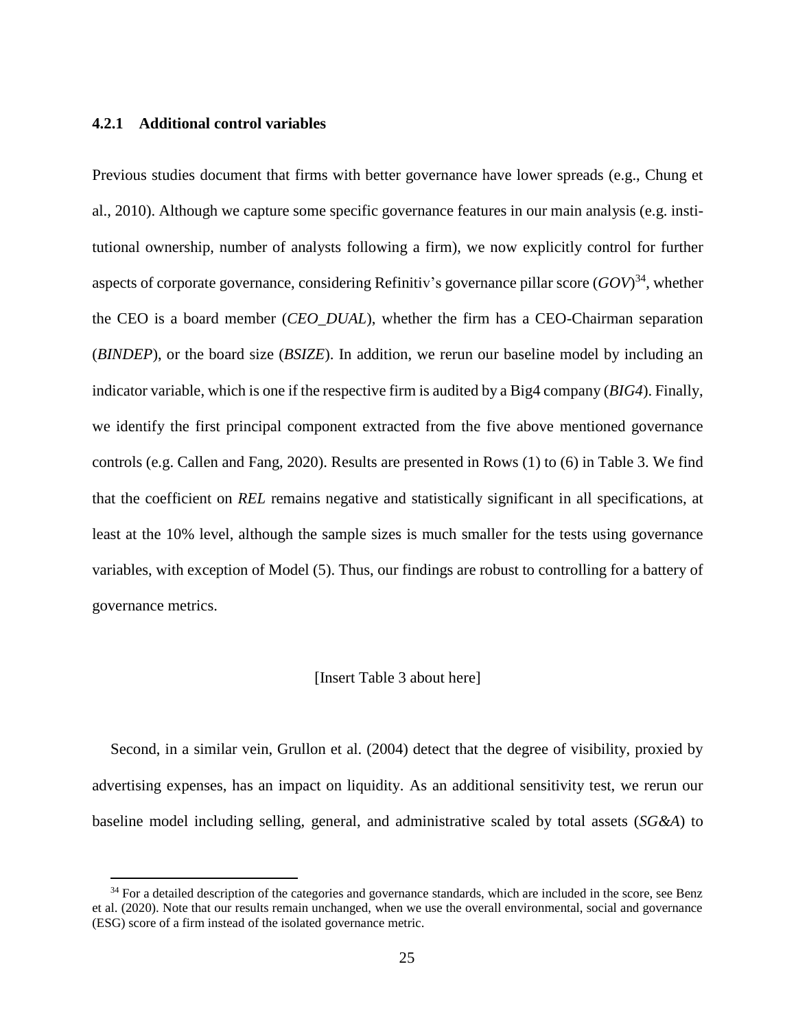### 4.2.1 Additional control variables

Previous studies document that firms with better governance have lower spreads (e.g., Chung et al., 2010). Although we capture some specific governance features in our main analysis (e.g. institutional ownership, number of analysts following a firm), we now explicitly control for further aspects of corporate governance, considering Refinitiv's governance pillar score (*GOV*)[34], whether the CEO is a board member (*CEO_DUAL*), whether the firm has a CEO-Chairman separation (*BINDEP*), or the board size (*BSIZE*). In addition, we rerun our baseline model by including an indicator variable, which is one if the respective firm is audited by a Big4 company (*BIG4*). Finally, we identify the first principal component extracted from the five above mentioned governance controls (e.g. Callen and Fang, 2020). Results are presented in Rows (1) to (6) in Table 3. We find that the coefficient on *REL* remains negative and statistically significant in all specifications, at least at the 10% level, although the sample sizes is much smaller for the tests using governance variables, with exception of Model (5). Thus, our findings are robust to controlling for a battery of governance metrics.

[Insert Table 3 about here]

Second, in a similar vein, Grullon et al. (2004) detect that the degree of visibility, proxied by advertising expenses, has an impact on liquidity. As an additional sensitivity test, we rerun our baseline model including selling, general, and administrative scaled by total assets (*SG&A*) to

[34] For a detailed description of the categories and governance standards, which are included in the score, see Benz et al. (2020). Note that our results remain unchanged, when we use the overall environmental, social and governance (ESG) score of a firm instead of the isolated governance metric.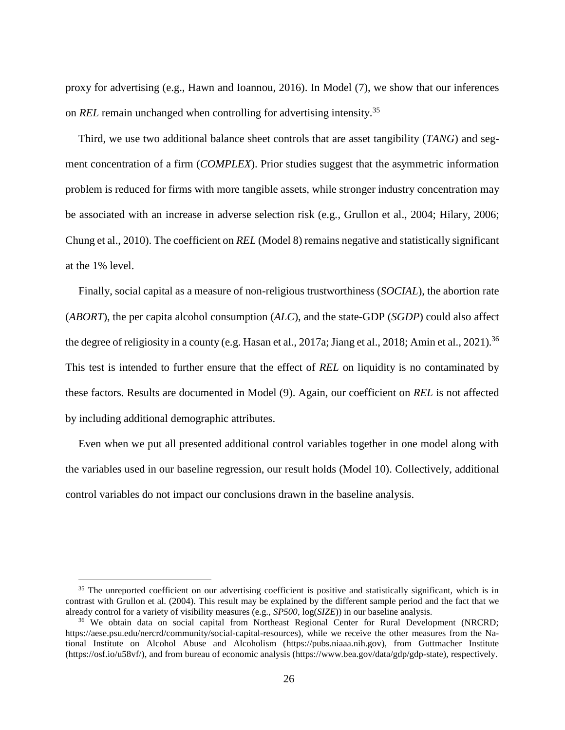proxy for advertising (e.g., Hawn and Ioannou, 2016). In Model (7), we show that our inferences on *REL* remain unchanged when controlling for advertising intensity.[35]

Third, we use two additional balance sheet controls that are asset tangibility (*TANG*) and segment concentration of a firm (*COMPLEX*). Prior studies suggest that the asymmetric information problem is reduced for firms with more tangible assets, while stronger industry concentration may be associated with an increase in adverse selection risk (e.g., Grullon et al., 2004; Hilary, 2006; Chung et al., 2010). The coefficient on *REL* (Model 8) remains negative and statistically significant at the 1% level.

Finally, social capital as a measure of non-religious trustworthiness (*SOCIAL*), the abortion rate (*ABORT*), the per capita alcohol consumption (*ALC*), and the state-GDP (*SGDP*) could also affect the degree of religiosity in a county (e.g. Hasan et al., 2017a; Jiang et al., 2018; Amin et al., 2021).[36] This test is intended to further ensure that the effect of *REL* on liquidity is no contaminated by these factors. Results are documented in Model (9). Again, our coefficient on *REL* is not affected by including additional demographic attributes.

Even when we put all presented additional control variables together in one model along with the variables used in our baseline regression, our result holds (Model 10). Collectively, additional control variables do not impact our conclusions drawn in the baseline analysis.

---

[35] The unreported coefficient on our advertising coefficient is positive and statistically significant, which is in contrast with Grullon et al. (2004). This result may be explained by the different sample period and the fact that we already control for a variety of visibility measures (e.g., *SP500*, log(*SIZE*)) in our baseline analysis.

[36] We obtain data on social capital from Northeast Regional Center for Rural Development (NRCRD; https://aese.psu.edu/nercrd/community/social-capital-resources), while we receive the other measures from the National Institute on Alcohol Abuse and Alcoholism (https://pubs.niaaa.nih.gov), from Guttmacher Institute (https://osf.io/u58vf/), and from bureau of economic analysis (https://www.bea.gov/data/gdp/gdp-state), respectively.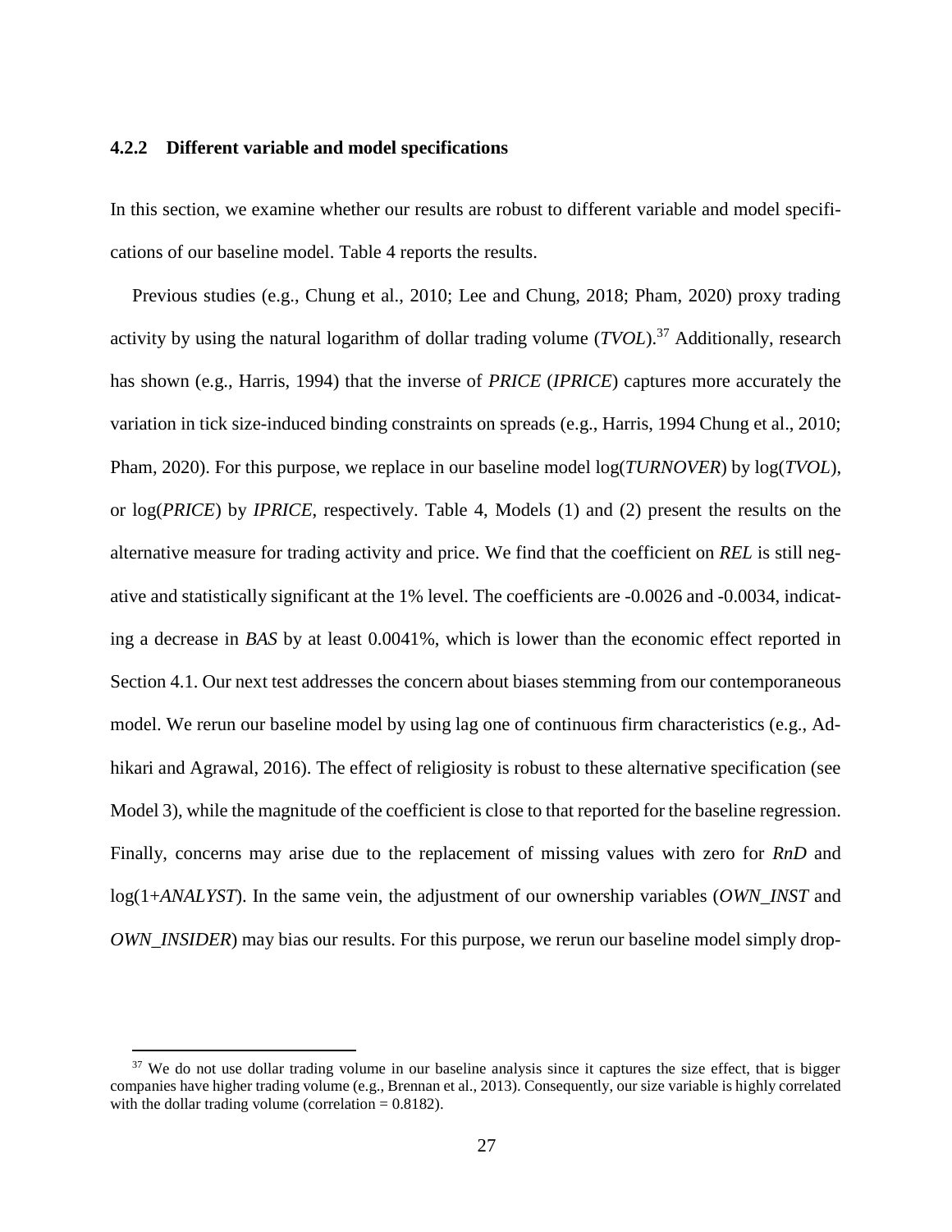### 4.2.2 Different variable and model specifications

In this section, we examine whether our results are robust to different variable and model specifications of our baseline model. Table 4 reports the results.

Previous studies (e.g., Chung et al., 2010; Lee and Chung, 2018; Pham, 2020) proxy trading activity by using the natural logarithm of dollar trading volume (*TVOL*).[37] Additionally, research has shown (e.g., Harris, 1994) that the inverse of *PRICE* (*IPRICE*) captures more accurately the variation in tick size-induced binding constraints on spreads (e.g., Harris, 1994 Chung et al., 2010; Pham, 2020). For this purpose, we replace in our baseline model log(*TURNOVER*) by log(*TVOL*), or log(*PRICE*) by *IPRICE*, respectively. Table 4, Models (1) and (2) present the results on the alternative measure for trading activity and price. We find that the coefficient on *REL* is still negative and statistically significant at the 1% level. The coefficients are -0.0026 and -0.0034, indicating a decrease in *BAS* by at least 0.0041%, which is lower than the economic effect reported in Section 4.1. Our next test addresses the concern about biases stemming from our contemporaneous model. We rerun our baseline model by using lag one of continuous firm characteristics (e.g., Adhikari and Agrawal, 2016). The effect of religiosity is robust to these alternative specification (see Model 3), while the magnitude of the coefficient is close to that reported for the baseline regression. Finally, concerns may arise due to the replacement of missing values with zero for *RnD* and log(1+*ANALYST*). In the same vein, the adjustment of our ownership variables (*OWN_INST* and *OWN_INSIDER*) may bias our results. For this purpose, we rerun our baseline model simply drop-

[37] We do not use dollar trading volume in our baseline analysis since it captures the size effect, that is bigger companies have higher trading volume (e.g., Brennan et al., 2013). Consequently, our size variable is highly correlated with the dollar trading volume (correlation = 0.8182).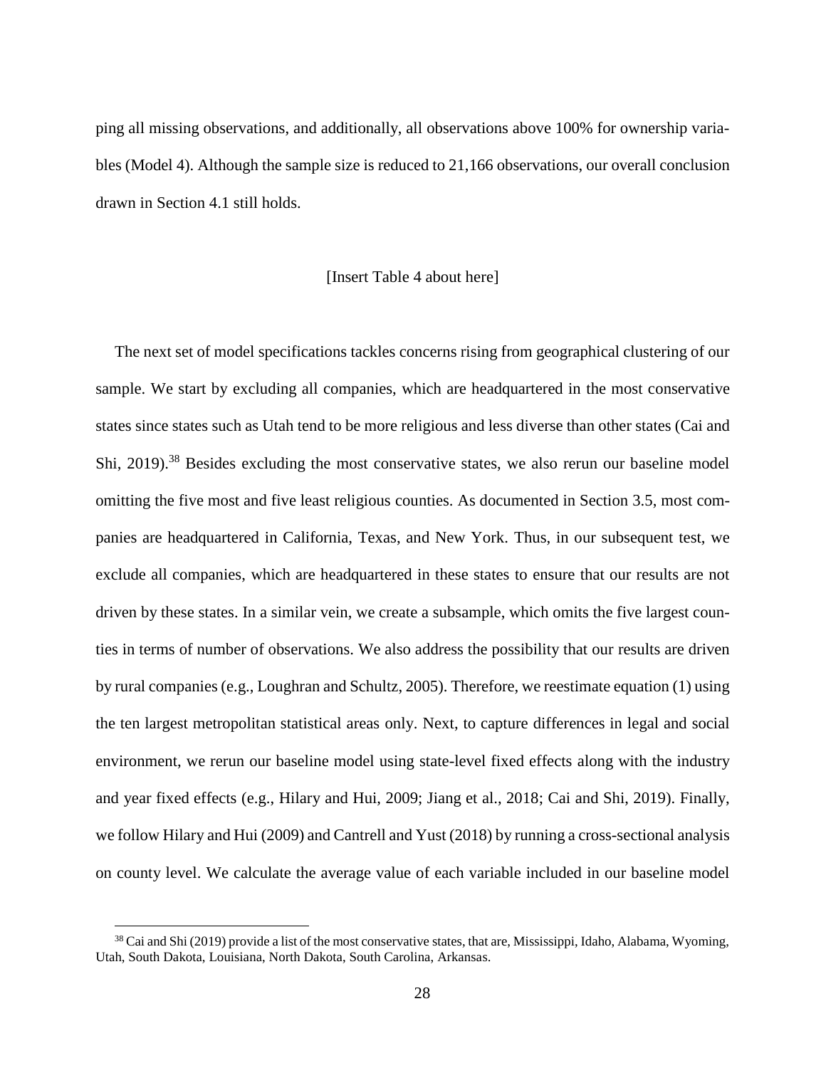ping all missing observations, and additionally, all observations above 100% for ownership variables (Model 4). Although the sample size is reduced to 21,166 observations, our overall conclusion drawn in Section 4.1 still holds.

[Insert Table 4 about here]

The next set of model specifications tackles concerns rising from geographical clustering of our sample. We start by excluding all companies, which are headquartered in the most conservative states since states such as Utah tend to be more religious and less diverse than other states (Cai and Shi, 2019).[38] Besides excluding the most conservative states, we also rerun our baseline model omitting the five most and five least religious counties. As documented in Section 3.5, most companies are headquartered in California, Texas, and New York. Thus, in our subsequent test, we exclude all companies, which are headquartered in these states to ensure that our results are not driven by these states. In a similar vein, we create a subsample, which omits the five largest counties in terms of number of observations. We also address the possibility that our results are driven by rural companies (e.g., Loughran and Schultz, 2005). Therefore, we reestimate equation (1) using the ten largest metropolitan statistical areas only. Next, to capture differences in legal and social environment, we rerun our baseline model using state-level fixed effects along with the industry and year fixed effects (e.g., Hilary and Hui, 2009; Jiang et al., 2018; Cai and Shi, 2019). Finally, we follow Hilary and Hui (2009) and Cantrell and Yust (2018) by running a cross-sectional analysis on county level. We calculate the average value of each variable included in our baseline model

[38] Cai and Shi (2019) provide a list of the most conservative states, that are, Mississippi, Idaho, Alabama, Wyoming, Utah, South Dakota, Louisiana, North Dakota, South Carolina, Arkansas.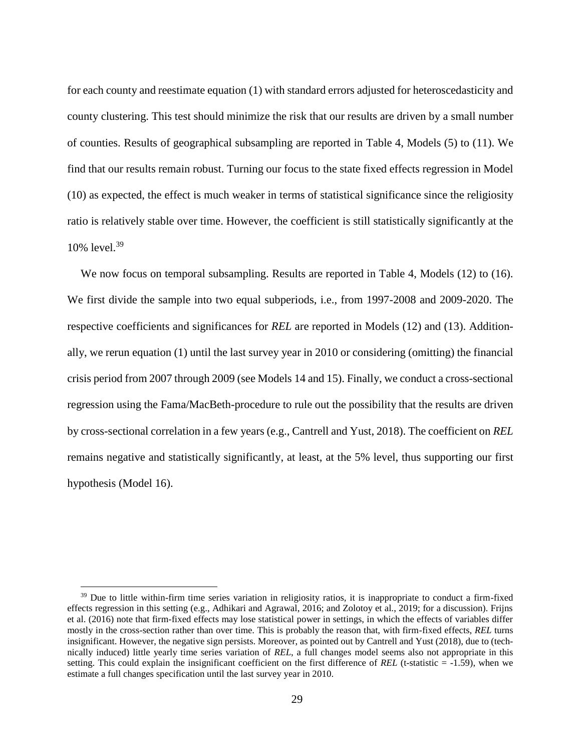for each county and reestimate equation (1) with standard errors adjusted for heteroscedasticity and county clustering. This test should minimize the risk that our results are driven by a small number of counties. Results of geographical subsampling are reported in Table 4, Models (5) to (11). We find that our results remain robust. Turning our focus to the state fixed effects regression in Model (10) as expected, the effect is much weaker in terms of statistical significance since the religiosity ratio is relatively stable over time. However, the coefficient is still statistically significantly at the 10% level.[39]

We now focus on temporal subsampling. Results are reported in Table 4, Models (12) to (16). We first divide the sample into two equal subperiods, i.e., from 1997-2008 and 2009-2020. The respective coefficients and significances for *REL* are reported in Models (12) and (13). Additionally, we rerun equation (1) until the last survey year in 2010 or considering (omitting) the financial crisis period from 2007 through 2009 (see Models 14 and 15). Finally, we conduct a cross-sectional regression using the Fama/MacBeth-procedure to rule out the possibility that the results are driven by cross-sectional correlation in a few years (e.g., Cantrell and Yust, 2018). The coefficient on *REL* remains negative and statistically significantly, at least, at the 5% level, thus supporting our first hypothesis (Model 16).

[39] Due to little within-firm time series variation in religiosity ratios, it is inappropriate to conduct a firm-fixed effects regression in this setting (e.g., Adhikari and Agrawal, 2016; and Zolotoy et al., 2019; for a discussion). Frijns et al. (2016) note that firm-fixed effects may lose statistical power in settings, in which the effects of variables differ mostly in the cross-section rather than over time. This is probably the reason that, with firm-fixed effects, *REL* turns insignificant. However, the negative sign persists. Moreover, as pointed out by Cantrell and Yust (2018), due to (technically induced) little yearly time series variation of *REL*, a full changes model seems also not appropriate in this setting. This could explain the insignificant coefficient on the first difference of *REL* (t-statistic = -1.59), when we estimate a full changes specification until the last survey year in 2010.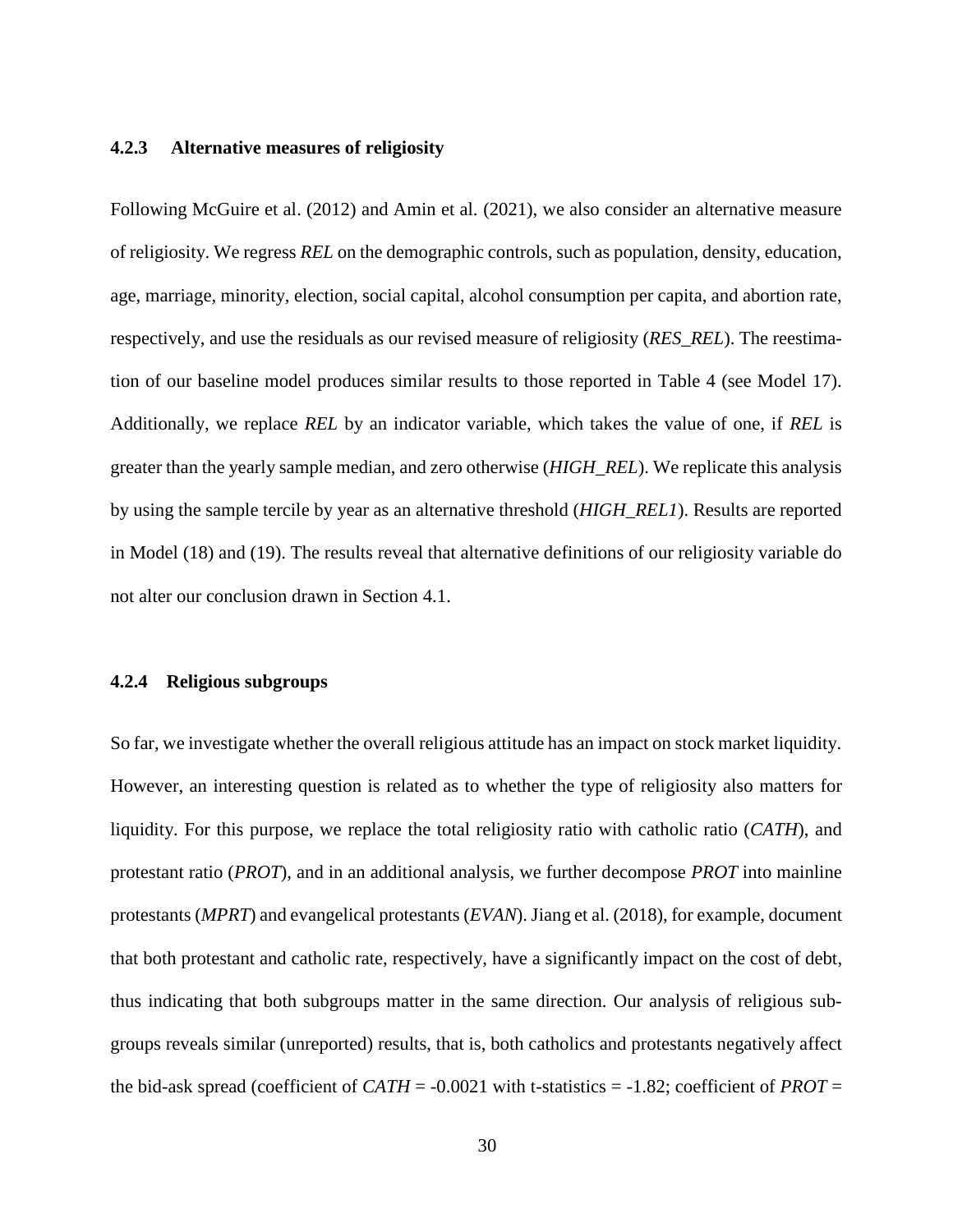### 4.2.3 Alternative measures of religiosity

Following McGuire et al. (2012) and Amin et al. (2021), we also consider an alternative measure of religiosity. We regress *REL* on the demographic controls, such as population, density, education, age, marriage, minority, election, social capital, alcohol consumption per capita, and abortion rate, respectively, and use the residuals as our revised measure of religiosity (*RES_REL*). The reestimation of our baseline model produces similar results to those reported in Table 4 (see Model 17). Additionally, we replace *REL* by an indicator variable, which takes the value of one, if *REL* is greater than the yearly sample median, and zero otherwise (*HIGH_REL*). We replicate this analysis by using the sample tercile by year as an alternative threshold (*HIGH_REL1*). Results are reported in Model (18) and (19). The results reveal that alternative definitions of our religiosity variable do not alter our conclusion drawn in Section 4.1.

### 4.2.4 Religious subgroups

So far, we investigate whether the overall religious attitude has an impact on stock market liquidity. However, an interesting question is related as to whether the type of religiosity also matters for liquidity. For this purpose, we replace the total religiosity ratio with catholic ratio (*CATH*), and protestant ratio (*PROT*), and in an additional analysis, we further decompose *PROT* into mainline protestants (*MPRT*) and evangelical protestants (*EVAN*). Jiang et al. (2018), for example, document that both protestant and catholic rate, respectively, have a significantly impact on the cost of debt, thus indicating that both subgroups matter in the same direction. Our analysis of religious subgroups reveals similar (unreported) results, that is, both catholics and protestants negatively affect the bid-ask spread (coefficient of *CATH* = -0.0021 with t-statistics = -1.82; coefficient of *PROT* =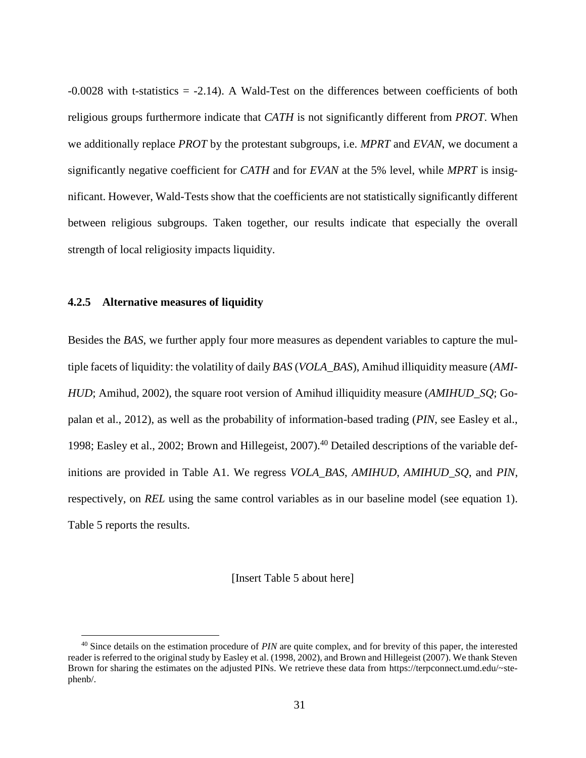-0.0028 with t-statistics = -2.14). A Wald-Test on the differences between coefficients of both religious groups furthermore indicate that *CATH* is not significantly different from *PROT*. When we additionally replace *PROT* by the protestant subgroups, i.e. *MPRT* and *EVAN*, we document a significantly negative coefficient for *CATH* and for *EVAN* at the 5% level, while *MPRT* is insignificant. However, Wald-Tests show that the coefficients are not statistically significantly different between religious subgroups. Taken together, our results indicate that especially the overall strength of local religiosity impacts liquidity.

### 4.2.5 Alternative measures of liquidity

Besides the *BAS*, we further apply four more measures as dependent variables to capture the multiple facets of liquidity: the volatility of daily *BAS* (*VOLA_BAS*), Amihud illiquidity measure (*AMIHUD*; Amihud, 2002), the square root version of Amihud illiquidity measure (*AMIHUD_SQ*; Gopalan et al., 2012), as well as the probability of information-based trading (*PIN*, see Easley et al., 1998; Easley et al., 2002; Brown and Hillegeist, 2007).[40] Detailed descriptions of the variable definitions are provided in Table A1. We regress *VOLA_BAS*, *AMIHUD*, *AMIHUD_SQ*, and *PIN*, respectively, on *REL* using the same control variables as in our baseline model (see equation 1). Table 5 reports the results.

[Insert Table 5 about here]

[40] Since details on the estimation procedure of *PIN* are quite complex, and for brevity of this paper, the interested reader is referred to the original study by Easley et al. (1998, 2002), and Brown and Hillegeist (2007). We thank Steven Brown for sharing the estimates on the adjusted PINs. We retrieve these data from https://terpconnect.umd.edu/~stephenb/.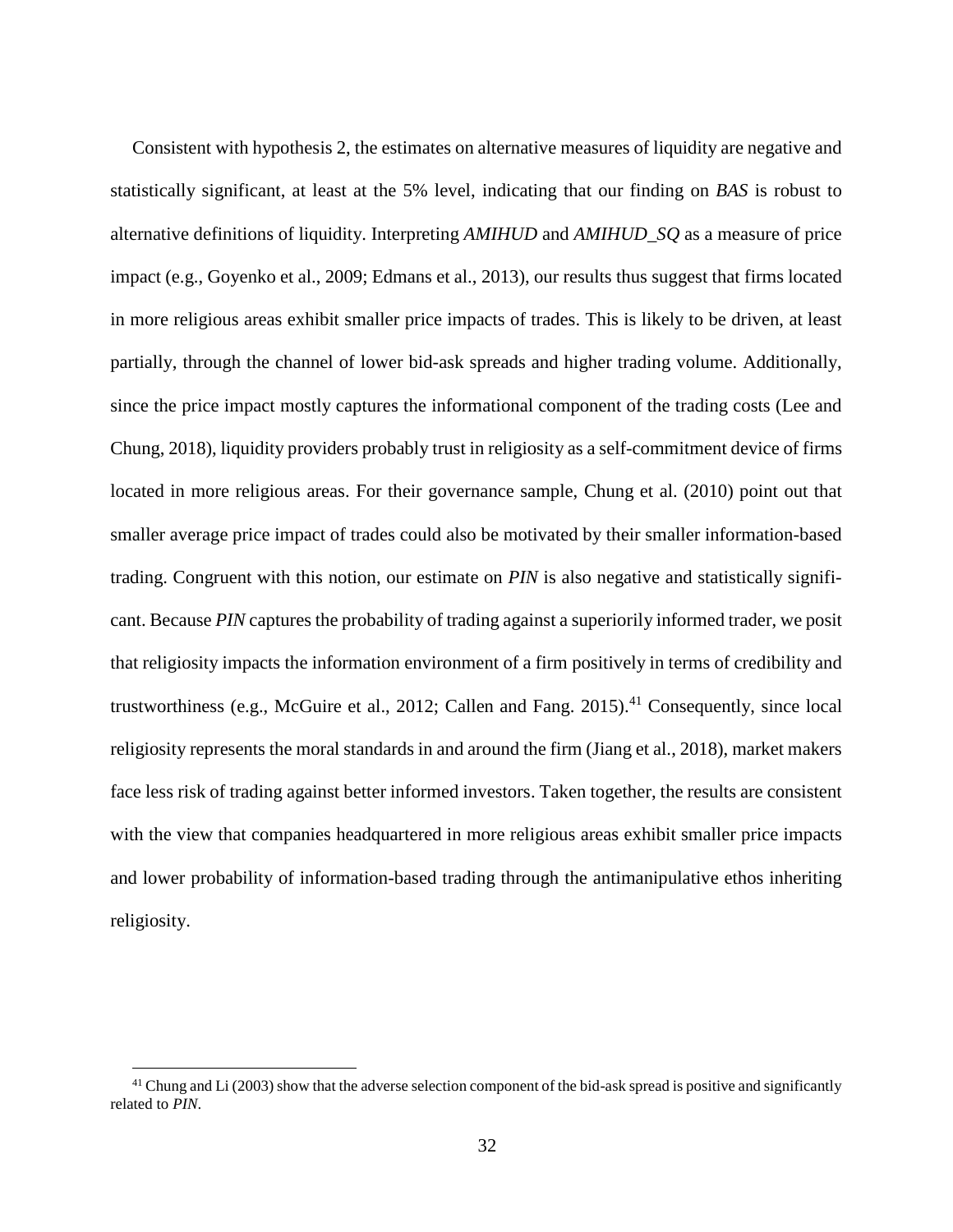Consistent with hypothesis 2, the estimates on alternative measures of liquidity are negative and statistically significant, at least at the 5% level, indicating that our finding on *BAS* is robust to alternative definitions of liquidity. Interpreting *AMIHUD* and *AMIHUD_SQ* as a measure of price impact (e.g., Goyenko et al., 2009; Edmans et al., 2013), our results thus suggest that firms located in more religious areas exhibit smaller price impacts of trades. This is likely to be driven, at least partially, through the channel of lower bid-ask spreads and higher trading volume. Additionally, since the price impact mostly captures the informational component of the trading costs (Lee and Chung, 2018), liquidity providers probably trust in religiosity as a self-commitment device of firms located in more religious areas. For their governance sample, Chung et al. (2010) point out that smaller average price impact of trades could also be motivated by their smaller information-based trading. Congruent with this notion, our estimate on *PIN* is also negative and statistically significant. Because *PIN* captures the probability of trading against a superiorily informed trader, we posit that religiosity impacts the information environment of a firm positively in terms of credibility and trustworthiness (e.g., McGuire et al., 2012; Callen and Fang. 2015).[41] Consequently, since local religiosity represents the moral standards in and around the firm (Jiang et al., 2018), market makers face less risk of trading against better informed investors. Taken together, the results are consistent with the view that companies headquartered in more religious areas exhibit smaller price impacts and lower probability of information-based trading through the antimanipulative ethos inheriting religiosity.

[41] Chung and Li (2003) show that the adverse selection component of the bid-ask spread is positive and significantly related to *PIN*.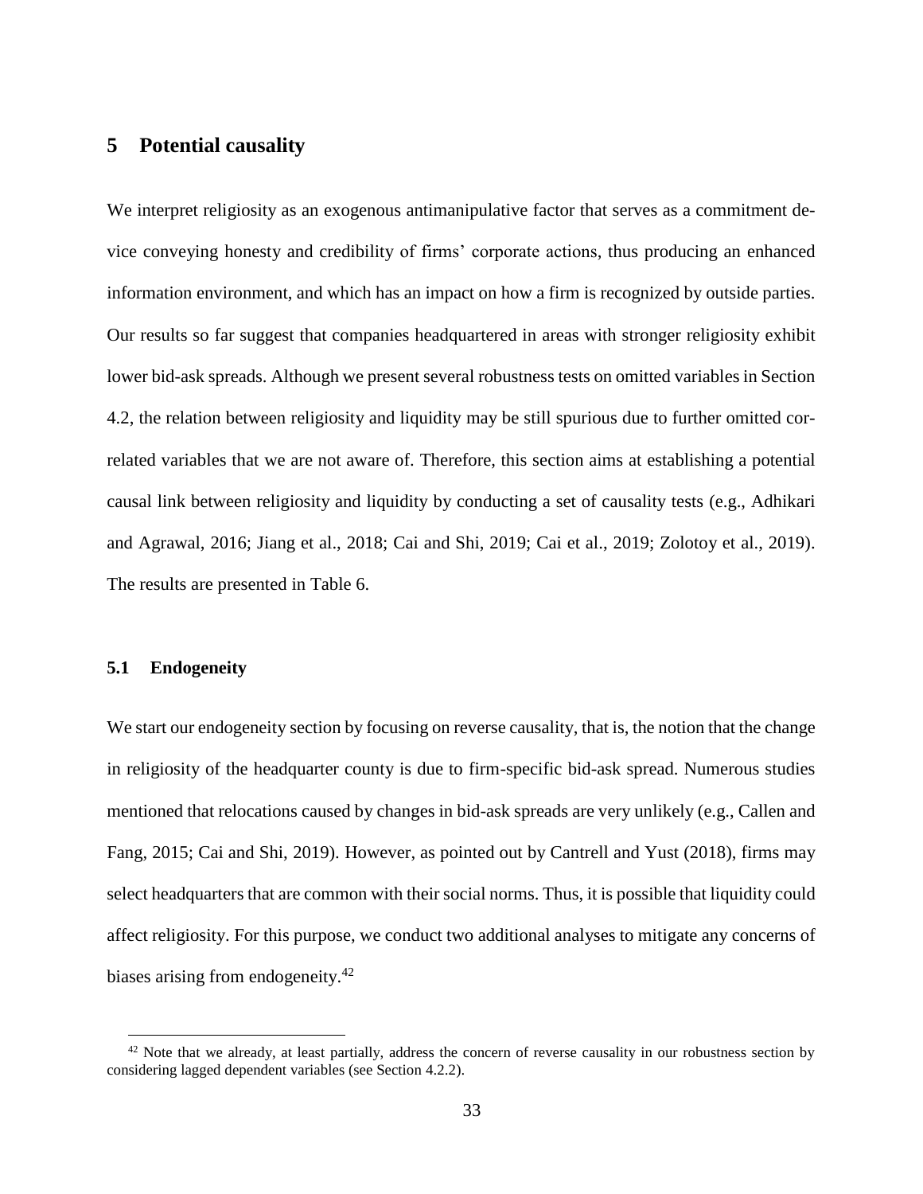# 5 Potential causality

We interpret religiosity as an exogenous antimanipulative factor that serves as a commitment device conveying honesty and credibility of firms' corporate actions, thus producing an enhanced information environment, and which has an impact on how a firm is recognized by outside parties. Our results so far suggest that companies headquartered in areas with stronger religiosity exhibit lower bid-ask spreads. Although we present several robustness tests on omitted variables in Section 4.2, the relation between religiosity and liquidity may be still spurious due to further omitted correlated variables that we are not aware of. Therefore, this section aims at establishing a potential causal link between religiosity and liquidity by conducting a set of causality tests (e.g., Adhikari and Agrawal, 2016; Jiang et al., 2018; Cai and Shi, 2019; Cai et al., 2019; Zolotoy et al., 2019). The results are presented in Table 6.

## 5.1 Endogeneity

We start our endogeneity section by focusing on reverse causality, that is, the notion that the change in religiosity of the headquarter county is due to firm-specific bid-ask spread. Numerous studies mentioned that relocations caused by changes in bid-ask spreads are very unlikely (e.g., Callen and Fang, 2015; Cai and Shi, 2019). However, as pointed out by Cantrell and Yust (2018), firms may select headquarters that are common with their social norms. Thus, it is possible that liquidity could affect religiosity. For this purpose, we conduct two additional analyses to mitigate any concerns of biases arising from endogeneity.[42]

[42] Note that we already, at least partially, address the concern of reverse causality in our robustness section by considering lagged dependent variables (see Section 4.2.2).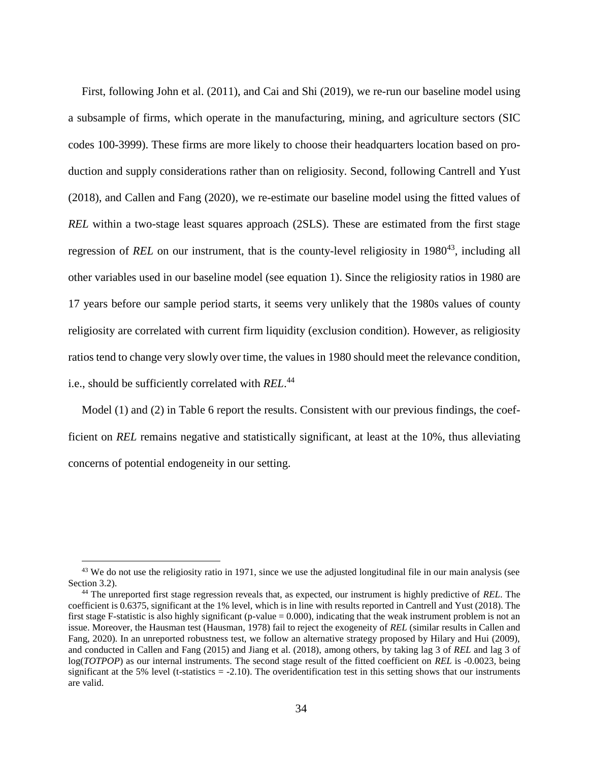First, following John et al. (2011), and Cai and Shi (2019), we re-run our baseline model using a subsample of firms, which operate in the manufacturing, mining, and agriculture sectors (SIC codes 100-3999). These firms are more likely to choose their headquarters location based on production and supply considerations rather than on religiosity. Second, following Cantrell and Yust (2018), and Callen and Fang (2020), we re-estimate our baseline model using the fitted values of *REL* within a two-stage least squares approach (2SLS). These are estimated from the first stage regression of *REL* on our instrument, that is the county-level religiosity in 1980[43], including all other variables used in our baseline model (see equation 1). Since the religiosity ratios in 1980 are 17 years before our sample period starts, it seems very unlikely that the 1980s values of county religiosity are correlated with current firm liquidity (exclusion condition). However, as religiosity ratios tend to change very slowly over time, the values in 1980 should meet the relevance condition, i.e., should be sufficiently correlated with *REL*.[44]

Model (1) and (2) in Table 6 report the results. Consistent with our previous findings, the coefficient on *REL* remains negative and statistically significant, at least at the 10%, thus alleviating concerns of potential endogeneity in our setting.

[43] We do not use the religiosity ratio in 1971, since we use the adjusted longitudinal file in our main analysis (see Section 3.2).

[44] The unreported first stage regression reveals that, as expected, our instrument is highly predictive of *REL*. The coefficient is 0.6375, significant at the 1% level, which is in line with results reported in Cantrell and Yust (2018). The first stage F-statistic is also highly significant (p-value = 0.000), indicating that the weak instrument problem is not an issue. Moreover, the Hausman test (Hausman, 1978) fail to reject the exogeneity of *REL* (similar results in Callen and Fang, 2020). In an unreported robustness test, we follow an alternative strategy proposed by Hilary and Hui (2009), and conducted in Callen and Fang (2015) and Jiang et al. (2018), among others, by taking lag 3 of *REL* and lag 3 of log(*TOTPOP*) as our internal instruments. The second stage result of the fitted coefficient on *REL* is -0.0023, being significant at the 5% level (t-statistics = -2.10). The overidentification test in this setting shows that our instruments are valid.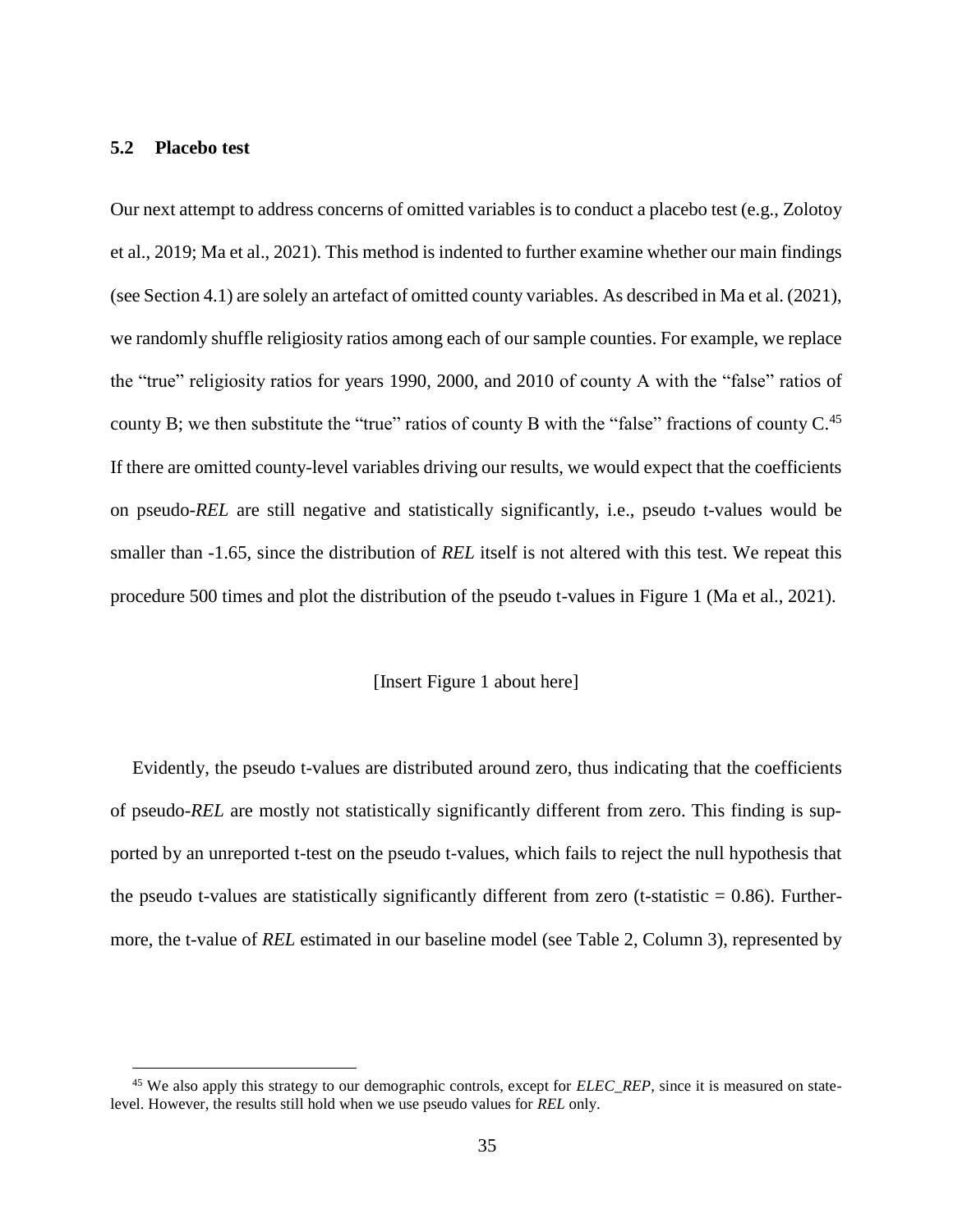### 5.2 Placebo test

Our next attempt to address concerns of omitted variables is to conduct a placebo test (e.g., Zolotoy et al., 2019; Ma et al., 2021). This method is indented to further examine whether our main findings (see Section 4.1) are solely an artefact of omitted county variables. As described in Ma et al. (2021), we randomly shuffle religiosity ratios among each of our sample counties. For example, we replace the "true" religiosity ratios for years 1990, 2000, and 2010 of county A with the "false" ratios of county B; we then substitute the "true" ratios of county B with the "false" fractions of county C.[45] If there are omitted county-level variables driving our results, we would expect that the coefficients on pseudo-*REL* are still negative and statistically significantly, i.e., pseudo t-values would be smaller than -1.65, since the distribution of *REL* itself is not altered with this test. We repeat this procedure 500 times and plot the distribution of the pseudo t-values in Figure 1 (Ma et al., 2021).

[Insert Figure 1 about here]

Evidently, the pseudo t-values are distributed around zero, thus indicating that the coefficients of pseudo-*REL* are mostly not statistically significantly different from zero. This finding is supported by an unreported t-test on the pseudo t-values, which fails to reject the null hypothesis that the pseudo t-values are statistically significantly different from zero (t-statistic = 0.86). Furthermore, the t-value of *REL* estimated in our baseline model (see Table 2, Column 3), represented by

[45] We also apply this strategy to our demographic controls, except for *ELEC_REP*, since it is measured on state-level. However, the results still hold when we use pseudo values for *REL* only.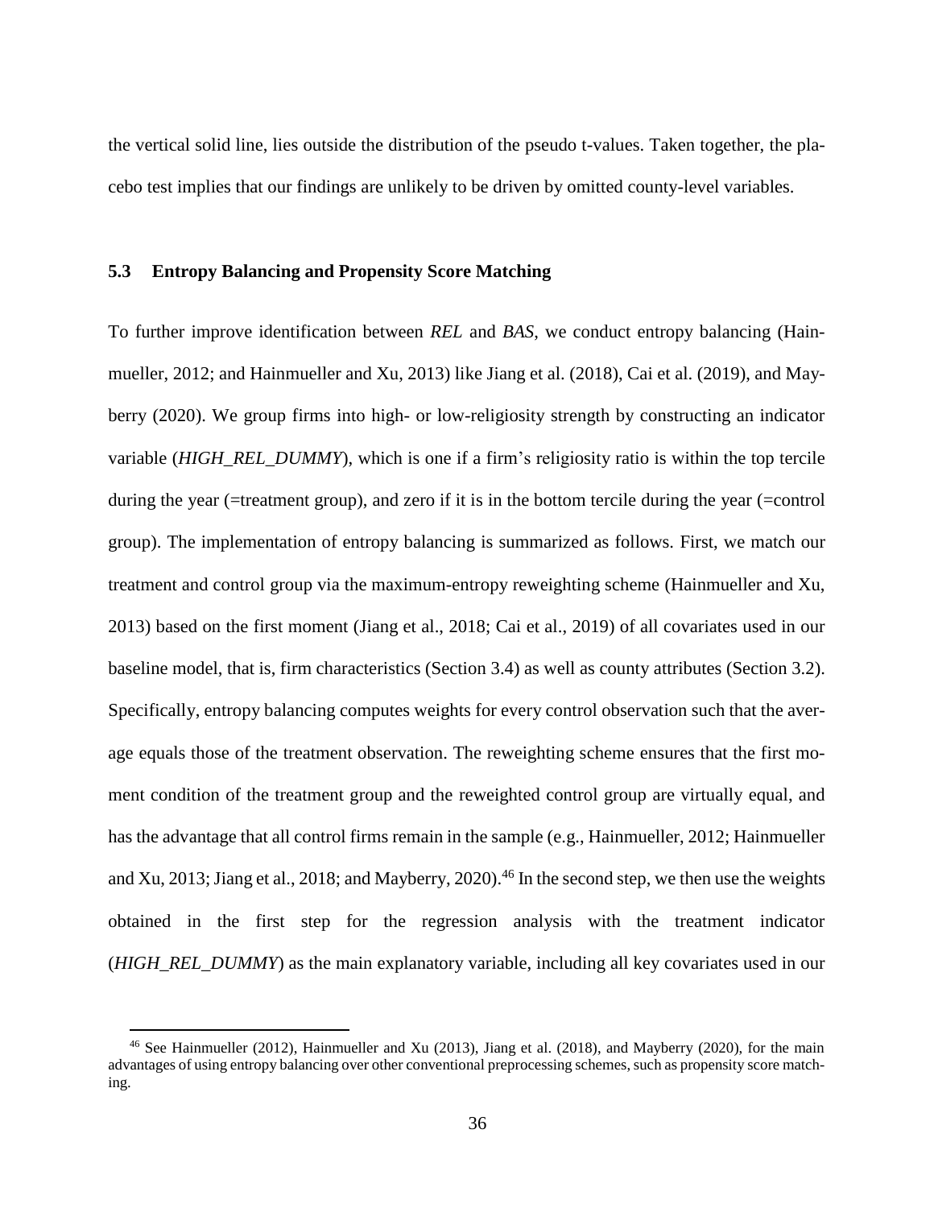the vertical solid line, lies outside the distribution of the pseudo t-values. Taken together, the placebo test implies that our findings are unlikely to be driven by omitted county-level variables.

### 5.3 Entropy Balancing and Propensity Score Matching

To further improve identification between *REL* and *BAS*, we conduct entropy balancing (Hainmueller, 2012; and Hainmueller and Xu, 2013) like Jiang et al. (2018), Cai et al. (2019), and Mayberry (2020). We group firms into high- or low-religiosity strength by constructing an indicator variable (*HIGH_REL_DUMMY*), which is one if a firm's religiosity ratio is within the top tercile during the year (=treatment group), and zero if it is in the bottom tercile during the year (=control group). The implementation of entropy balancing is summarized as follows. First, we match our treatment and control group via the maximum-entropy reweighting scheme (Hainmueller and Xu, 2013) based on the first moment (Jiang et al., 2018; Cai et al., 2019) of all covariates used in our baseline model, that is, firm characteristics (Section 3.4) as well as county attributes (Section 3.2). Specifically, entropy balancing computes weights for every control observation such that the average equals those of the treatment observation. The reweighting scheme ensures that the first moment condition of the treatment group and the reweighted control group are virtually equal, and has the advantage that all control firms remain in the sample (e.g., Hainmueller, 2012; Hainmueller and Xu, 2013; Jiang et al., 2018; and Mayberry, 2020).[46] In the second step, we then use the weights obtained in the first step for the regression analysis with the treatment indicator (*HIGH_REL_DUMMY*) as the main explanatory variable, including all key covariates used in our

[46] See Hainmueller (2012), Hainmueller and Xu (2013), Jiang et al. (2018), and Mayberry (2020), for the main advantages of using entropy balancing over other conventional preprocessing schemes, such as propensity score matching.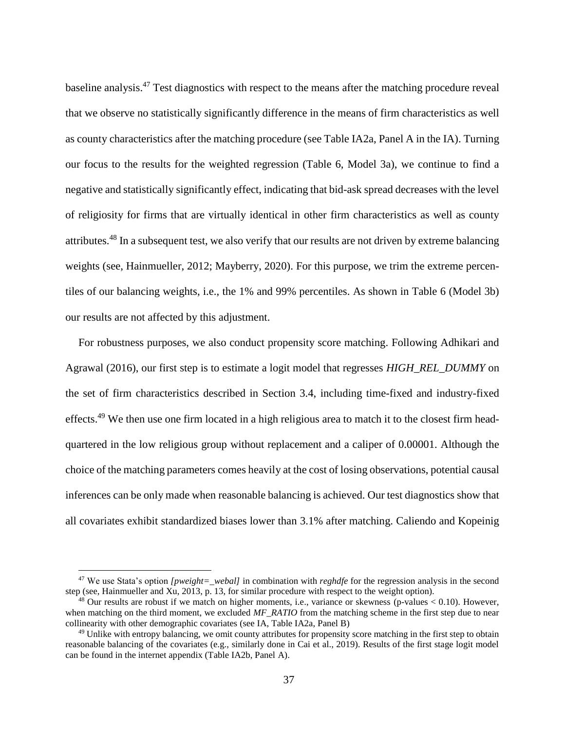baseline analysis.[47] Test diagnostics with respect to the means after the matching procedure reveal that we observe no statistically significantly difference in the means of firm characteristics as well as county characteristics after the matching procedure (see Table IA2a, Panel A in the IA). Turning our focus to the results for the weighted regression (Table 6, Model 3a), we continue to find a negative and statistically significantly effect, indicating that bid-ask spread decreases with the level of religiosity for firms that are virtually identical in other firm characteristics as well as county attributes.[48] In a subsequent test, we also verify that our results are not driven by extreme balancing weights (see, Hainmueller, 2012; Mayberry, 2020). For this purpose, we trim the extreme percentiles of our balancing weights, i.e., the 1% and 99% percentiles. As shown in Table 6 (Model 3b) our results are not affected by this adjustment.

For robustness purposes, we also conduct propensity score matching. Following Adhikari and Agrawal (2016), our first step is to estimate a logit model that regresses *HIGH_REL_DUMMY* on the set of firm characteristics described in Section 3.4, including time-fixed and industry-fixed effects.[49] We then use one firm located in a high religious area to match it to the closest firm headquartered in the low religious group without replacement and a caliper of 0.00001. Although the choice of the matching parameters comes heavily at the cost of losing observations, potential causal inferences can be only made when reasonable balancing is achieved. Our test diagnostics show that all covariates exhibit standardized biases lower than 3.1% after matching. Caliendo and Kopeinig

---

[47] We use Stata's option *[pweight=_webal]* in combination with *reghdfe* for the regression analysis in the second step (see, Hainmueller and Xu, 2013, p. 13, for similar procedure with respect to the weight option).

[48] Our results are robust if we match on higher moments, i.e., variance or skewness (p-values $< 0.10$). However, when matching on the third moment, we excluded *MF_RATIO* from the matching scheme in the first step due to near collinearity with other demographic covariates (see IA, Table IA2a, Panel B)

[49] Unlike with entropy balancing, we omit county attributes for propensity score matching in the first step to obtain reasonable balancing of the covariates (e.g., similarly done in Cai et al., 2019). Results of the first stage logit model can be found in the internet appendix (Table IA2b, Panel A).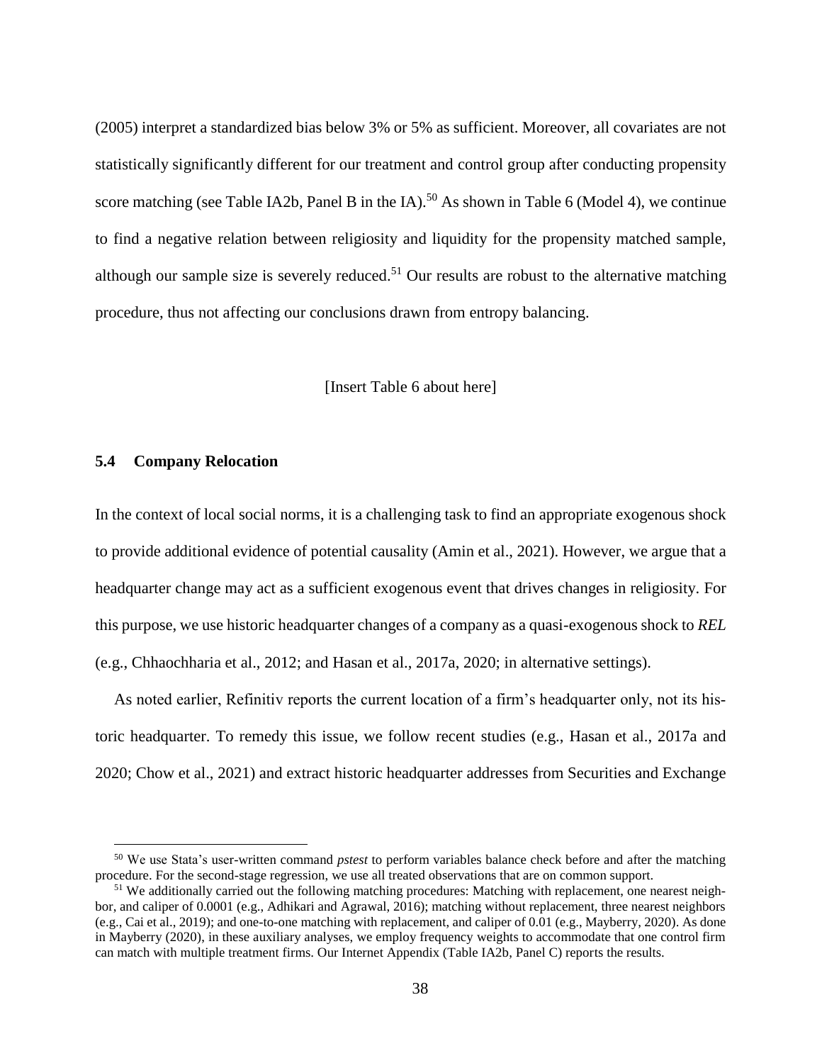(2005) interpret a standardized bias below 3% or 5% as sufficient. Moreover, all covariates are not statistically significantly different for our treatment and control group after conducting propensity score matching (see Table IA2b, Panel B in the IA).[50] As shown in Table 6 (Model 4), we continue to find a negative relation between religiosity and liquidity for the propensity matched sample, although our sample size is severely reduced.[51] Our results are robust to the alternative matching procedure, thus not affecting our conclusions drawn from entropy balancing.

[Insert Table 6 about here]

### 5.4 Company Relocation

In the context of local social norms, it is a challenging task to find an appropriate exogenous shock to provide additional evidence of potential causality (Amin et al., 2021). However, we argue that a headquarter change may act as a sufficient exogenous event that drives changes in religiosity. For this purpose, we use historic headquarter changes of a company as a quasi-exogenous shock to *REL* (e.g., Chhaochharia et al., 2012; and Hasan et al., 2017a, 2020; in alternative settings).

As noted earlier, Refinitiv reports the current location of a firm's headquarter only, not its historic headquarter. To remedy this issue, we follow recent studies (e.g., Hasan et al., 2017a and 2020; Chow et al., 2021) and extract historic headquarter addresses from Securities and Exchange

[50] We use Stata's user-written command *pstest* to perform variables balance check before and after the matching procedure. For the second-stage regression, we use all treated observations that are on common support.

[51] We additionally carried out the following matching procedures: Matching with replacement, one nearest neighbor, and caliper of 0.0001 (e.g., Adhikari and Agrawal, 2016); matching without replacement, three nearest neighbors (e.g., Cai et al., 2019); and one-to-one matching with replacement, and caliper of 0.01 (e.g., Mayberry, 2020). As done in Mayberry (2020), in these auxiliary analyses, we employ frequency weights to accommodate that one control firm can match with multiple treatment firms. Our Internet Appendix (Table IA2b, Panel C) reports the results.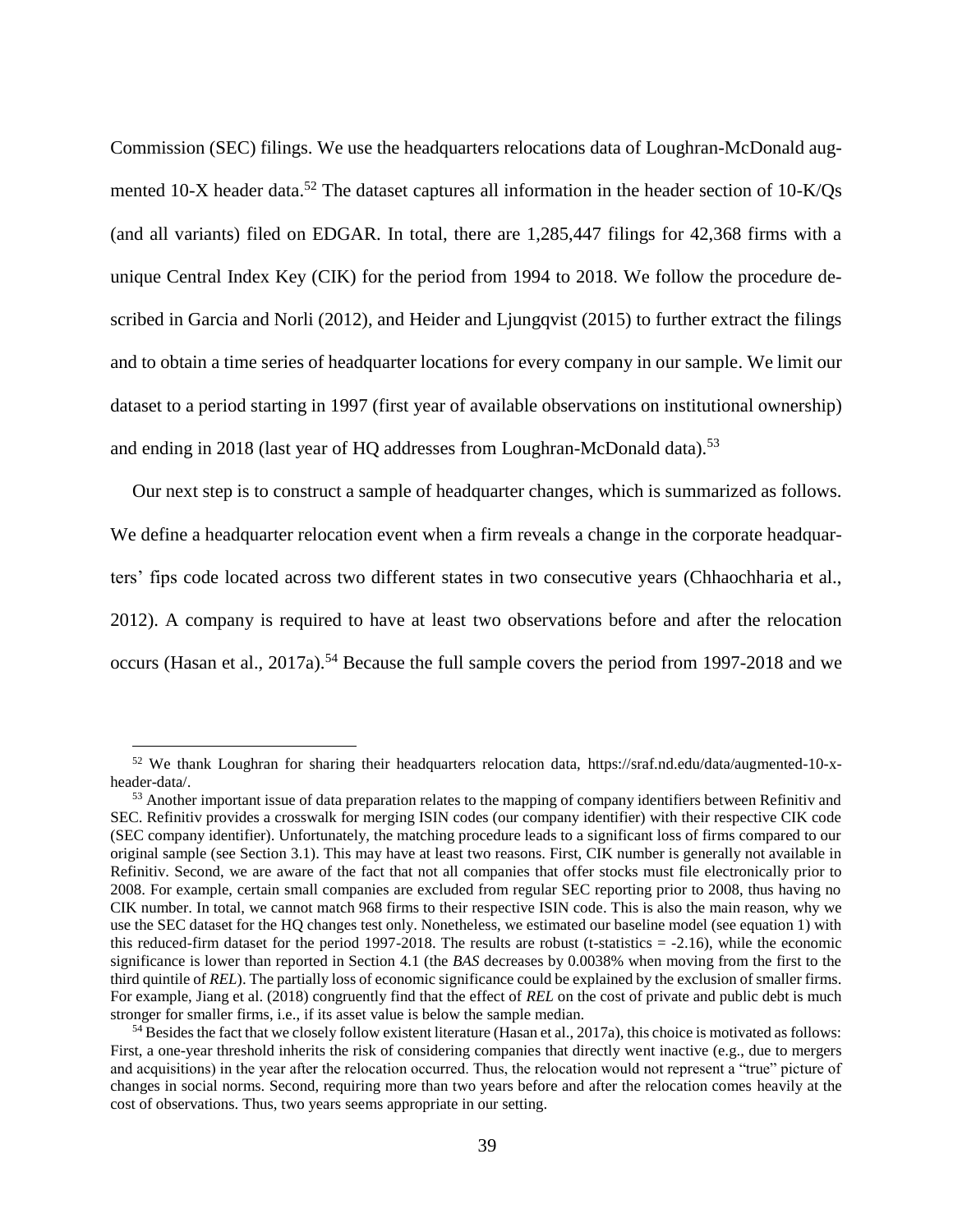Commission (SEC) filings. We use the headquarters relocations data of Loughran-McDonald augmented 10-X header data.[52] The dataset captures all information in the header section of 10-K/Qs (and all variants) filed on EDGAR. In total, there are 1,285,447 filings for 42,368 firms with a unique Central Index Key (CIK) for the period from 1994 to 2018. We follow the procedure described in Garcia and Norli (2012), and Heider and Ljungqvist (2015) to further extract the filings and to obtain a time series of headquarter locations for every company in our sample. We limit our dataset to a period starting in 1997 (first year of available observations on institutional ownership) and ending in 2018 (last year of HQ addresses from Loughran-McDonald data).[53]

Our next step is to construct a sample of headquarter changes, which is summarized as follows. We define a headquarter relocation event when a firm reveals a change in the corporate headquarters' fips code located across two different states in two consecutive years (Chhaochharia et al., 2012). A company is required to have at least two observations before and after the relocation occurs (Hasan et al., 2017a).[54] Because the full sample covers the period from 1997-2018 and we

[52] We thank Loughran for sharing their headquarters relocation data, https://sraf.nd.edu/data/augmented-10-x-header-data/.

[53] Another important issue of data preparation relates to the mapping of company identifiers between Refinitiv and SEC. Refinitiv provides a crosswalk for merging ISIN codes (our company identifier) with their respective CIK code (SEC company identifier). Unfortunately, the matching procedure leads to a significant loss of firms compared to our original sample (see Section 3.1). This may have at least two reasons. First, CIK number is generally not available in Refinitiv. Second, we are aware of the fact that not all companies that offer stocks must file electronically prior to 2008. For example, certain small companies are excluded from regular SEC reporting prior to 2008, thus having no CIK number. In total, we cannot match 968 firms to their respective ISIN code. This is also the main reason, why we use the SEC dataset for the HQ changes test only. Nonetheless, we estimated our baseline model (see equation 1) with this reduced-firm dataset for the period 1997-2018. The results are robust (t-statistics = -2.16), while the economic significance is lower than reported in Section 4.1 (the *BAS* decreases by 0.0038% when moving from the first to the third quintile of *REL*). The partially loss of economic significance could be explained by the exclusion of smaller firms. For example, Jiang et al. (2018) congruently find that the effect of *REL* on the cost of private and public debt is much stronger for smaller firms, i.e., if its asset value is below the sample median.

[54] Besides the fact that we closely follow existent literature (Hasan et al., 2017a), this choice is motivated as follows: First, a one-year threshold inherits the risk of considering companies that directly went inactive (e.g., due to mergers and acquisitions) in the year after the relocation occurred. Thus, the relocation would not represent a "true" picture of changes in social norms. Second, requiring more than two years before and after the relocation comes heavily at the cost of observations. Thus, two years seems appropriate in our setting.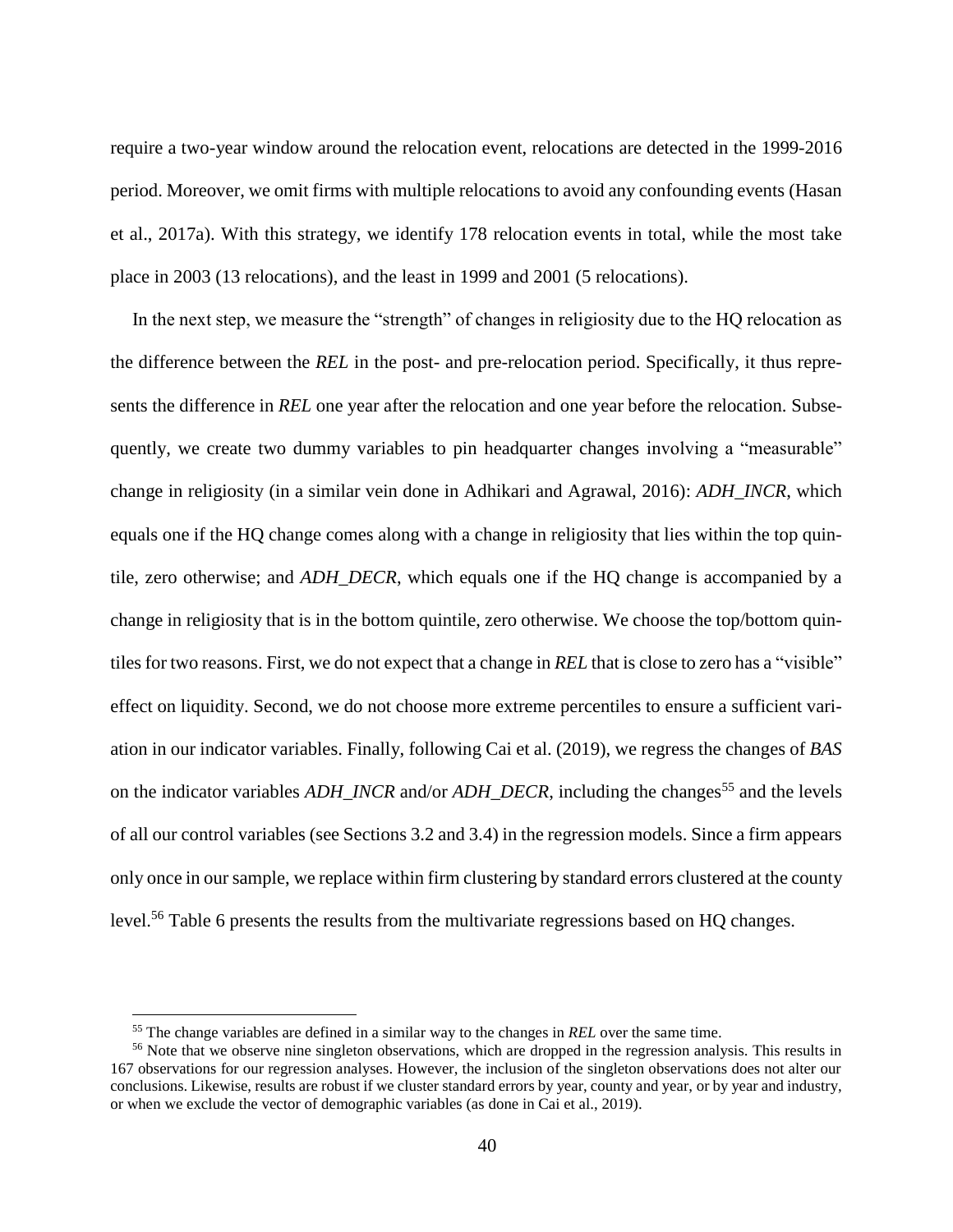require a two-year window around the relocation event, relocations are detected in the 1999-2016 period. Moreover, we omit firms with multiple relocations to avoid any confounding events (Hasan et al., 2017a). With this strategy, we identify 178 relocation events in total, while the most take place in 2003 (13 relocations), and the least in 1999 and 2001 (5 relocations).

In the next step, we measure the "strength" of changes in religiosity due to the HQ relocation as the difference between the *REL* in the post- and pre-relocation period. Specifically, it thus represents the difference in *REL* one year after the relocation and one year before the relocation. Subsequently, we create two dummy variables to pin headquarter changes involving a "measurable" change in religiosity (in a similar vein done in Adhikari and Agrawal, 2016): *ADH_INCR*, which equals one if the HQ change comes along with a change in religiosity that lies within the top quintile, zero otherwise; and *ADH_DECR*, which equals one if the HQ change is accompanied by a change in religiosity that is in the bottom quintile, zero otherwise. We choose the top/bottom quintiles for two reasons. First, we do not expect that a change in *REL* that is close to zero has a "visible" effect on liquidity. Second, we do not choose more extreme percentiles to ensure a sufficient variation in our indicator variables. Finally, following Cai et al. (2019), we regress the changes of *BAS* on the indicator variables *ADH_INCR* and/or *ADH_DECR*, including the changes[55] and the levels of all our control variables (see Sections 3.2 and 3.4) in the regression models. Since a firm appears only once in our sample, we replace within firm clustering by standard errors clustered at the county level.[56] Table 6 presents the results from the multivariate regressions based on HQ changes.

---

[55] The change variables are defined in a similar way to the changes in *REL* over the same time.

[56] Note that we observe nine singleton observations, which are dropped in the regression analysis. This results in 167 observations for our regression analyses. However, the inclusion of the singleton observations does not alter our conclusions. Likewise, results are robust if we cluster standard errors by year, county and year, or by year and industry, or when we exclude the vector of demographic variables (as done in Cai et al., 2019).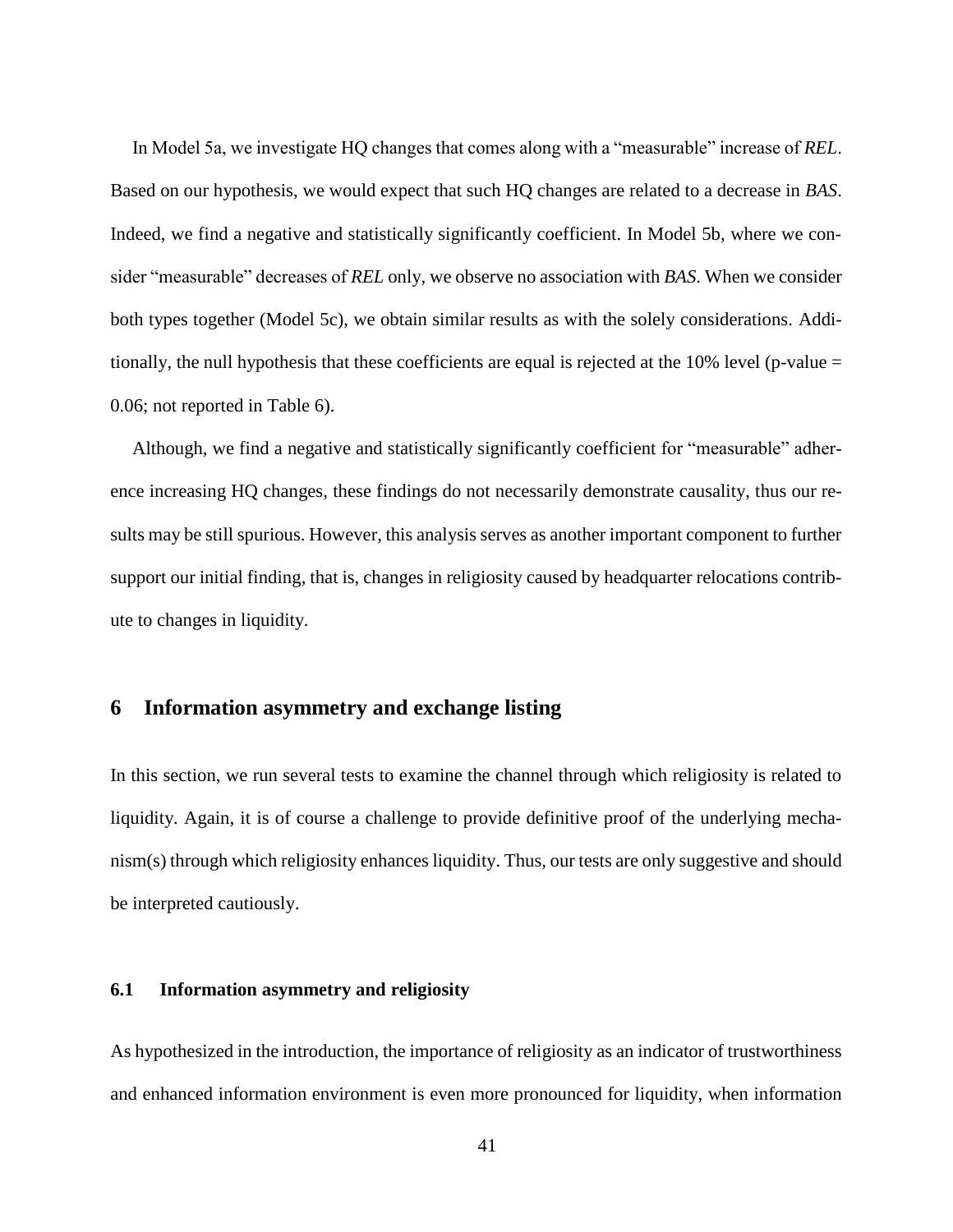In Model 5a, we investigate HQ changes that comes along with a "measurable" increase of *REL*. Based on our hypothesis, we would expect that such HQ changes are related to a decrease in *BAS*. Indeed, we find a negative and statistically significantly coefficient. In Model 5b, where we consider "measurable" decreases of *REL* only, we observe no association with *BAS*. When we consider both types together (Model 5c), we obtain similar results as with the solely considerations. Additionally, the null hypothesis that these coefficients are equal is rejected at the 10% level (p-value = 0.06; not reported in Table 6).

Although, we find a negative and statistically significantly coefficient for "measurable" adherence increasing HQ changes, these findings do not necessarily demonstrate causality, thus our results may be still spurious. However, this analysis serves as another important component to further support our initial finding, that is, changes in religiosity caused by headquarter relocations contribute to changes in liquidity.

## 6 Information asymmetry and exchange listing

In this section, we run several tests to examine the channel through which religiosity is related to liquidity. Again, it is of course a challenge to provide definitive proof of the underlying mechanism(s) through which religiosity enhances liquidity. Thus, our tests are only suggestive and should be interpreted cautiously.

### 6.1 Information asymmetry and religiosity

As hypothesized in the introduction, the importance of religiosity as an indicator of trustworthiness and enhanced information environment is even more pronounced for liquidity, when information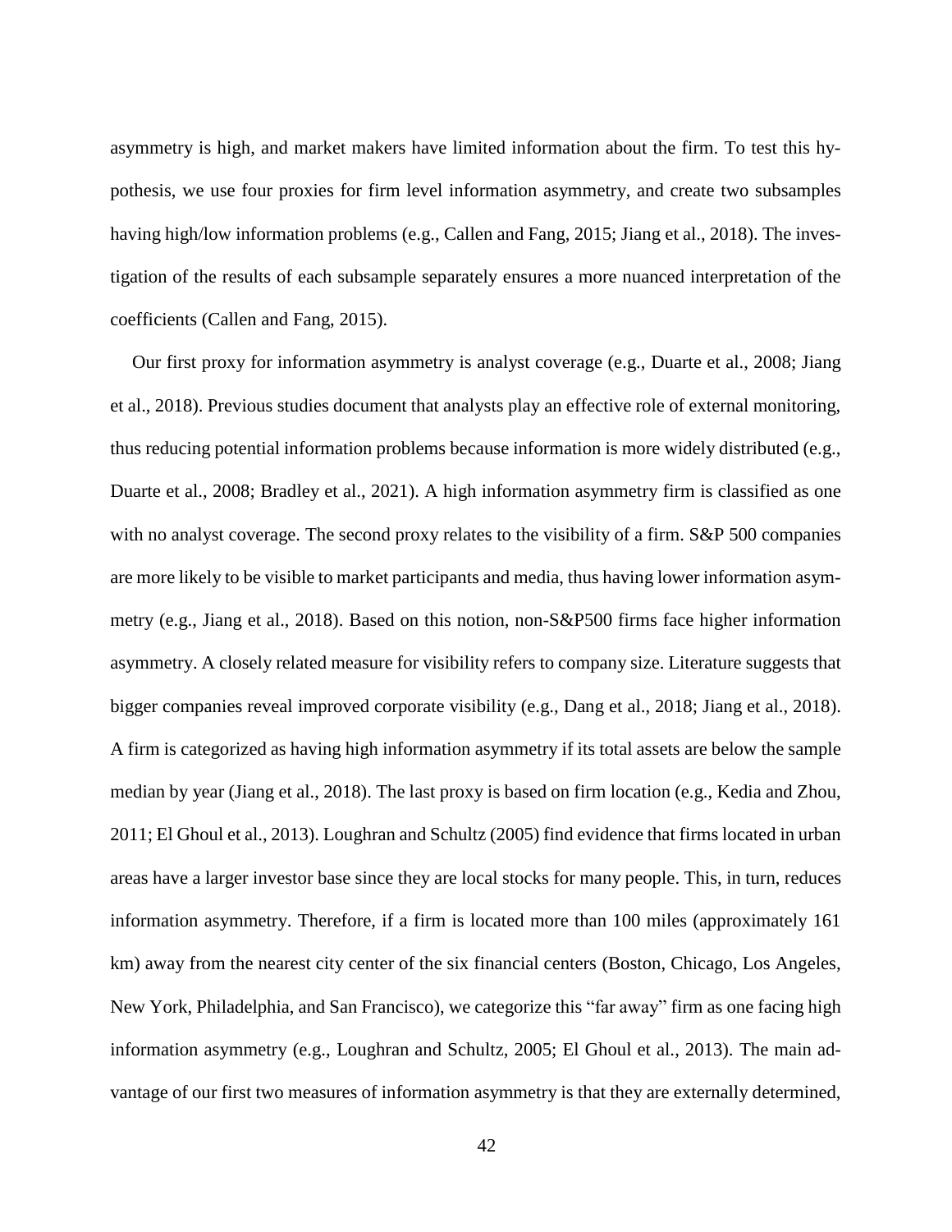asymmetry is high, and market makers have limited information about the firm. To test this hypothesis, we use four proxies for firm level information asymmetry, and create two subsamples having high/low information problems (e.g., Callen and Fang, 2015; Jiang et al., 2018). The investigation of the results of each subsample separately ensures a more nuanced interpretation of the coefficients (Callen and Fang, 2015).

Our first proxy for information asymmetry is analyst coverage (e.g., Duarte et al., 2008; Jiang et al., 2018). Previous studies document that analysts play an effective role of external monitoring, thus reducing potential information problems because information is more widely distributed (e.g., Duarte et al., 2008; Bradley et al., 2021). A high information asymmetry firm is classified as one with no analyst coverage. The second proxy relates to the visibility of a firm. S&P 500 companies are more likely to be visible to market participants and media, thus having lower information asymmetry (e.g., Jiang et al., 2018). Based on this notion, non-S&P500 firms face higher information asymmetry. A closely related measure for visibility refers to company size. Literature suggests that bigger companies reveal improved corporate visibility (e.g., Dang et al., 2018; Jiang et al., 2018). A firm is categorized as having high information asymmetry if its total assets are below the sample median by year (Jiang et al., 2018). The last proxy is based on firm location (e.g., Kedia and Zhou, 2011; El Ghoul et al., 2013). Loughran and Schultz (2005) find evidence that firms located in urban areas have a larger investor base since they are local stocks for many people. This, in turn, reduces information asymmetry. Therefore, if a firm is located more than 100 miles (approximately 161 km) away from the nearest city center of the six financial centers (Boston, Chicago, Los Angeles, New York, Philadelphia, and San Francisco), we categorize this "far away" firm as one facing high information asymmetry (e.g., Loughran and Schultz, 2005; El Ghoul et al., 2013). The main advantage of our first two measures of information asymmetry is that they are externally determined,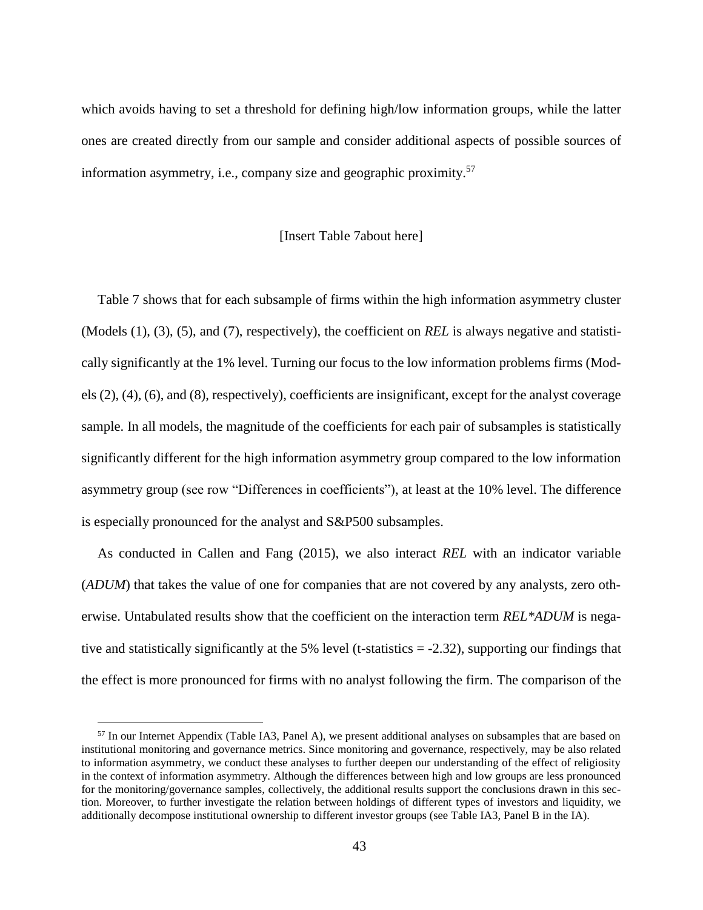which avoids having to set a threshold for defining high/low information groups, while the latter ones are created directly from our sample and consider additional aspects of possible sources of information asymmetry, i.e., company size and geographic proximity.[57]

[Insert Table 7about here]

Table 7 shows that for each subsample of firms within the high information asymmetry cluster (Models (1), (3), (5), and (7), respectively), the coefficient on *REL* is always negative and statistically significantly at the 1% level. Turning our focus to the low information problems firms (Models (2), (4), (6), and (8), respectively), coefficients are insignificant, except for the analyst coverage sample. In all models, the magnitude of the coefficients for each pair of subsamples is statistically significantly different for the high information asymmetry group compared to the low information asymmetry group (see row "Differences in coefficients"), at least at the 10% level. The difference is especially pronounced for the analyst and S&P500 subsamples.

As conducted in Callen and Fang (2015), we also interact *REL* with an indicator variable (*ADUM*) that takes the value of one for companies that are not covered by any analysts, zero otherwise. Untabulated results show that the coefficient on the interaction term *REL\*ADUM* is negative and statistically significantly at the 5% level (t-statistics = -2.32), supporting our findings that the effect is more pronounced for firms with no analyst following the firm. The comparison of the

[57] In our Internet Appendix (Table IA3, Panel A), we present additional analyses on subsamples that are based on institutional monitoring and governance metrics. Since monitoring and governance, respectively, may be also related to information asymmetry, we conduct these analyses to further deepen our understanding of the effect of religiosity in the context of information asymmetry. Although the differences between high and low groups are less pronounced for the monitoring/governance samples, collectively, the additional results support the conclusions drawn in this section. Moreover, to further investigate the relation between holdings of different types of investors and liquidity, we additionally decompose institutional ownership to different investor groups (see Table IA3, Panel B in the IA).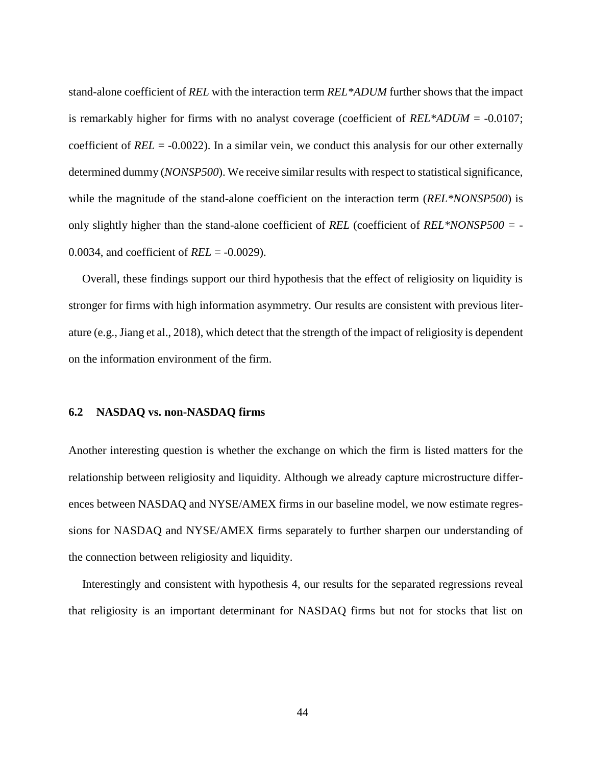stand-alone coefficient of *REL* with the interaction term *REL\*ADUM* further shows that the impact is remarkably higher for firms with no analyst coverage (coefficient of *REL\*ADUM* = -0.0107; coefficient of *REL* = -0.0022). In a similar vein, we conduct this analysis for our other externally determined dummy (*NONSP500*). We receive similar results with respect to statistical significance, while the magnitude of the stand-alone coefficient on the interaction term (*REL\*NONSP500*) is only slightly higher than the stand-alone coefficient of *REL* (coefficient of *REL\*NONSP500* = -0.0034, and coefficient of *REL* = -0.0029).

Overall, these findings support our third hypothesis that the effect of religiosity on liquidity is stronger for firms with high information asymmetry. Our results are consistent with previous literature (e.g., Jiang et al., 2018), which detect that the strength of the impact of religiosity is dependent on the information environment of the firm.

### 6.2 NASDAQ vs. non-NASDAQ firms

Another interesting question is whether the exchange on which the firm is listed matters for the relationship between religiosity and liquidity. Although we already capture microstructure differences between NASDAQ and NYSE/AMEX firms in our baseline model, we now estimate regressions for NASDAQ and NYSE/AMEX firms separately to further sharpen our understanding of the connection between religiosity and liquidity.

Interestingly and consistent with hypothesis 4, our results for the separated regressions reveal that religiosity is an important determinant for NASDAQ firms but not for stocks that list on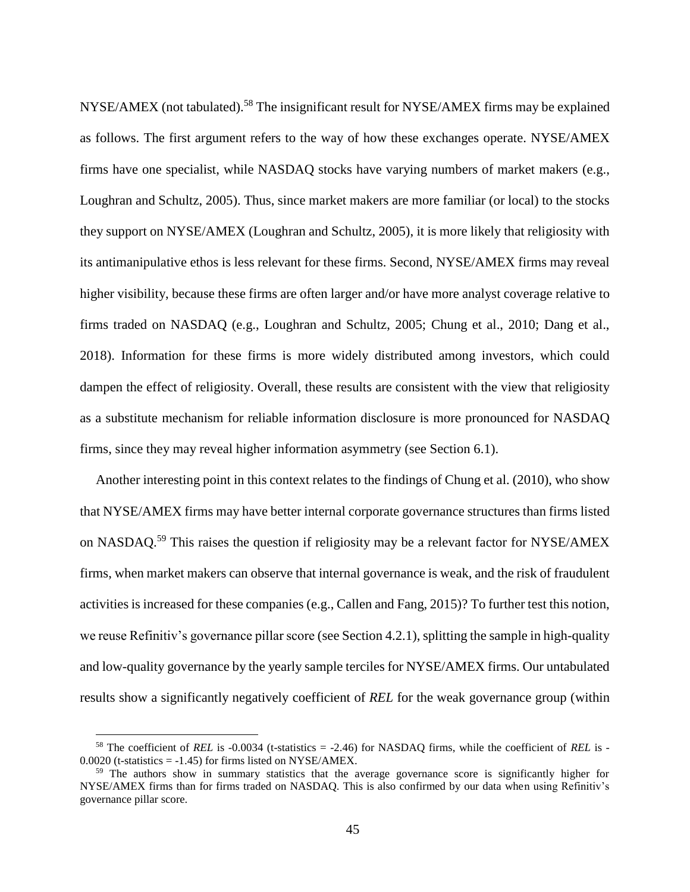NYSE/AMEX (not tabulated).[58] The insignificant result for NYSE/AMEX firms may be explained as follows. The first argument refers to the way of how these exchanges operate. NYSE/AMEX firms have one specialist, while NASDAQ stocks have varying numbers of market makers (e.g., Loughran and Schultz, 2005). Thus, since market makers are more familiar (or local) to the stocks they support on NYSE/AMEX (Loughran and Schultz, 2005), it is more likely that religiosity with its antimanipulative ethos is less relevant for these firms. Second, NYSE/AMEX firms may reveal higher visibility, because these firms are often larger and/or have more analyst coverage relative to firms traded on NASDAQ (e.g., Loughran and Schultz, 2005; Chung et al., 2010; Dang et al., 2018). Information for these firms is more widely distributed among investors, which could dampen the effect of religiosity. Overall, these results are consistent with the view that religiosity as a substitute mechanism for reliable information disclosure is more pronounced for NASDAQ firms, since they may reveal higher information asymmetry (see Section 6.1).

Another interesting point in this context relates to the findings of Chung et al. (2010), who show that NYSE/AMEX firms may have better internal corporate governance structures than firms listed on NASDAQ.[59] This raises the question if religiosity may be a relevant factor for NYSE/AMEX firms, when market makers can observe that internal governance is weak, and the risk of fraudulent activities is increased for these companies (e.g., Callen and Fang, 2015)? To further test this notion, we reuse Refinitiv's governance pillar score (see Section 4.2.1), splitting the sample in high-quality and low-quality governance by the yearly sample terciles for NYSE/AMEX firms. Our untabulated results show a significantly negatively coefficient of *REL* for the weak governance group (within

---

[58] The coefficient of *REL* is -0.0034 (t-statistics = -2.46) for NASDAQ firms, while the coefficient of *REL* is -0.0020 (t-statistics = -1.45) for firms listed on NYSE/AMEX.

[59] The authors show in summary statistics that the average governance score is significantly higher for NYSE/AMEX firms than for firms traded on NASDAQ. This is also confirmed by our data when using Refinitiv's governance pillar score.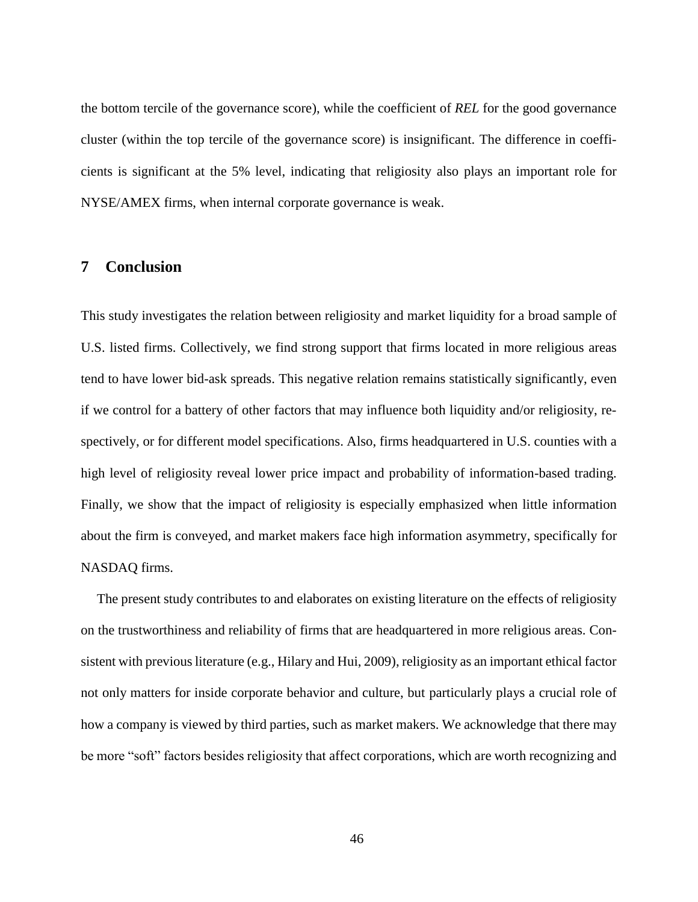the bottom tercile of the governance score), while the coefficient of *REL* for the good governance cluster (within the top tercile of the governance score) is insignificant. The difference in coefficients is significant at the 5% level, indicating that religiosity also plays an important role for NYSE/AMEX firms, when internal corporate governance is weak.

## 7 Conclusion

This study investigates the relation between religiosity and market liquidity for a broad sample of U.S. listed firms. Collectively, we find strong support that firms located in more religious areas tend to have lower bid-ask spreads. This negative relation remains statistically significantly, even if we control for a battery of other factors that may influence both liquidity and/or religiosity, respectively, or for different model specifications. Also, firms headquartered in U.S. counties with a high level of religiosity reveal lower price impact and probability of information-based trading. Finally, we show that the impact of religiosity is especially emphasized when little information about the firm is conveyed, and market makers face high information asymmetry, specifically for NASDAQ firms.

The present study contributes to and elaborates on existing literature on the effects of religiosity on the trustworthiness and reliability of firms that are headquartered in more religious areas. Consistent with previous literature (e.g., Hilary and Hui, 2009), religiosity as an important ethical factor not only matters for inside corporate behavior and culture, but particularly plays a crucial role of how a company is viewed by third parties, such as market makers. We acknowledge that there may be more "soft" factors besides religiosity that affect corporations, which are worth recognizing and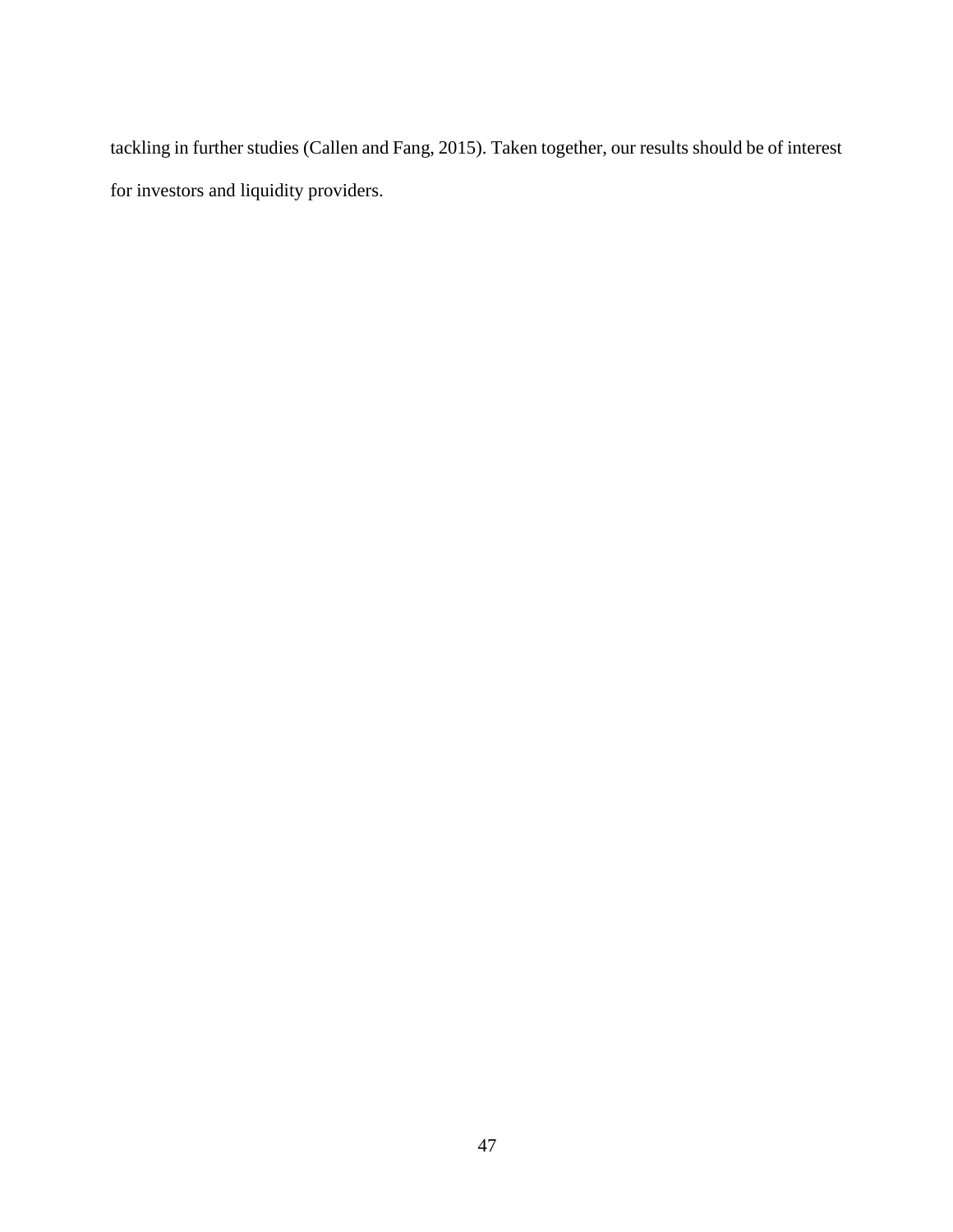tackling in further studies (Callen and Fang, 2015). Taken together, our results should be of interest for investors and liquidity providers.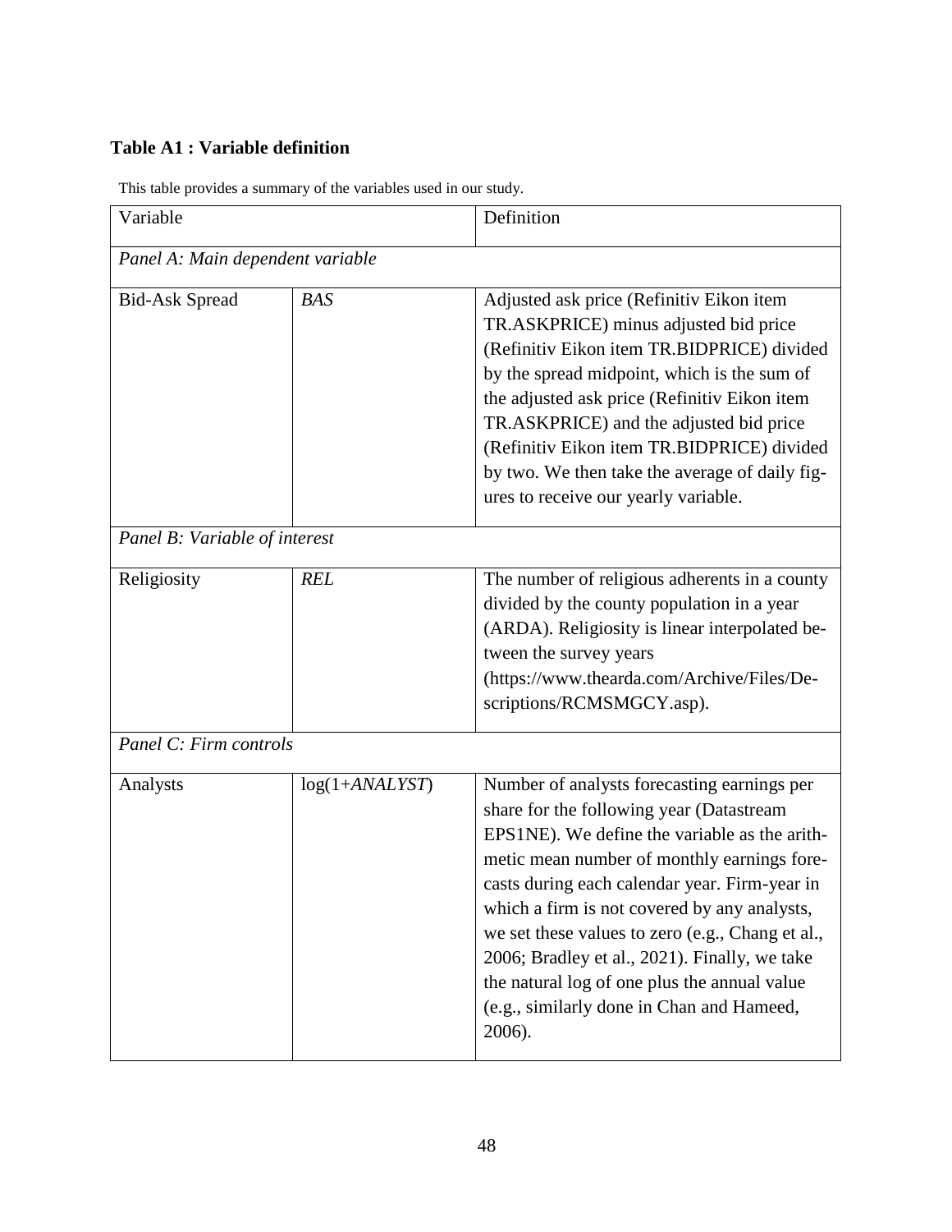**Table A1 : Variable definition**

This table provides a summary of the variables used in our study.

| Variable | | Definition |
|---|---|---|
| *Panel A: Main dependent variable* | | |
| Bid-Ask Spread | *BAS* | Adjusted ask price (Refinitiv Eikon item TR.ASKPRICE) minus adjusted bid price (Refinitiv Eikon item TR.BIDPRICE) divided by the spread midpoint, which is the sum of the adjusted ask price (Refinitiv Eikon item TR.ASKPRICE) and the adjusted bid price (Refinitiv Eikon item TR.BIDPRICE) divided by two. We then take the average of daily figures to receive our yearly variable. |
| *Panel B: Variable of interest* | | |
| Religiosity | *REL* | The number of religious adherents in a county divided by the county population in a year (ARDA). Religiosity is linear interpolated between the survey years (https://www.thearda.com/Archive/Files/Descriptions/RCMSMGCY.asp). |
| *Panel C: Firm controls* | | |
| Analysts | log(1+*ANALYST*) | Number of analysts forecasting earnings per share for the following year (Datastream EPS1NE). We define the variable as the arithmetic mean number of monthly earnings forecasts during each calendar year. Firm-year in which a firm is not covered by any analysts, we set these values to zero (e.g., Chang et al., 2006; Bradley et al., 2021). Finally, we take the natural log of one plus the annual value (e.g., similarly done in Chan and Hameed, 2006). |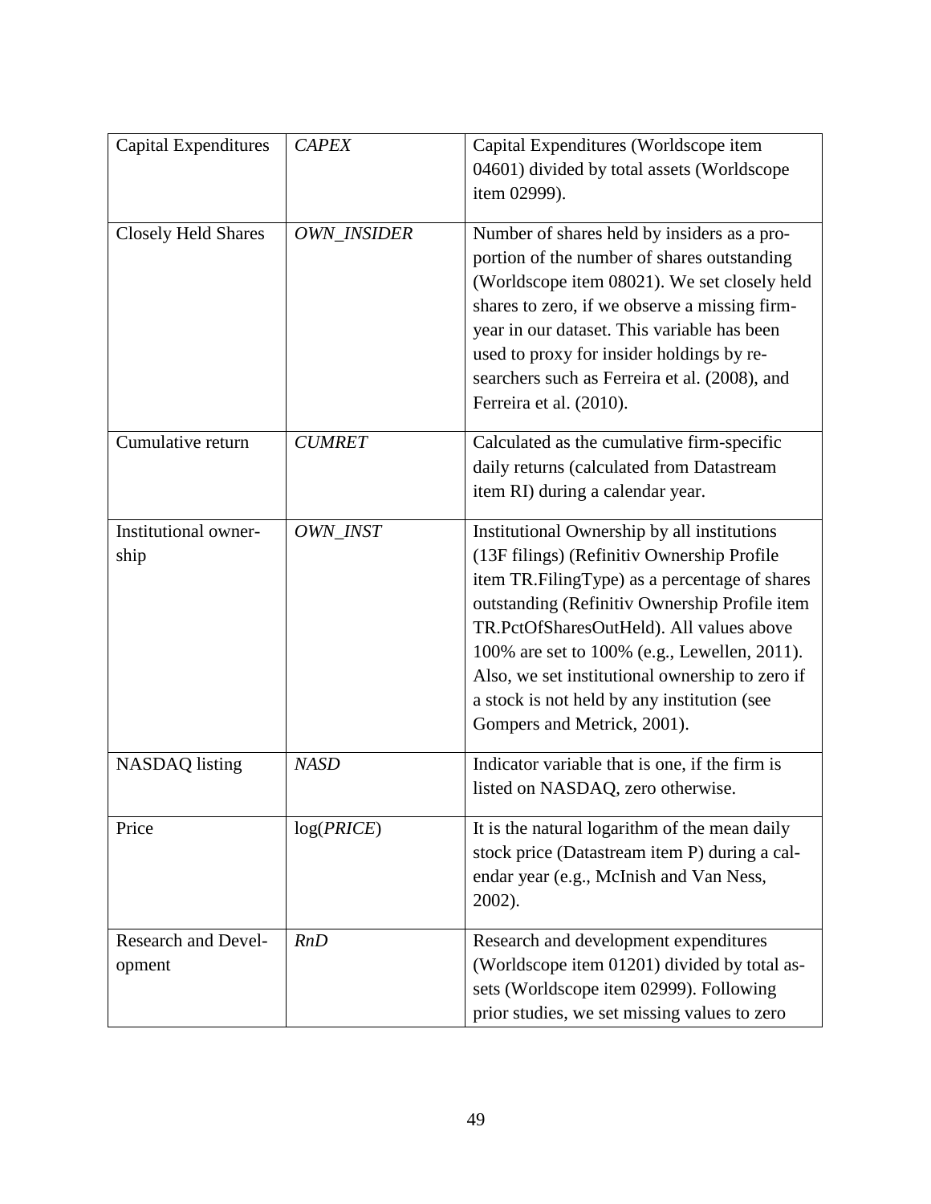| | | |
|---|---|---|
| Capital Expenditures | *CAPEX* | Capital Expenditures (Worldscope item 04601) divided by total assets (Worldscope item 02999). |
| Closely Held Shares | *OWN_INSIDER* | Number of shares held by insiders as a proportion of the number of shares outstanding (Worldscope item 08021). We set closely held shares to zero, if we observe a missing firm-year in our dataset. This variable has been used to proxy for insider holdings by researchers such as Ferreira et al. (2008), and Ferreira et al. (2010). |
| Cumulative return | *CUMRET* | Calculated as the cumulative firm-specific daily returns (calculated from Datastream item RI) during a calendar year. |
| Institutional ownership | *OWN_INST* | Institutional Ownership by all institutions (13F filings) (Refinitiv Ownership Profile item TR.FilingType) as a percentage of shares outstanding (Refinitiv Ownership Profile item TR.PctOfSharesOutHeld). All values above 100% are set to 100% (e.g., Lewellen, 2011). Also, we set institutional ownership to zero if a stock is not held by any institution (see Gompers and Metrick, 2001). |
| NASDAQ listing | *NASD* | Indicator variable that is one, if the firm is listed on NASDAQ, zero otherwise. |
| Price | log(*PRICE*) | It is the natural logarithm of the mean daily stock price (Datastream item P) during a calendar year (e.g., McInish and Van Ness, 2002). |
| Research and Development | *RnD* | Research and development expenditures (Worldscope item 01201) divided by total assets (Worldscope item 02999). Following prior studies, we set missing values to zero |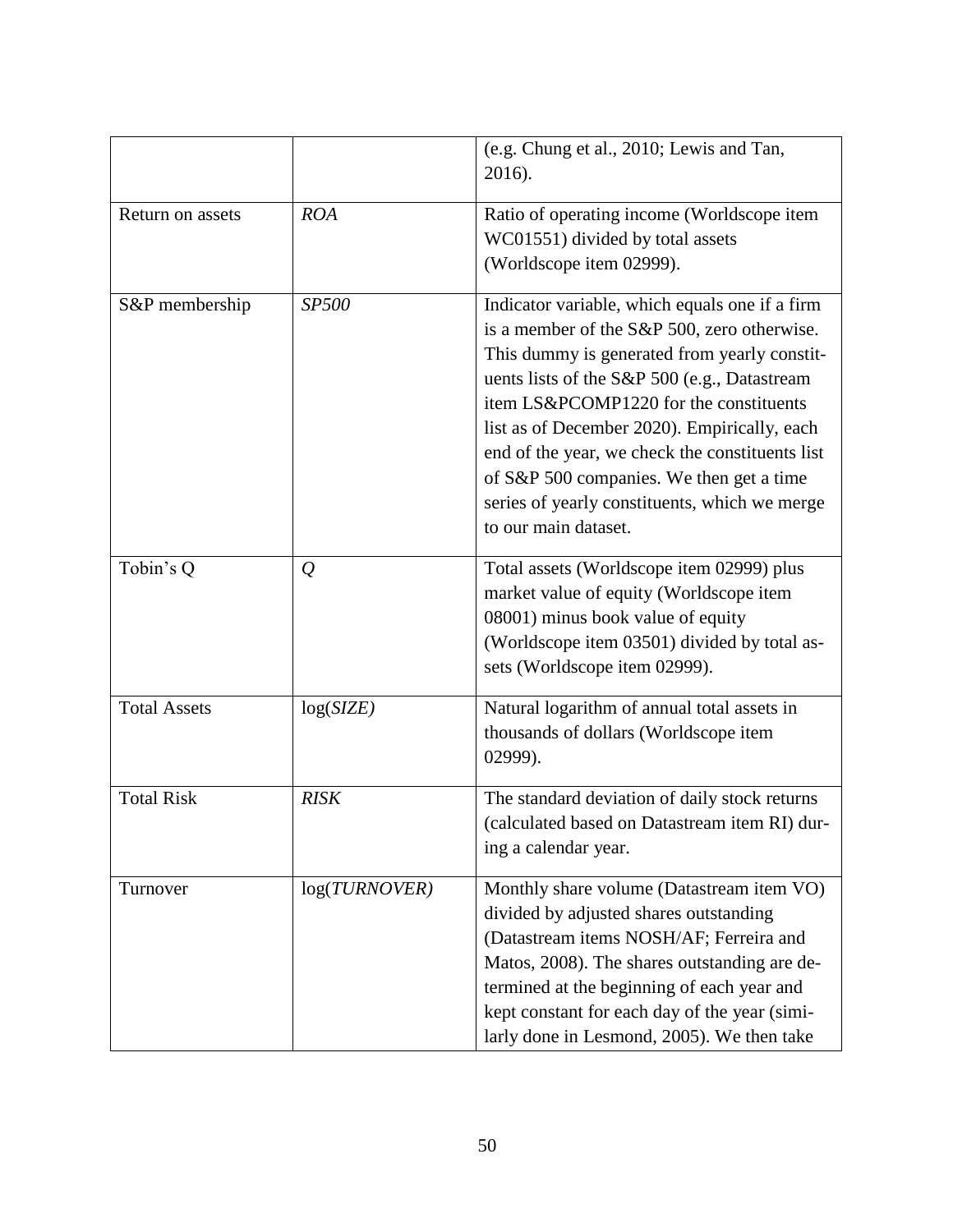| | | |
|---|---|---|
| | | (e.g. Chung et al., 2010; Lewis and Tan, 2016). |
| Return on assets | *ROA* | Ratio of operating income (Worldscope item WC01551) divided by total assets (Worldscope item 02999). |
| S&P membership | *SP500* | Indicator variable, which equals one if a firm is a member of the S&P 500, zero otherwise. This dummy is generated from yearly constituents lists of the S&P 500 (e.g., Datastream item LS&PCOMP1220 for the constituents list as of December 2020). Empirically, each end of the year, we check the constituents list of S&P 500 companies. We then get a time series of yearly constituents, which we merge to our main dataset. |
| Tobin's Q | *Q* | Total assets (Worldscope item 02999) plus market value of equity (Worldscope item 08001) minus book value of equity (Worldscope item 03501) divided by total assets (Worldscope item 02999). |
| Total Assets | log(*SIZE)* | Natural logarithm of annual total assets in thousands of dollars (Worldscope item 02999). |
| Total Risk | *RISK* | The standard deviation of daily stock returns (calculated based on Datastream item RI) during a calendar year. |
| Turnover | log(*TURNOVER)* | Monthly share volume (Datastream item VO) divided by adjusted shares outstanding (Datastream items NOSH/AF; Ferreira and Matos, 2008). The shares outstanding are determined at the beginning of each year and kept constant for each day of the year (similarly done in Lesmond, 2005). We then take |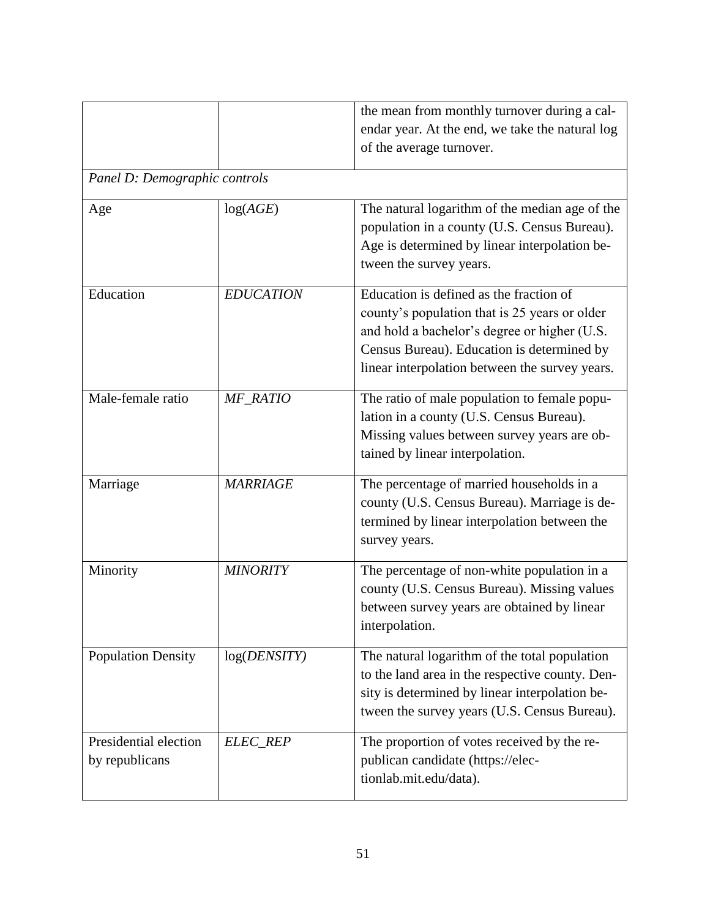| | | |
|---|---|---|
| | | the mean from monthly turnover during a calendar year. At the end, we take the natural log of the average turnover. |
| *Panel D: Demographic controls* | | |
| Age | log(*AGE*) | The natural logarithm of the median age of the population in a county (U.S. Census Bureau). Age is determined by linear interpolation between the survey years. |
| Education | *EDUCATION* | Education is defined as the fraction of county's population that is 25 years or older and hold a bachelor's degree or higher (U.S. Census Bureau). Education is determined by linear interpolation between the survey years. |
| Male-female ratio | *MF_RATIO* | The ratio of male population to female population in a county (U.S. Census Bureau). Missing values between survey years are obtained by linear interpolation. |
| Marriage | *MARRIAGE* | The percentage of married households in a county (U.S. Census Bureau). Marriage is determined by linear interpolation between the survey years. |
| Minority | *MINORITY* | The percentage of non-white population in a county (U.S. Census Bureau). Missing values between survey years are obtained by linear interpolation. |
| Population Density | log(*DENSITY)* | The natural logarithm of the total population to the land area in the respective county. Density is determined by linear interpolation between the survey years (U.S. Census Bureau). |
| Presidential election by republicans | *ELEC_REP* | The proportion of votes received by the republican candidate (https://electionlab.mit.edu/data). |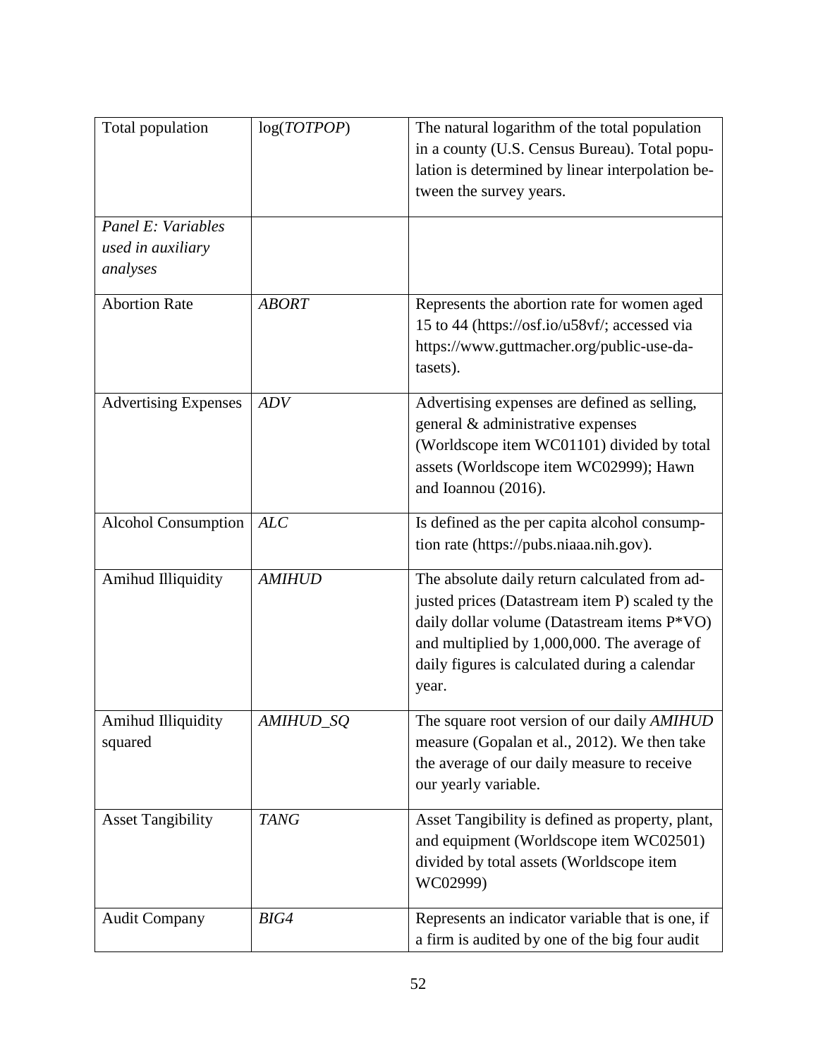| | | |
|---|---|---|
| Total population | log(*TOTPOP*) | The natural logarithm of the total population in a county (U.S. Census Bureau). Total population is determined by linear interpolation between the survey years. |
| *Panel E: Variables used in auxiliary analyses* | | |
| Abortion Rate | *ABORT* | Represents the abortion rate for women aged 15 to 44 (https://osf.io/u58vf/; accessed via https://www.guttmacher.org/public-use-datasets). |
| Advertising Expenses | *ADV* | Advertising expenses are defined as selling, general & administrative expenses (Worldscope item WC01101) divided by total assets (Worldscope item WC02999); Hawn and Ioannou (2016). |
| Alcohol Consumption | *ALC* | Is defined as the per capita alcohol consumption rate (https://pubs.niaaa.nih.gov). |
| Amihud Illiquidity | *AMIHUD* | The absolute daily return calculated from adjusted prices (Datastream item P) scaled ty the daily dollar volume (Datastream items P*VO) and multiplied by 1,000,000. The average of daily figures is calculated during a calendar year. |
| Amihud Illiquidity squared | *AMIHUD_SQ* | The square root version of our daily *AMIHUD* measure (Gopalan et al., 2012). We then take the average of our daily measure to receive our yearly variable. |
| Asset Tangibility | *TANG* | Asset Tangibility is defined as property, plant, and equipment (Worldscope item WC02501) divided by total assets (Worldscope item WC02999) |
| Audit Company | *BIG4* | Represents an indicator variable that is one, if a firm is audited by one of the big four audit |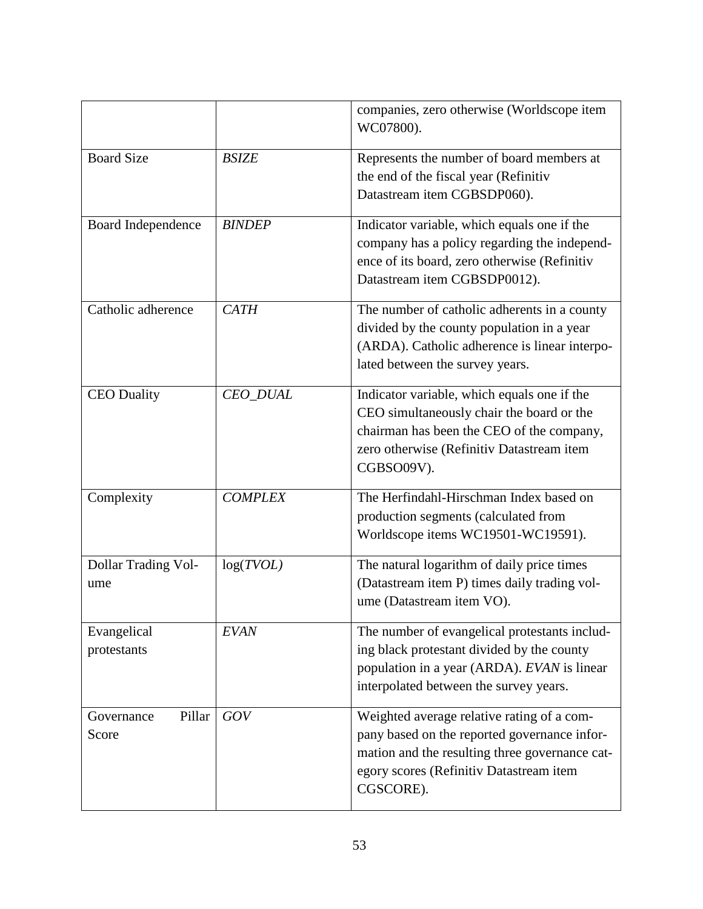| | | |
|---|---|---|
| | | companies, zero otherwise (Worldscope item WC07800). |
| Board Size | *BSIZE* | Represents the number of board members at the end of the fiscal year (Refinitiv Datastream item CGBSDP060). |
| Board Independence | *BINDEP* | Indicator variable, which equals one if the company has a policy regarding the independence of its board, zero otherwise (Refinitiv Datastream item CGBSDP0012). |
| Catholic adherence | *CATH* | The number of catholic adherents in a county divided by the county population in a year (ARDA). Catholic adherence is linear interpolated between the survey years. |
| CEO Duality | *CEO_DUAL* | Indicator variable, which equals one if the CEO simultaneously chair the board or the chairman has been the CEO of the company, zero otherwise (Refinitiv Datastream item CGBSO09V). |
| Complexity | *COMPLEX* | The Herfindahl-Hirschman Index based on production segments (calculated from Worldscope items WC19501-WC19591). |
| Dollar Trading Volume | log(*TVOL)* | The natural logarithm of daily price times (Datastream item P) times daily trading volume (Datastream item VO). |
| Evangelical protestants | *EVAN* | The number of evangelical protestants including black protestant divided by the county population in a year (ARDA). *EVAN* is linear interpolated between the survey years. |
| Governance Pillar Score | *GOV* | Weighted average relative rating of a company based on the reported governance information and the resulting three governance category scores (Refinitiv Datastream item CGSCORE). |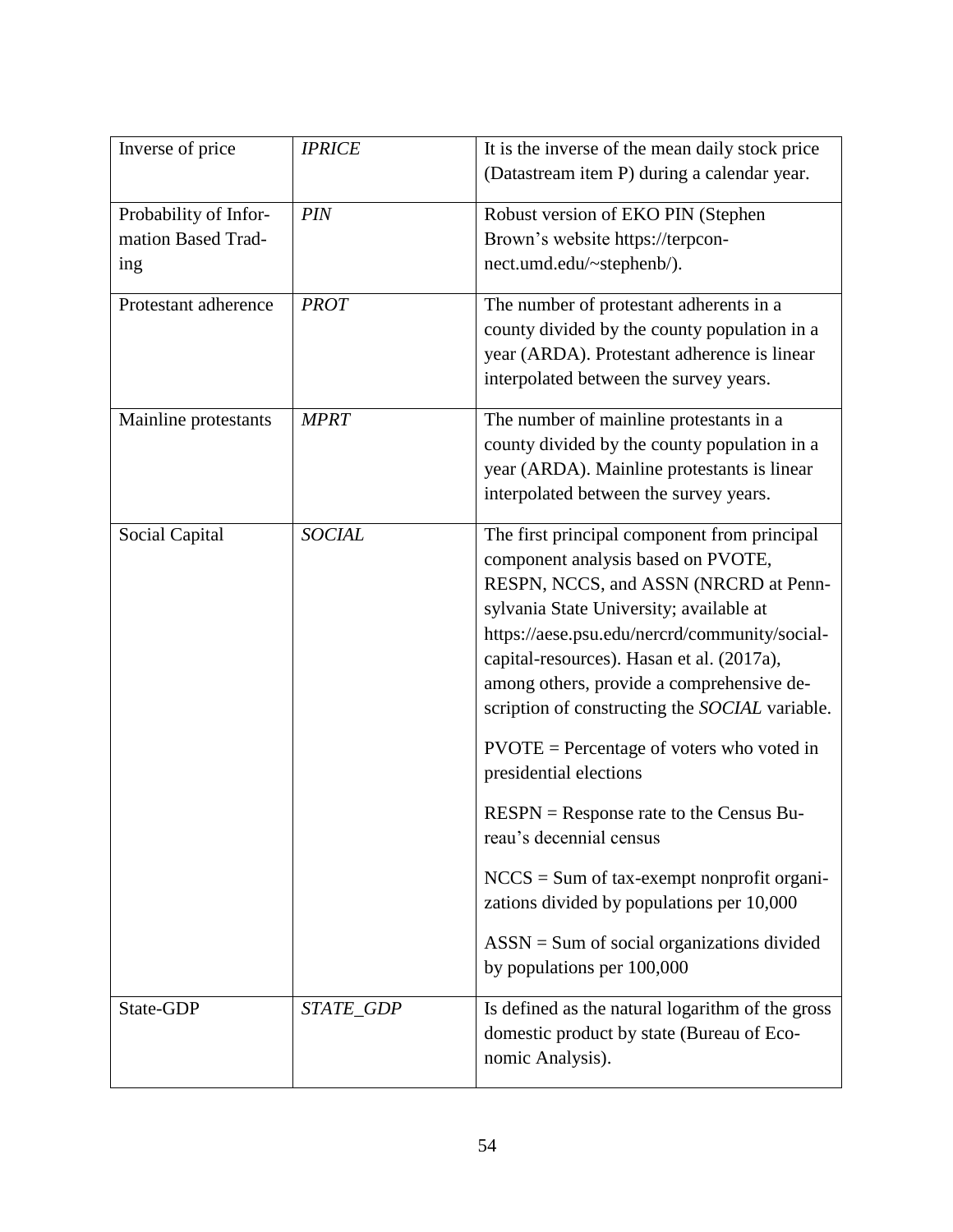| Inverse of price | *IPRICE* | It is the inverse of the mean daily stock price (Datastream item P) during a calendar year. |
|---|---|---|
| Probability of Information Based Trading | *PIN* | Robust version of EKO PIN (Stephen Brown's website https://terpconnect.umd.edu/~stephenb/). |
| Protestant adherence | *PROT* | The number of protestant adherents in a county divided by the county population in a year (ARDA). Protestant adherence is linear interpolated between the survey years. |
| Mainline protestants | *MPRT* | The number of mainline protestants in a county divided by the county population in a year (ARDA). Mainline protestants is linear interpolated between the survey years. |
| Social Capital | *SOCIAL* | The first principal component from principal component analysis based on PVOTE, RESPN, NCCS, and ASSN (NRCRD at Pennsylvania State University; available at https://aese.psu.edu/nercrd/community/social-capital-resources). Hasan et al. (2017a), among others, provide a comprehensive description of constructing the *SOCIAL* variable.<br><br>PVOTE = Percentage of voters who voted in presidential elections<br><br>RESPN = Response rate to the Census Bureau's decennial census<br><br>NCCS = Sum of tax-exempt nonprofit organizations divided by populations per 10,000<br><br>ASSN = Sum of social organizations divided by populations per 100,000 |
| State-GDP | *STATE_GDP* | Is defined as the natural logarithm of the gross domestic product by state (Bureau of Economic Analysis). |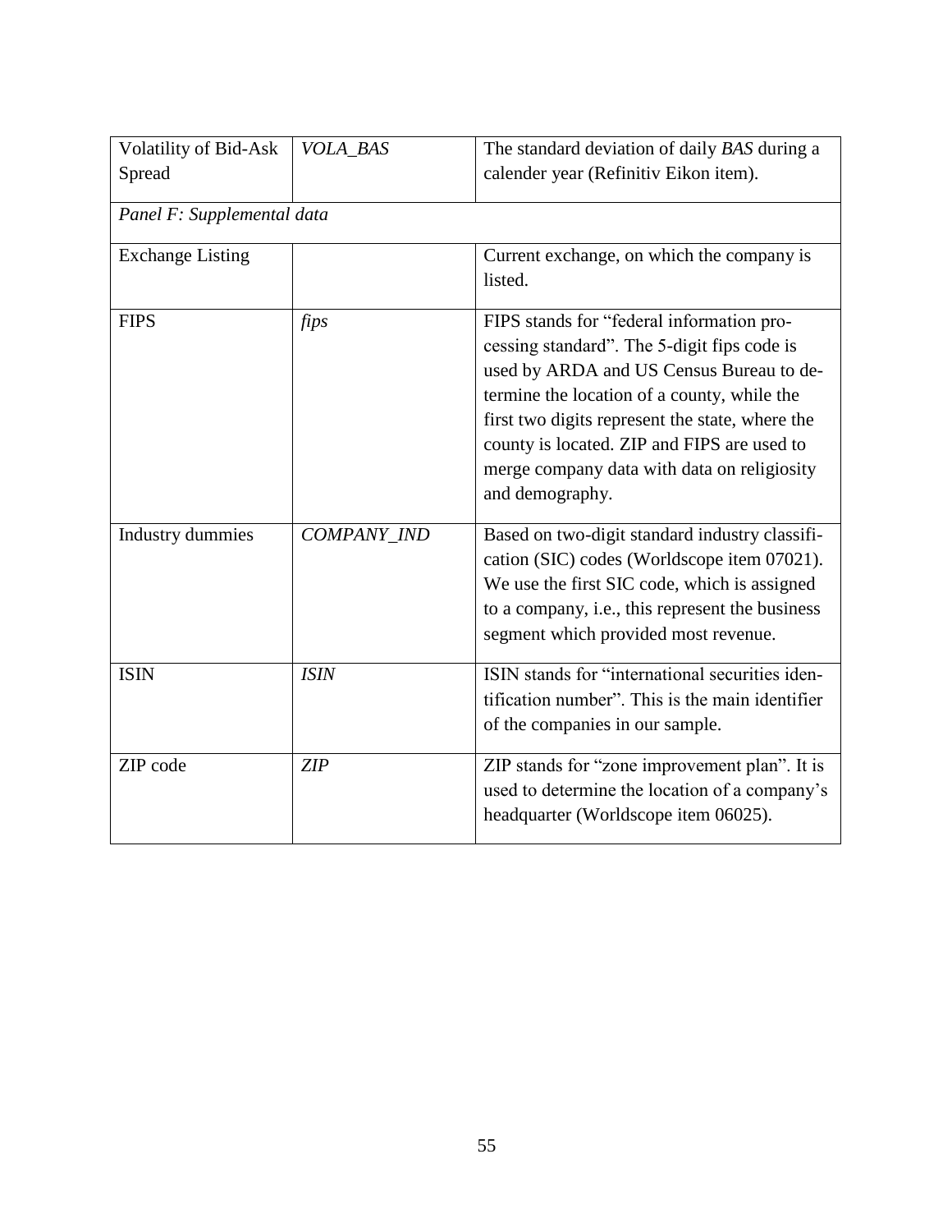| Volatility of Bid-Ask Spread | *VOLA_BAS* | The standard deviation of daily *BAS* during a calender year (Refinitiv Eikon item). |
|---|---|---|
| *Panel F: Supplemental data* | | |
| Exchange Listing | | Current exchange, on which the company is listed. |
| FIPS | *fips* | FIPS stands for "federal information processing standard". The 5-digit fips code is used by ARDA and US Census Bureau to determine the location of a county, while the first two digits represent the state, where the county is located. ZIP and FIPS are used to merge company data with data on religiosity and demography. |
| Industry dummies | *COMPANY_IND* | Based on two-digit standard industry classification (SIC) codes (Worldscope item 07021). We use the first SIC code, which is assigned to a company, i.e., this represent the business segment which provided most revenue. |
| ISIN | *ISIN* | ISIN stands for "international securities identification number". This is the main identifier of the companies in our sample. |
| ZIP code | *ZIP* | ZIP stands for "zone improvement plan". It is used to determine the location of a company's headquarter (Worldscope item 06025). |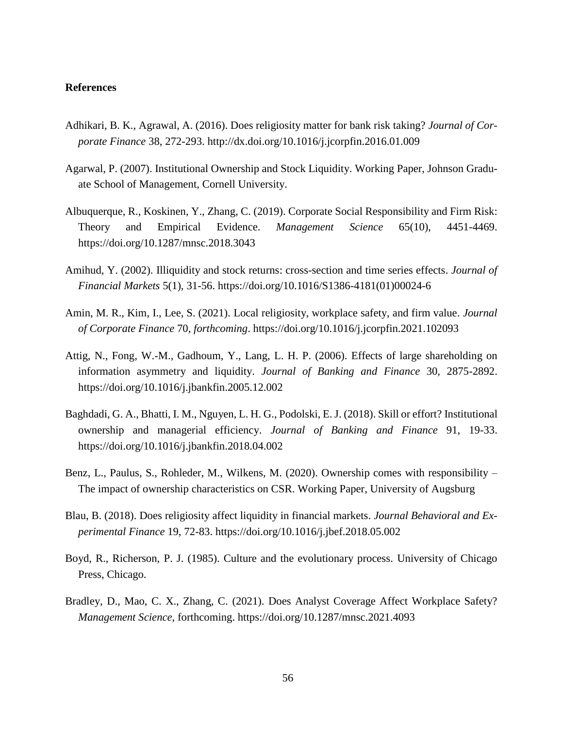## References

Adhikari, B. K., Agrawal, A. (2016). Does religiosity matter for bank risk taking? *Journal of Corporate Finance* 38, 272-293. http://dx.doi.org/10.1016/j.jcorpfin.2016.01.009

Agarwal, P. (2007). Institutional Ownership and Stock Liquidity. Working Paper, Johnson Graduate School of Management, Cornell University.

Albuquerque, R., Koskinen, Y., Zhang, C. (2019). Corporate Social Responsibility and Firm Risk: Theory and Empirical Evidence. *Management Science* 65(10), 4451-4469. https://doi.org/10.1287/mnsc.2018.3043

Amihud, Y. (2002). Illiquidity and stock returns: cross-section and time series effects. *Journal of Financial Markets* 5(1), 31-56. https://doi.org/10.1016/S1386-4181(01)00024-6

Amin, M. R., Kim, I., Lee, S. (2021). Local religiosity, workplace safety, and firm value. *Journal of Corporate Finance* 70, *forthcoming*. https://doi.org/10.1016/j.jcorpfin.2021.102093

Attig, N., Fong, W.-M., Gadhoum, Y., Lang, L. H. P. (2006). Effects of large shareholding on information asymmetry and liquidity. *Journal of Banking and Finance* 30, 2875-2892. https://doi.org/10.1016/j.jbankfin.2005.12.002

Baghdadi, G. A., Bhatti, I. M., Nguyen, L. H. G., Podolski, E. J. (2018). Skill or effort? Institutional ownership and managerial efficiency. *Journal of Banking and Finance* 91, 19-33. https://doi.org/10.1016/j.jbankfin.2018.04.002

Benz, L., Paulus, S., Rohleder, M., Wilkens, M. (2020). Ownership comes with responsibility – The impact of ownership characteristics on CSR. Working Paper, University of Augsburg

Blau, B. (2018). Does religiosity affect liquidity in financial markets. *Journal Behavioral and Experimental Finance* 19, 72-83. https://doi.org/10.1016/j.jbef.2018.05.002

Boyd, R., Richerson, P. J. (1985). Culture and the evolutionary process. University of Chicago Press, Chicago.

Bradley, D., Mao, C. X., Zhang, C. (2021). Does Analyst Coverage Affect Workplace Safety? *Management Science*, forthcoming. https://doi.org/10.1287/mnsc.2021.4093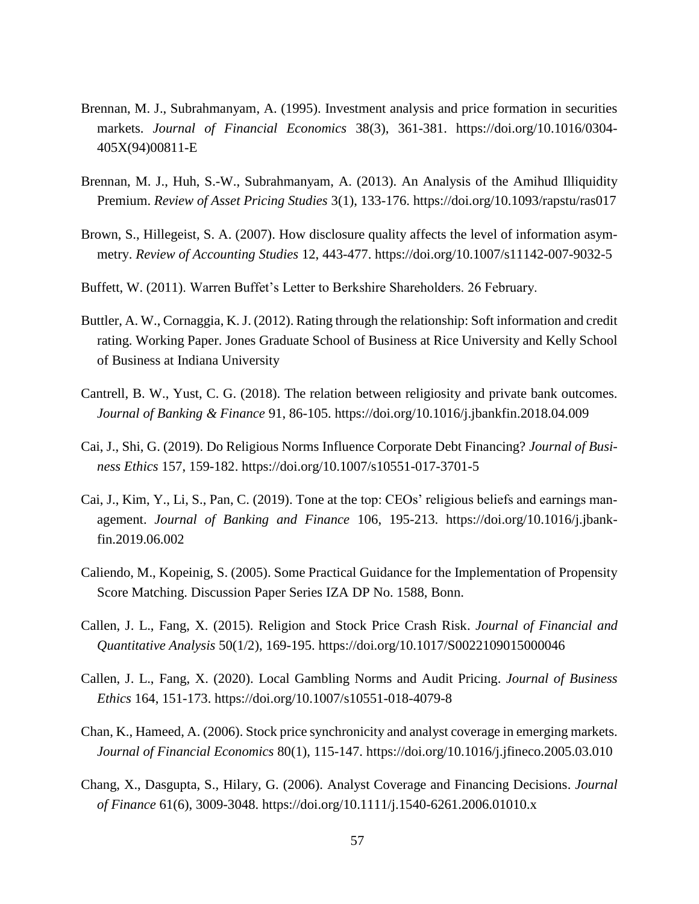Brennan, M. J., Subrahmanyam, A. (1995). Investment analysis and price formation in securities markets. *Journal of Financial Economics* 38(3), 361-381. https://doi.org/10.1016/0304-405X(94)00811-E

Brennan, M. J., Huh, S.-W., Subrahmanyam, A. (2013). An Analysis of the Amihud Illiquidity Premium. *Review of Asset Pricing Studies* 3(1), 133-176. https://doi.org/10.1093/rapstu/ras017

Brown, S., Hillegeist, S. A. (2007). How disclosure quality affects the level of information asymmetry. *Review of Accounting Studies* 12, 443-477. https://doi.org/10.1007/s11142-007-9032-5

Buffett, W. (2011). Warren Buffet's Letter to Berkshire Shareholders. 26 February.

Buttler, A. W., Cornaggia, K. J. (2012). Rating through the relationship: Soft information and credit rating. Working Paper. Jones Graduate School of Business at Rice University and Kelly School of Business at Indiana University

Cantrell, B. W., Yust, C. G. (2018). The relation between religiosity and private bank outcomes. *Journal of Banking & Finance* 91, 86-105. https://doi.org/10.1016/j.jbankfin.2018.04.009

Cai, J., Shi, G. (2019). Do Religious Norms Influence Corporate Debt Financing? *Journal of Business Ethics* 157, 159-182. https://doi.org/10.1007/s10551-017-3701-5

Cai, J., Kim, Y., Li, S., Pan, C. (2019). Tone at the top: CEOs' religious beliefs and earnings management. *Journal of Banking and Finance* 106, 195-213. https://doi.org/10.1016/j.jbankfin.2019.06.002

Caliendo, M., Kopeinig, S. (2005). Some Practical Guidance for the Implementation of Propensity Score Matching. Discussion Paper Series IZA DP No. 1588, Bonn.

Callen, J. L., Fang, X. (2015). Religion and Stock Price Crash Risk. *Journal of Financial and Quantitative Analysis* 50(1/2), 169-195. https://doi.org/10.1017/S0022109015000046

Callen, J. L., Fang, X. (2020). Local Gambling Norms and Audit Pricing. *Journal of Business Ethics* 164, 151-173. https://doi.org/10.1007/s10551-018-4079-8

Chan, K., Hameed, A. (2006). Stock price synchronicity and analyst coverage in emerging markets. *Journal of Financial Economics* 80(1), 115-147. https://doi.org/10.1016/j.jfineco.2005.03.010

Chang, X., Dasgupta, S., Hilary, G. (2006). Analyst Coverage and Financing Decisions. *Journal of Finance* 61(6), 3009-3048. https://doi.org/10.1111/j.1540-6261.2006.01010.x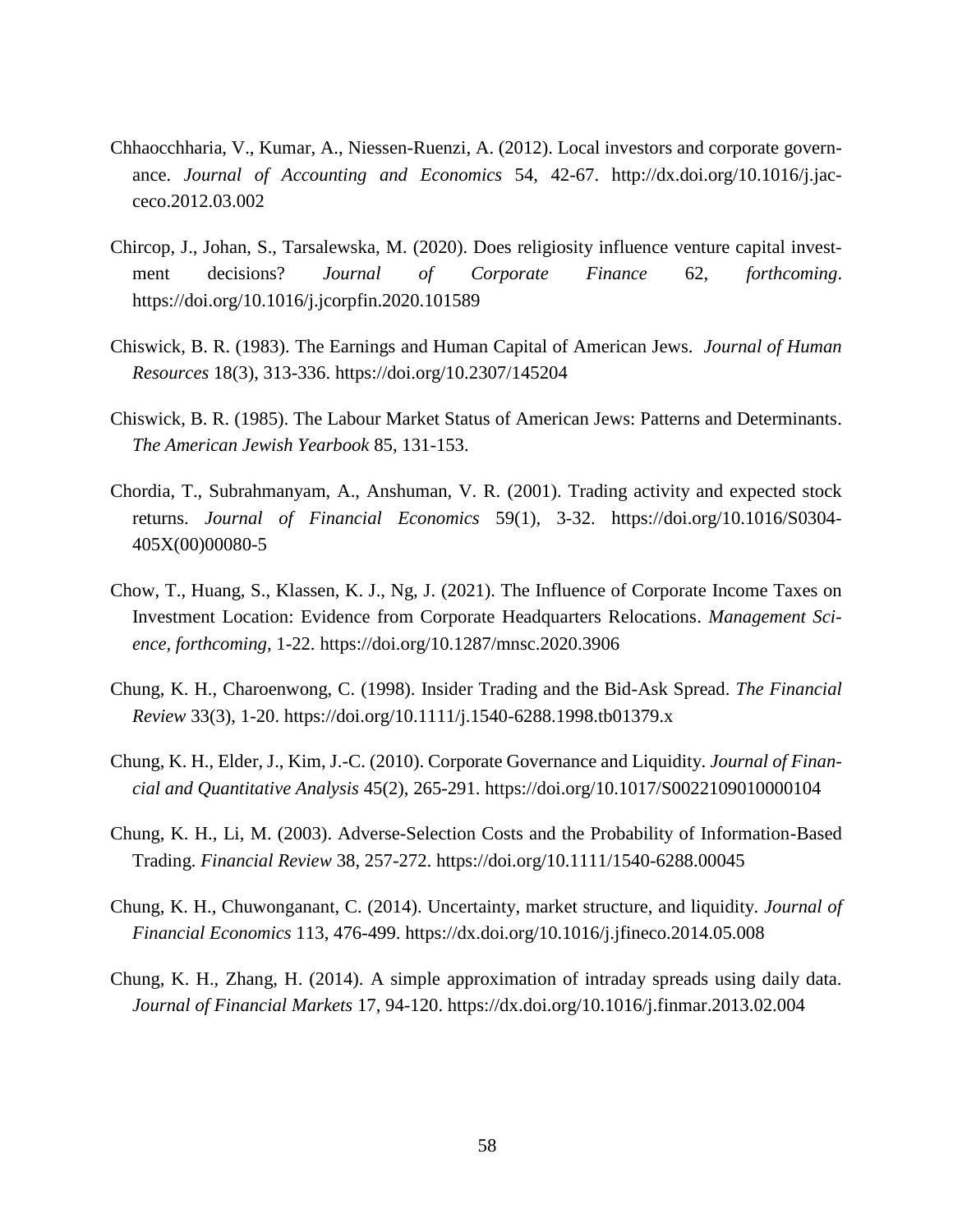Chhaocchharia, V., Kumar, A., Niessen-Ruenzi, A. (2012). Local investors and corporate governance. *Journal of Accounting and Economics* 54, 42-67. http://dx.doi.org/10.1016/j.jacceco.2012.03.002

Chircop, J., Johan, S., Tarsalewska, M. (2020). Does religiosity influence venture capital investment decisions? *Journal of Corporate Finance* 62, *forthcoming*. https://doi.org/10.1016/j.jcorpfin.2020.101589

Chiswick, B. R. (1983). The Earnings and Human Capital of American Jews. *Journal of Human Resources* 18(3), 313-336. https://doi.org/10.2307/145204

Chiswick, B. R. (1985). The Labour Market Status of American Jews: Patterns and Determinants. *The American Jewish Yearbook* 85, 131-153.

Chordia, T., Subrahmanyam, A., Anshuman, V. R. (2001). Trading activity and expected stock returns. *Journal of Financial Economics* 59(1), 3-32. https://doi.org/10.1016/S0304-405X(00)00080-5

Chow, T., Huang, S., Klassen, K. J., Ng, J. (2021). The Influence of Corporate Income Taxes on Investment Location: Evidence from Corporate Headquarters Relocations. *Management Science, forthcoming*, 1-22. https://doi.org/10.1287/mnsc.2020.3906

Chung, K. H., Charoenwong, C. (1998). Insider Trading and the Bid-Ask Spread. *The Financial Review* 33(3), 1-20. https://doi.org/10.1111/j.1540-6288.1998.tb01379.x

Chung, K. H., Elder, J., Kim, J.-C. (2010). Corporate Governance and Liquidity. *Journal of Financial and Quantitative Analysis* 45(2), 265-291. https://doi.org/10.1017/S0022109010000104

Chung, K. H., Li, M. (2003). Adverse-Selection Costs and the Probability of Information-Based Trading. *Financial Review* 38, 257-272. https://doi.org/10.1111/1540-6288.00045

Chung, K. H., Chuwonganant, C. (2014). Uncertainty, market structure, and liquidity. *Journal of Financial Economics* 113, 476-499. https://dx.doi.org/10.1016/j.jfineco.2014.05.008

Chung, K. H., Zhang, H. (2014). A simple approximation of intraday spreads using daily data. *Journal of Financial Markets* 17, 94-120. https://dx.doi.org/10.1016/j.finmar.2013.02.004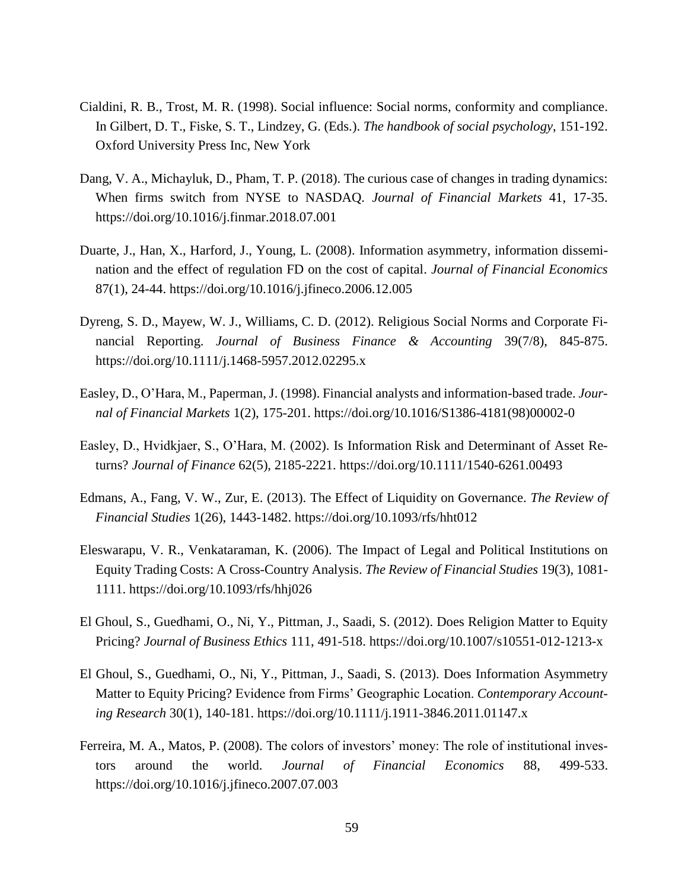Cialdini, R. B., Trost, M. R. (1998). Social influence: Social norms, conformity and compliance. In Gilbert, D. T., Fiske, S. T., Lindzey, G. (Eds.). *The handbook of social psychology*, 151-192. Oxford University Press Inc, New York

Dang, V. A., Michayluk, D., Pham, T. P. (2018). The curious case of changes in trading dynamics: When firms switch from NYSE to NASDAQ. *Journal of Financial Markets* 41, 17-35. https://doi.org/10.1016/j.finmar.2018.07.001

Duarte, J., Han, X., Harford, J., Young, L. (2008). Information asymmetry, information dissemination and the effect of regulation FD on the cost of capital. *Journal of Financial Economics* 87(1), 24-44. https://doi.org/10.1016/j.jfineco.2006.12.005

Dyreng, S. D., Mayew, W. J., Williams, C. D. (2012). Religious Social Norms and Corporate Financial Reporting. *Journal of Business Finance & Accounting* 39(7/8), 845-875. https://doi.org/10.1111/j.1468-5957.2012.02295.x

Easley, D., O'Hara, M., Paperman, J. (1998). Financial analysts and information-based trade. *Journal of Financial Markets* 1(2), 175-201. https://doi.org/10.1016/S1386-4181(98)00002-0

Easley, D., Hvidkjaer, S., O'Hara, M. (2002). Is Information Risk and Determinant of Asset Returns? *Journal of Finance* 62(5), 2185-2221. https://doi.org/10.1111/1540-6261.00493

Edmans, A., Fang, V. W., Zur, E. (2013). The Effect of Liquidity on Governance. *The Review of Financial Studies* 1(26), 1443-1482. https://doi.org/10.1093/rfs/hht012

Eleswarapu, V. R., Venkataraman, K. (2006). The Impact of Legal and Political Institutions on Equity Trading Costs: A Cross-Country Analysis. *The Review of Financial Studies* 19(3), 1081-1111. https://doi.org/10.1093/rfs/hhj026

El Ghoul, S., Guedhami, O., Ni, Y., Pittman, J., Saadi, S. (2012). Does Religion Matter to Equity Pricing? *Journal of Business Ethics* 111, 491-518. https://doi.org/10.1007/s10551-012-1213-x

El Ghoul, S., Guedhami, O., Ni, Y., Pittman, J., Saadi, S. (2013). Does Information Asymmetry Matter to Equity Pricing? Evidence from Firms' Geographic Location. *Contemporary Accounting Research* 30(1), 140-181. https://doi.org/10.1111/j.1911-3846.2011.01147.x

Ferreira, M. A., Matos, P. (2008). The colors of investors' money: The role of institutional investors around the world. *Journal of Financial Economics* 88, 499-533. https://doi.org/10.1016/j.jfineco.2007.07.003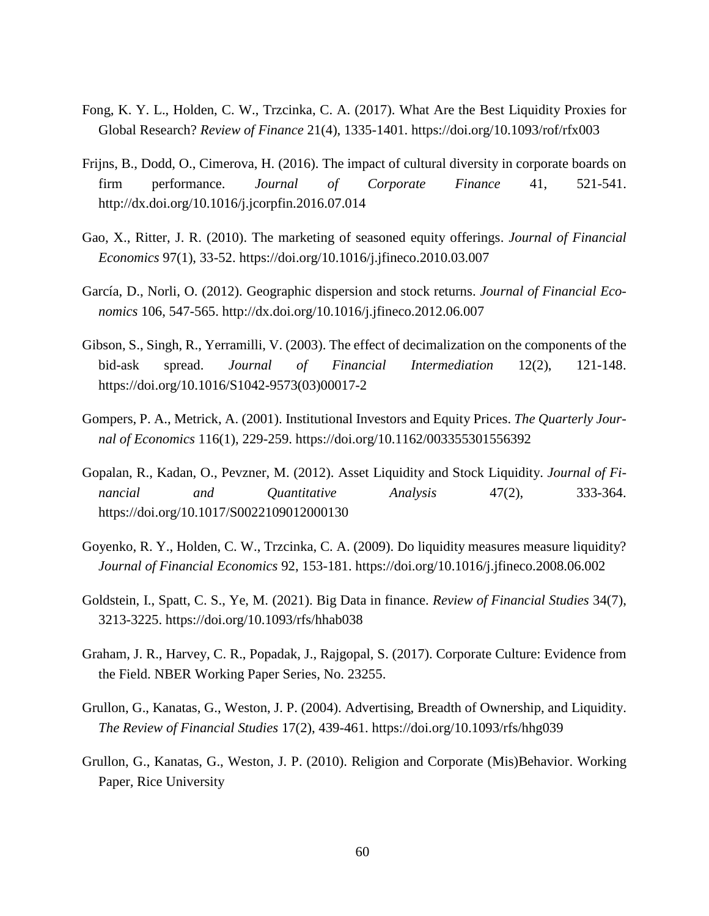Fong, K. Y. L., Holden, C. W., Trzcinka, C. A. (2017). What Are the Best Liquidity Proxies for Global Research? *Review of Finance* 21(4), 1335-1401. https://doi.org/10.1093/rof/rfx003

Frijns, B., Dodd, O., Cimerova, H. (2016). The impact of cultural diversity in corporate boards on firm performance. *Journal of Corporate Finance* 41, 521-541. http://dx.doi.org/10.1016/j.jcorpfin.2016.07.014

Gao, X., Ritter, J. R. (2010). The marketing of seasoned equity offerings. *Journal of Financial Economics* 97(1), 33-52. https://doi.org/10.1016/j.jfineco.2010.03.007

García, D., Norli, O. (2012). Geographic dispersion and stock returns. *Journal of Financial Economics* 106, 547-565. http://dx.doi.org/10.1016/j.jfineco.2012.06.007

Gibson, S., Singh, R., Yerramilli, V. (2003). The effect of decimalization on the components of the bid-ask spread. *Journal of Financial Intermediation* 12(2), 121-148. https://doi.org/10.1016/S1042-9573(03)00017-2

Gompers, P. A., Metrick, A. (2001). Institutional Investors and Equity Prices. *The Quarterly Journal of Economics* 116(1), 229-259. https://doi.org/10.1162/003355301556392

Gopalan, R., Kadan, O., Pevzner, M. (2012). Asset Liquidity and Stock Liquidity. *Journal of Financial and Quantitative Analysis* 47(2), 333-364. https://doi.org/10.1017/S0022109012000130

Goyenko, R. Y., Holden, C. W., Trzcinka, C. A. (2009). Do liquidity measures measure liquidity? *Journal of Financial Economics* 92, 153-181. https://doi.org/10.1016/j.jfineco.2008.06.002

Goldstein, I., Spatt, C. S., Ye, M. (2021). Big Data in finance. *Review of Financial Studies* 34(7), 3213-3225. https://doi.org/10.1093/rfs/hhab038

Graham, J. R., Harvey, C. R., Popadak, J., Rajgopal, S. (2017). Corporate Culture: Evidence from the Field. NBER Working Paper Series, No. 23255.

Grullon, G., Kanatas, G., Weston, J. P. (2004). Advertising, Breadth of Ownership, and Liquidity. *The Review of Financial Studies* 17(2), 439-461. https://doi.org/10.1093/rfs/hhg039

Grullon, G., Kanatas, G., Weston, J. P. (2010). Religion and Corporate (Mis)Behavior. Working Paper, Rice University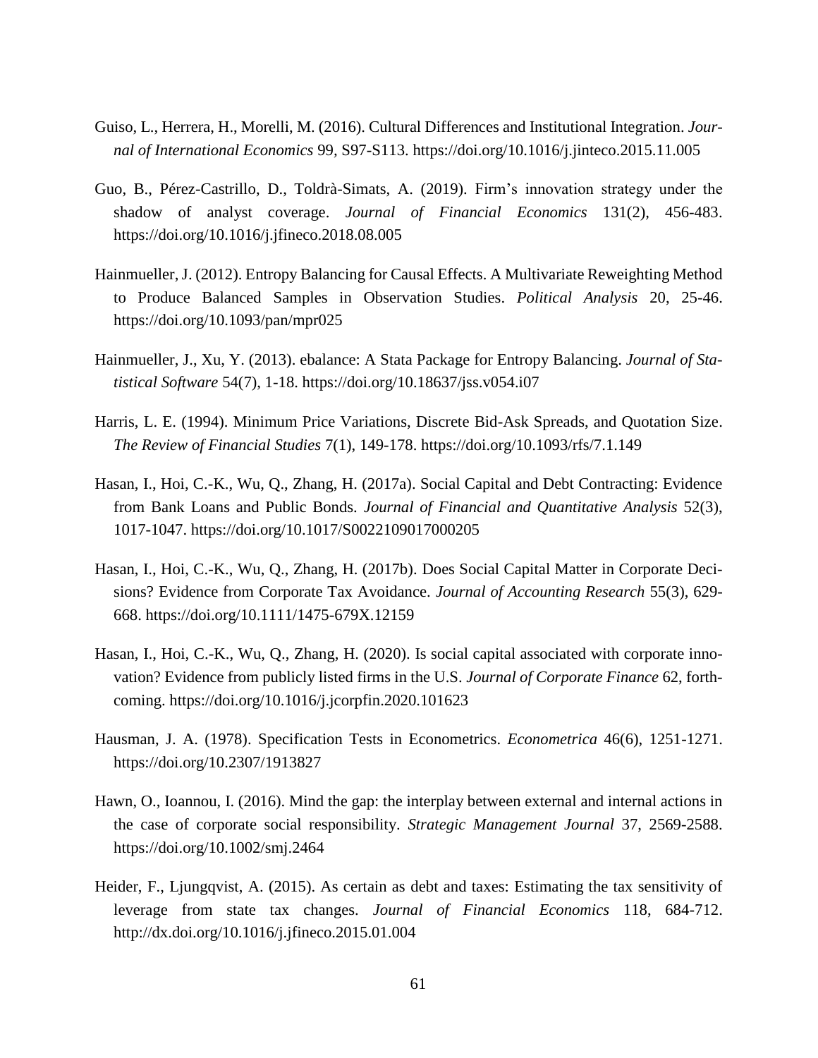Guiso, L., Herrera, H., Morelli, M. (2016). Cultural Differences and Institutional Integration. *Journal of International Economics* 99, S97-S113. https://doi.org/10.1016/j.jinteco.2015.11.005

Guo, B., Pérez-Castrillo, D., Toldrà-Simats, A. (2019). Firm's innovation strategy under the shadow of analyst coverage. *Journal of Financial Economics* 131(2), 456-483. https://doi.org/10.1016/j.jfineco.2018.08.005

Hainmueller, J. (2012). Entropy Balancing for Causal Effects. A Multivariate Reweighting Method to Produce Balanced Samples in Observation Studies. *Political Analysis* 20, 25-46. https://doi.org/10.1093/pan/mpr025

Hainmueller, J., Xu, Y. (2013). ebalance: A Stata Package for Entropy Balancing. *Journal of Statistical Software* 54(7), 1-18. https://doi.org/10.18637/jss.v054.i07

Harris, L. E. (1994). Minimum Price Variations, Discrete Bid-Ask Spreads, and Quotation Size. *The Review of Financial Studies* 7(1), 149-178. https://doi.org/10.1093/rfs/7.1.149

Hasan, I., Hoi, C.-K., Wu, Q., Zhang, H. (2017a). Social Capital and Debt Contracting: Evidence from Bank Loans and Public Bonds. *Journal of Financial and Quantitative Analysis* 52(3), 1017-1047. https://doi.org/10.1017/S0022109017000205

Hasan, I., Hoi, C.-K., Wu, Q., Zhang, H. (2017b). Does Social Capital Matter in Corporate Decisions? Evidence from Corporate Tax Avoidance. *Journal of Accounting Research* 55(3), 629-668. https://doi.org/10.1111/1475-679X.12159

Hasan, I., Hoi, C.-K., Wu, Q., Zhang, H. (2020). Is social capital associated with corporate innovation? Evidence from publicly listed firms in the U.S. *Journal of Corporate Finance* 62, forthcoming. https://doi.org/10.1016/j.jcorpfin.2020.101623

Hausman, J. A. (1978). Specification Tests in Econometrics. *Econometrica* 46(6), 1251-1271. https://doi.org/10.2307/1913827

Hawn, O., Ioannou, I. (2016). Mind the gap: the interplay between external and internal actions in the case of corporate social responsibility. *Strategic Management Journal* 37, 2569-2588. https://doi.org/10.1002/smj.2464

Heider, F., Ljungqvist, A. (2015). As certain as debt and taxes: Estimating the tax sensitivity of leverage from state tax changes. *Journal of Financial Economics* 118, 684-712. http://dx.doi.org/10.1016/j.jfineco.2015.01.004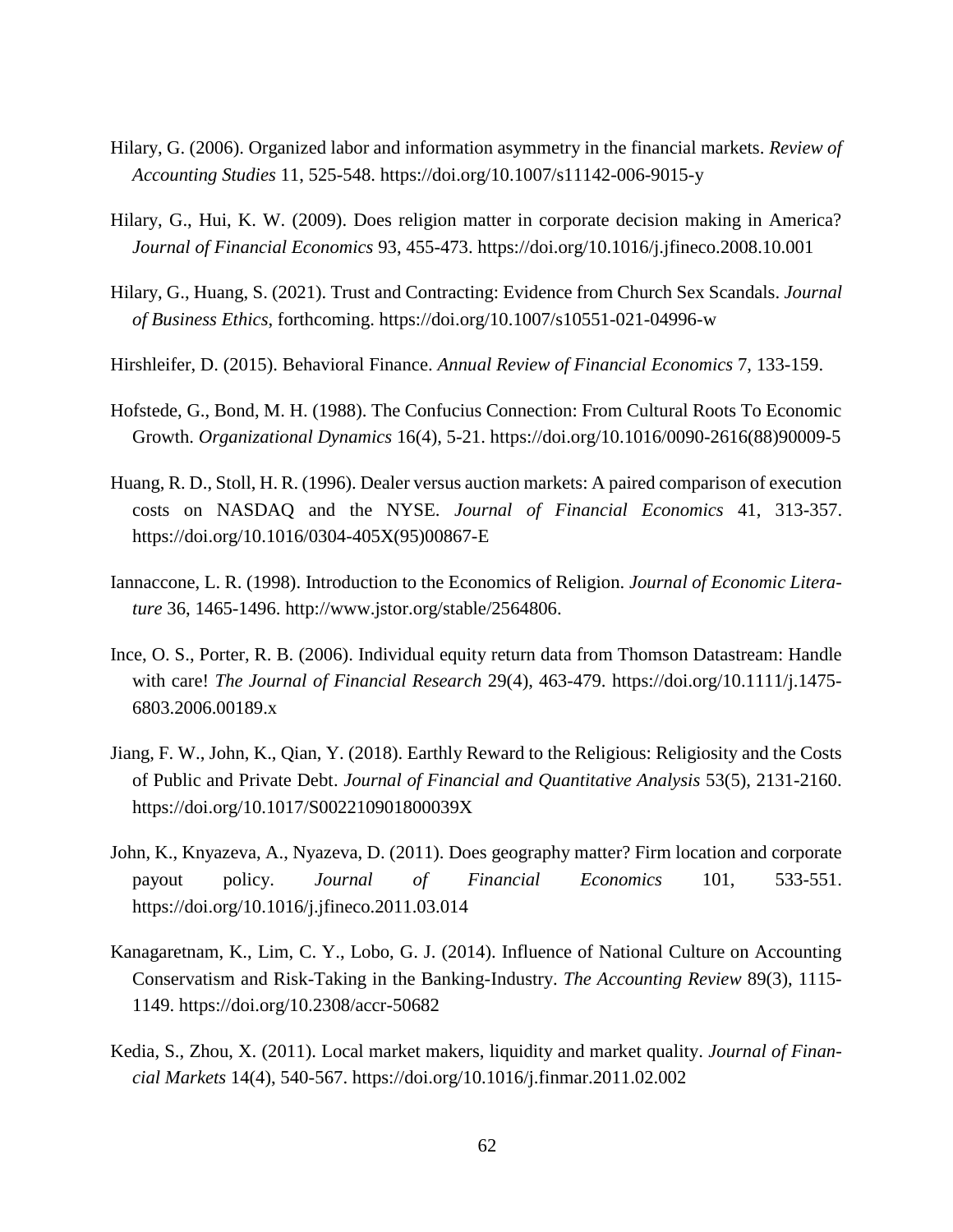Hilary, G. (2006). Organized labor and information asymmetry in the financial markets. *Review of Accounting Studies* 11, 525-548. https://doi.org/10.1007/s11142-006-9015-y

Hilary, G., Hui, K. W. (2009). Does religion matter in corporate decision making in America? *Journal of Financial Economics* 93, 455-473. https://doi.org/10.1016/j.jfineco.2008.10.001

Hilary, G., Huang, S. (2021). Trust and Contracting: Evidence from Church Sex Scandals. *Journal of Business Ethics*, forthcoming. https://doi.org/10.1007/s10551-021-04996-w

Hirshleifer, D. (2015). Behavioral Finance. *Annual Review of Financial Economics* 7, 133-159.

Hofstede, G., Bond, M. H. (1988). The Confucius Connection: From Cultural Roots To Economic Growth. *Organizational Dynamics* 16(4), 5-21. https://doi.org/10.1016/0090-2616(88)90009-5

Huang, R. D., Stoll, H. R. (1996). Dealer versus auction markets: A paired comparison of execution costs on NASDAQ and the NYSE. *Journal of Financial Economics* 41, 313-357. https://doi.org/10.1016/0304-405X(95)00867-E

Iannaccone, L. R. (1998). Introduction to the Economics of Religion. *Journal of Economic Literature* 36, 1465-1496. http://www.jstor.org/stable/2564806.

Ince, O. S., Porter, R. B. (2006). Individual equity return data from Thomson Datastream: Handle with care! *The Journal of Financial Research* 29(4), 463-479. https://doi.org/10.1111/j.1475-6803.2006.00189.x

Jiang, F. W., John, K., Qian, Y. (2018). Earthly Reward to the Religious: Religiosity and the Costs of Public and Private Debt. *Journal of Financial and Quantitative Analysis* 53(5), 2131-2160. https://doi.org/10.1017/S002210901800039X

John, K., Knyazeva, A., Nyazeva, D. (2011). Does geography matter? Firm location and corporate payout policy. *Journal of Financial Economics* 101, 533-551. https://doi.org/10.1016/j.jfineco.2011.03.014

Kanagaretnam, K., Lim, C. Y., Lobo, G. J. (2014). Influence of National Culture on Accounting Conservatism and Risk-Taking in the Banking-Industry. *The Accounting Review* 89(3), 1115-1149. https://doi.org/10.2308/accr-50682

Kedia, S., Zhou, X. (2011). Local market makers, liquidity and market quality. *Journal of Financial Markets* 14(4), 540-567. https://doi.org/10.1016/j.finmar.2011.02.002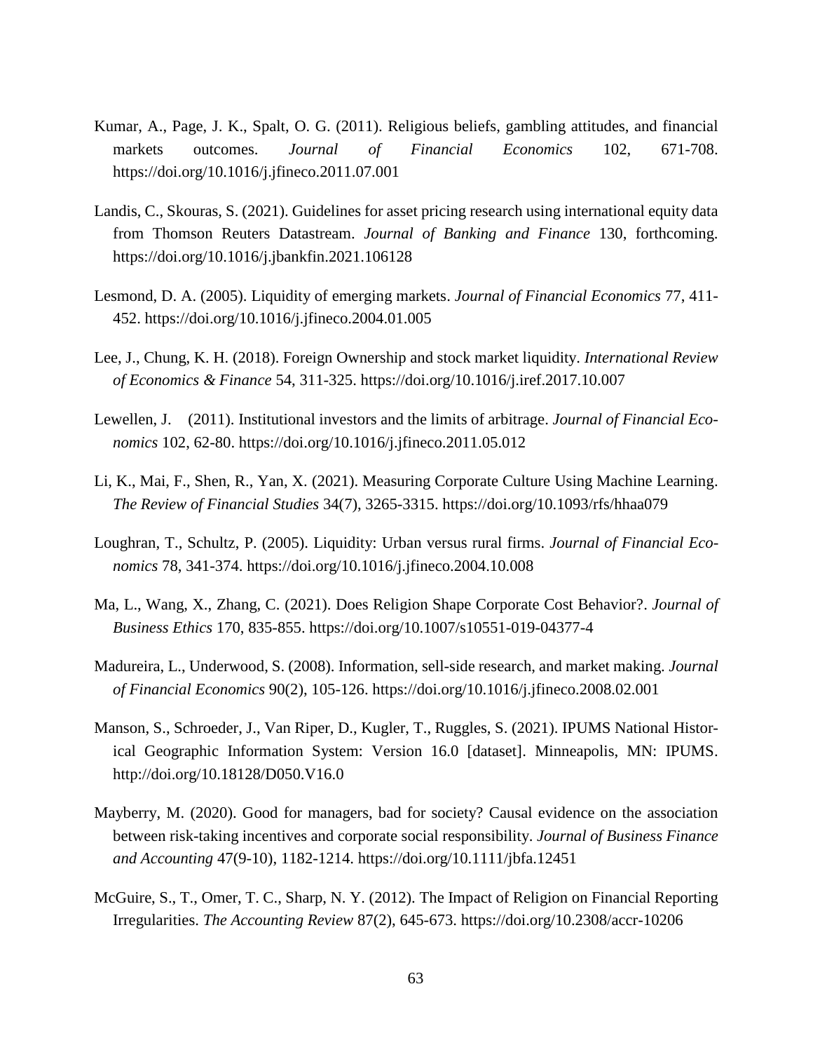Kumar, A., Page, J. K., Spalt, O. G. (2011). Religious beliefs, gambling attitudes, and financial markets outcomes. *Journal of Financial Economics* 102, 671-708. https://doi.org/10.1016/j.jfineco.2011.07.001

Landis, C., Skouras, S. (2021). Guidelines for asset pricing research using international equity data from Thomson Reuters Datastream. *Journal of Banking and Finance* 130, forthcoming. https://doi.org/10.1016/j.jbankfin.2021.106128

Lesmond, D. A. (2005). Liquidity of emerging markets. *Journal of Financial Economics* 77, 411-452. https://doi.org/10.1016/j.jfineco.2004.01.005

Lee, J., Chung, K. H. (2018). Foreign Ownership and stock market liquidity. *International Review of Economics & Finance* 54, 311-325. https://doi.org/10.1016/j.iref.2017.10.007

Lewellen, J. (2011). Institutional investors and the limits of arbitrage. *Journal of Financial Economics* 102, 62-80. https://doi.org/10.1016/j.jfineco.2011.05.012

Li, K., Mai, F., Shen, R., Yan, X. (2021). Measuring Corporate Culture Using Machine Learning. *The Review of Financial Studies* 34(7), 3265-3315. https://doi.org/10.1093/rfs/hhaa079

Loughran, T., Schultz, P. (2005). Liquidity: Urban versus rural firms. *Journal of Financial Economics* 78, 341-374. https://doi.org/10.1016/j.jfineco.2004.10.008

Ma, L., Wang, X., Zhang, C. (2021). Does Religion Shape Corporate Cost Behavior?. *Journal of Business Ethics* 170, 835-855. https://doi.org/10.1007/s10551-019-04377-4

Madureira, L., Underwood, S. (2008). Information, sell-side research, and market making. *Journal of Financial Economics* 90(2), 105-126. https://doi.org/10.1016/j.jfineco.2008.02.001

Manson, S., Schroeder, J., Van Riper, D., Kugler, T., Ruggles, S. (2021). IPUMS National Historical Geographic Information System: Version 16.0 [dataset]. Minneapolis, MN: IPUMS. http://doi.org/10.18128/D050.V16.0

Mayberry, M. (2020). Good for managers, bad for society? Causal evidence on the association between risk-taking incentives and corporate social responsibility. *Journal of Business Finance and Accounting* 47(9-10), 1182-1214. https://doi.org/10.1111/jbfa.12451

McGuire, S., T., Omer, T. C., Sharp, N. Y. (2012). The Impact of Religion on Financial Reporting Irregularities. *The Accounting Review* 87(2), 645-673. https://doi.org/10.2308/accr-10206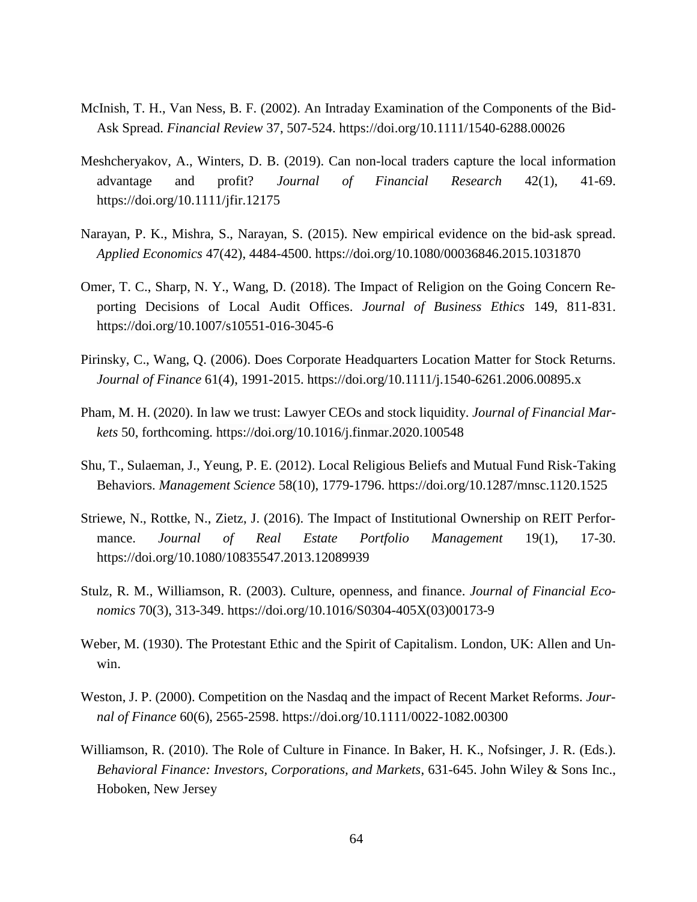McInish, T. H., Van Ness, B. F. (2002). An Intraday Examination of the Components of the Bid-Ask Spread. *Financial Review* 37, 507-524. https://doi.org/10.1111/1540-6288.00026

Meshcheryakov, A., Winters, D. B. (2019). Can non-local traders capture the local information advantage and profit? *Journal of Financial Research* 42(1), 41-69. https://doi.org/10.1111/jfir.12175

Narayan, P. K., Mishra, S., Narayan, S. (2015). New empirical evidence on the bid-ask spread. *Applied Economics* 47(42), 4484-4500. https://doi.org/10.1080/00036846.2015.1031870

Omer, T. C., Sharp, N. Y., Wang, D. (2018). The Impact of Religion on the Going Concern Reporting Decisions of Local Audit Offices. *Journal of Business Ethics* 149, 811-831. https://doi.org/10.1007/s10551-016-3045-6

Pirinsky, C., Wang, Q. (2006). Does Corporate Headquarters Location Matter for Stock Returns. *Journal of Finance* 61(4), 1991-2015. https://doi.org/10.1111/j.1540-6261.2006.00895.x

Pham, M. H. (2020). In law we trust: Lawyer CEOs and stock liquidity. *Journal of Financial Markets* 50, forthcoming. https://doi.org/10.1016/j.finmar.2020.100548

Shu, T., Sulaeman, J., Yeung, P. E. (2012). Local Religious Beliefs and Mutual Fund Risk-Taking Behaviors. *Management Science* 58(10), 1779-1796. https://doi.org/10.1287/mnsc.1120.1525

Striewe, N., Rottke, N., Zietz, J. (2016). The Impact of Institutional Ownership on REIT Performance. *Journal of Real Estate Portfolio Management* 19(1), 17-30. https://doi.org/10.1080/10835547.2013.12089939

Stulz, R. M., Williamson, R. (2003). Culture, openness, and finance. *Journal of Financial Economics* 70(3), 313-349. https://doi.org/10.1016/S0304-405X(03)00173-9

Weber, M. (1930). The Protestant Ethic and the Spirit of Capitalism. London, UK: Allen and Unwin.

Weston, J. P. (2000). Competition on the Nasdaq and the impact of Recent Market Reforms. *Journal of Finance* 60(6), 2565-2598. https://doi.org/10.1111/0022-1082.00300

Williamson, R. (2010). The Role of Culture in Finance. In Baker, H. K., Nofsinger, J. R. (Eds.). *Behavioral Finance: Investors, Corporations, and Markets*, 631-645. John Wiley & Sons Inc., Hoboken, New Jersey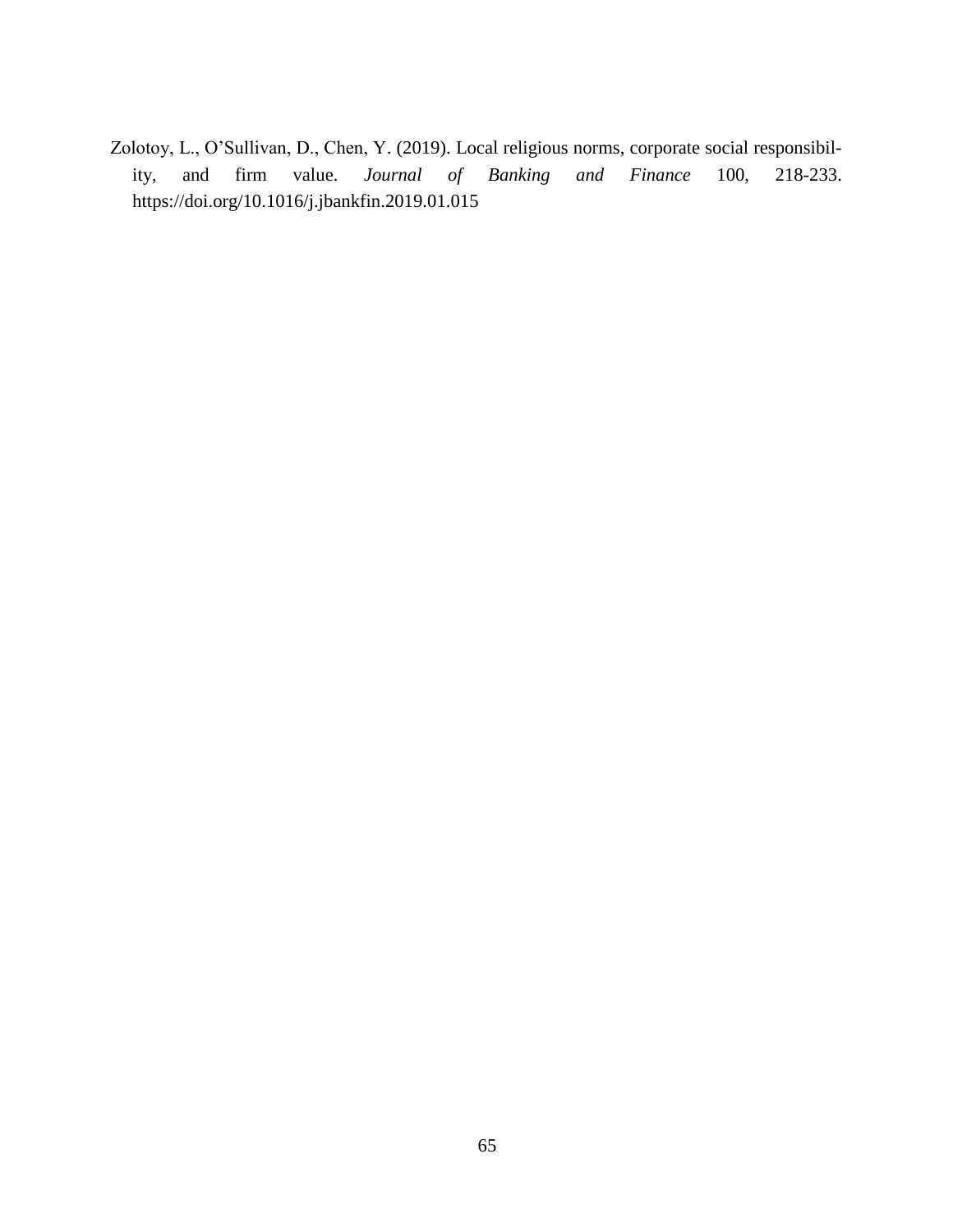Zolotoy, L., O'Sullivan, D., Chen, Y. (2019). Local religious norms, corporate social responsibility, and firm value. *Journal of Banking and Finance* 100, 218-233. https://doi.org/10.1016/j.jbankfin.2019.01.015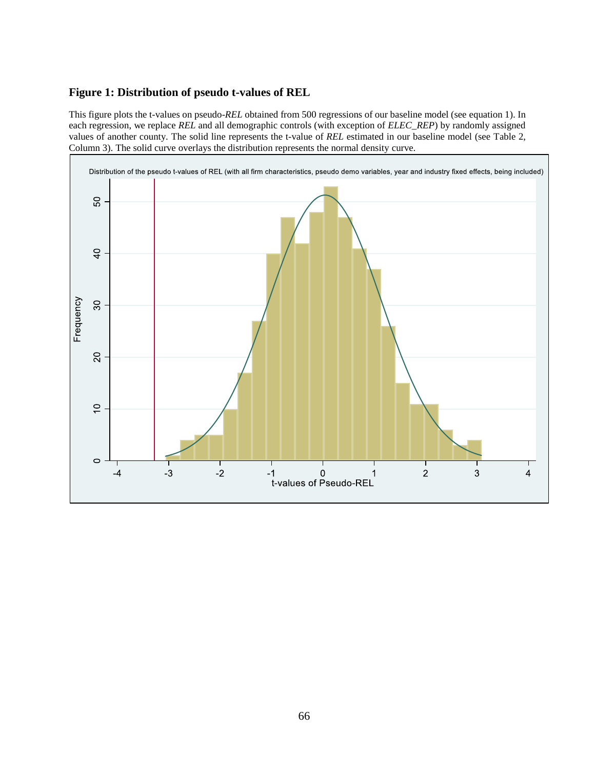### Figure 1: Distribution of pseudo t-values of REL

This figure plots the t-values on pseudo-*REL* obtained from 500 regressions of our baseline model (see equation 1). In each regression, we replace *REL* and all demographic controls (with exception of *ELEC_REP*) by randomly assigned values of another county. The solid line represents the t-value of *REL* estimated in our baseline model (see Table 2, Column 3). The solid curve overlays the distribution represents the normal density curve.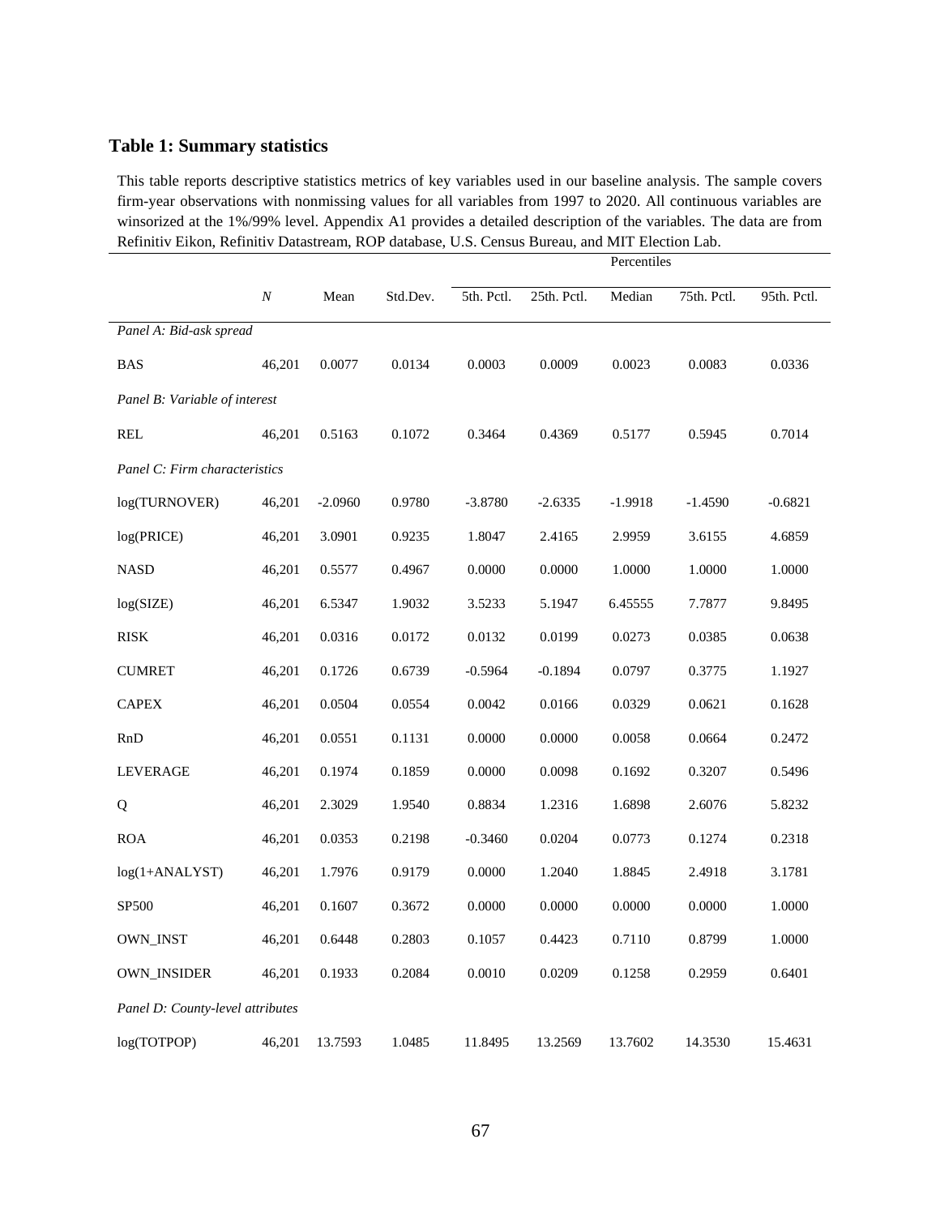## Table 1: Summary statistics

This table reports descriptive statistics metrics of key variables used in our baseline analysis. The sample covers firm-year observations with nonmissing values for all variables from 1997 to 2020. All continuous variables are winsorized at the 1%/99% level. Appendix A1 provides a detailed description of the variables. The data are from Refinitiv Eikon, Refinitiv Datastream, ROP database, U.S. Census Bureau, and MIT Election Lab.

| | | | | Percentiles | | | | |
|---|---|---|---|---|---|---|---|---|
| | *N* | Mean | Std.Dev. | 5th. Pctl. | 25th. Pctl. | Median | 75th. Pctl. | 95th. Pctl. |
| *Panel A: Bid-ask spread* | | | | | | | | |
| BAS | 46,201 | 0.0077 | 0.0134 | 0.0003 | 0.0009 | 0.0023 | 0.0083 | 0.0336 |
| *Panel B: Variable of interest* | | | | | | | | |
| REL | 46,201 | 0.5163 | 0.1072 | 0.3464 | 0.4369 | 0.5177 | 0.5945 | 0.7014 |
| *Panel C: Firm characteristics* | | | | | | | | |
| log(TURNOVER) | 46,201 | -2.0960 | 0.9780 | -3.8780 | -2.6335 | -1.9918 | -1.4590 | -0.6821 |
| log(PRICE) | 46,201 | 3.0901 | 0.9235 | 1.8047 | 2.4165 | 2.9959 | 3.6155 | 4.6859 |
| NASD | 46,201 | 0.5577 | 0.4967 | 0.0000 | 0.0000 | 1.0000 | 1.0000 | 1.0000 |
| log(SIZE) | 46,201 | 6.5347 | 1.9032 | 3.5233 | 5.1947 | 6.45555 | 7.7877 | 9.8495 |
| RISK | 46,201 | 0.0316 | 0.0172 | 0.0132 | 0.0199 | 0.0273 | 0.0385 | 0.0638 |
| CUMRET | 46,201 | 0.1726 | 0.6739 | -0.5964 | -0.1894 | 0.0797 | 0.3775 | 1.1927 |
| CAPEX | 46,201 | 0.0504 | 0.0554 | 0.0042 | 0.0166 | 0.0329 | 0.0621 | 0.1628 |
| RnD | 46,201 | 0.0551 | 0.1131 | 0.0000 | 0.0000 | 0.0058 | 0.0664 | 0.2472 |
| LEVERAGE | 46,201 | 0.1974 | 0.1859 | 0.0000 | 0.0098 | 0.1692 | 0.3207 | 0.5496 |
| Q | 46,201 | 2.3029 | 1.9540 | 0.8834 | 1.2316 | 1.6898 | 2.6076 | 5.8232 |
| ROA | 46,201 | 0.0353 | 0.2198 | -0.3460 | 0.0204 | 0.0773 | 0.1274 | 0.2318 |
| log(1+ANALYST) | 46,201 | 1.7976 | 0.9179 | 0.0000 | 1.2040 | 1.8845 | 2.4918 | 3.1781 |
| SP500 | 46,201 | 0.1607 | 0.3672 | 0.0000 | 0.0000 | 0.0000 | 0.0000 | 1.0000 |
| OWN_INST | 46,201 | 0.6448 | 0.2803 | 0.1057 | 0.4423 | 0.7110 | 0.8799 | 1.0000 |
| OWN_INSIDER | 46,201 | 0.1933 | 0.2084 | 0.0010 | 0.0209 | 0.1258 | 0.2959 | 0.6401 |
| *Panel D: County-level attributes* | | | | | | | | |
| log(TOTPOP) | 46,201 | 13.7593 | 1.0485 | 11.8495 | 13.2569 | 13.7602 | 14.3530 | 15.4631 |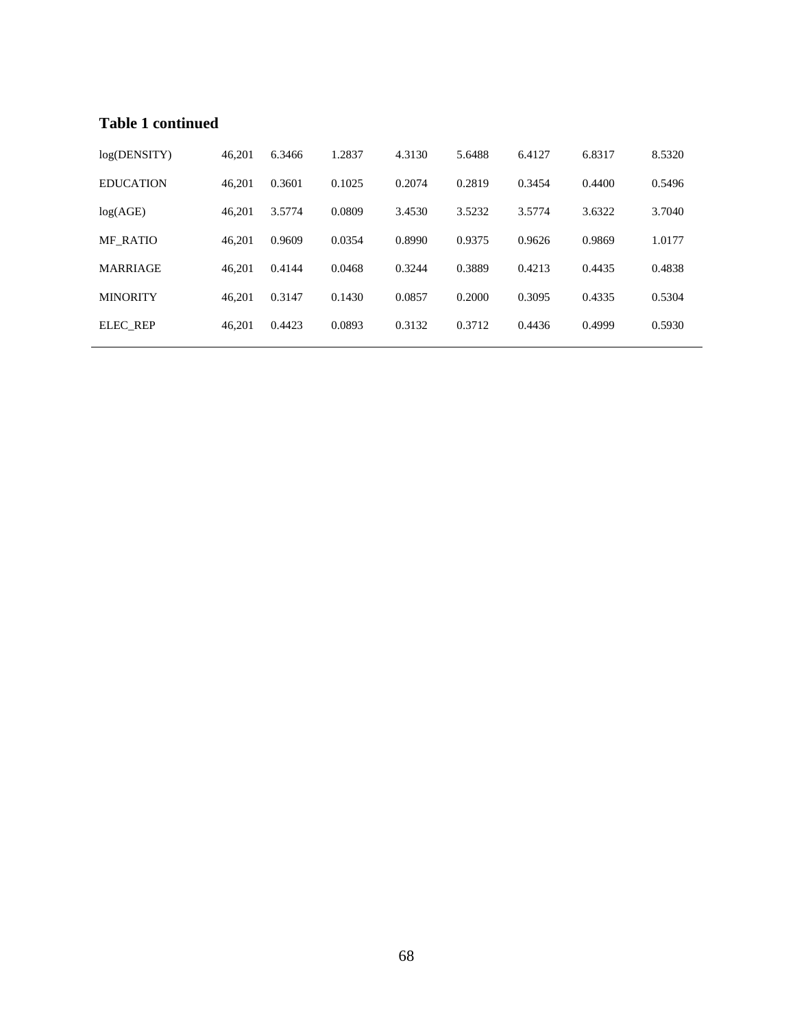**Table 1 continued**

| | | | | | | | | |
|---|---|---|---|---|---|---|---|---|
| log(DENSITY) | 46,201 | 6.3466 | 1.2837 | 4.3130 | 5.6488 | 6.4127 | 6.8317 | 8.5320 |
| EDUCATION | 46,201 | 0.3601 | 0.1025 | 0.2074 | 0.2819 | 0.3454 | 0.4400 | 0.5496 |
| log(AGE) | 46,201 | 3.5774 | 0.0809 | 3.4530 | 3.5232 | 3.5774 | 3.6322 | 3.7040 |
| MF_RATIO | 46,201 | 0.9609 | 0.0354 | 0.8990 | 0.9375 | 0.9626 | 0.9869 | 1.0177 |
| MARRIAGE | 46,201 | 0.4144 | 0.0468 | 0.3244 | 0.3889 | 0.4213 | 0.4435 | 0.4838 |
| MINORITY | 46,201 | 0.3147 | 0.1430 | 0.0857 | 0.2000 | 0.3095 | 0.4335 | 0.5304 |
| ELEC_REP | 46,201 | 0.4423 | 0.0893 | 0.3132 | 0.3712 | 0.4436 | 0.4999 | 0.5930 |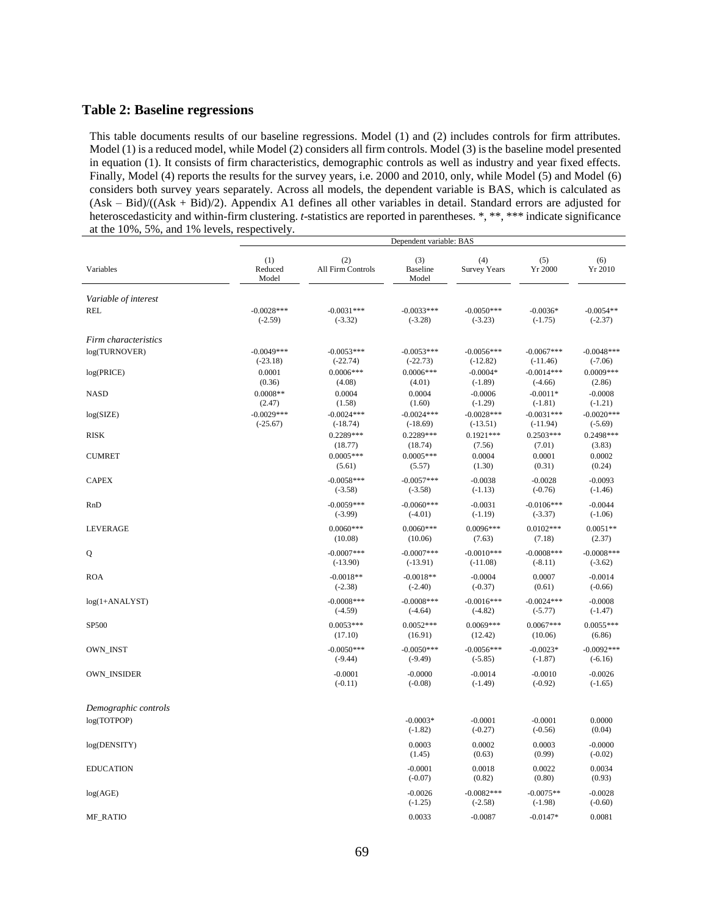## Table 2: Baseline regressions

This table documents results of our baseline regressions. Model (1) and (2) includes controls for firm attributes. Model (1) is a reduced model, while Model (2) considers all firm controls. Model (3) is the baseline model presented in equation (1). It consists of firm characteristics, demographic controls as well as industry and year fixed effects. Finally, Model (4) reports the results for the survey years, i.e. 2000 and 2010, only, while Model (5) and Model (6) considers both survey years separately. Across all models, the dependent variable is BAS, which is calculated as (Ask – Bid)/((Ask + Bid)/2). Appendix A1 defines all other variables in detail. Standard errors are adjusted for heteroscedasticity and within-firm clustering. *t*-statistics are reported in parentheses. *, **, *** indicate significance at the 10%, 5%, and 1% levels, respectively.

| | Dependent variable: BAS | | | | | |
|---|---|---|---|---|---|---|
| Variables | (1) Reduced Model | (2) All Firm Controls | (3) Baseline Model | (4) Survey Years | (5) Yr 2000 | (6) Yr 2010 |
| *Variable of interest* | | | | | | |
| REL | -0.0028*** | -0.0031*** | -0.0033*** | -0.0050*** | -0.0036* | -0.0054** |
| | (-2.59) | (-3.32) | (-3.28) | (-3.23) | (-1.75) | (-2.37) |
| *Firm characteristics* | | | | | | |
| log(TURNOVER) | -0.0049*** | -0.0053*** | -0.0053*** | -0.0056*** | -0.0067*** | -0.0048*** |
| | (-23.18) | (-22.74) | (-22.73) | (-12.82) | (-11.46) | (-7.06) |
| log(PRICE) | 0.0001 | 0.0006*** | 0.0006*** | -0.0004* | -0.0014*** | 0.0009*** |
| | (0.36) | (4.08) | (4.01) | (-1.89) | (-4.66) | (2.86) |
| NASD | 0.0008** | 0.0004 | 0.0004 | -0.0006 | -0.0011* | -0.0008 |
| | (2.47) | (1.58) | (1.60) | (-1.29) | (-1.81) | (-1.21) |
| log(SIZE) | -0.0029*** | -0.0024*** | -0.0024*** | -0.0028*** | -0.0031*** | -0.0020*** |
| | (-25.67) | (-18.74) | (-18.69) | (-13.51) | (-11.94) | (-5.69) |
| RISK | | 0.2289*** | 0.2289*** | 0.1921*** | 0.2503*** | 0.2498*** |
| | | (18.77) | (18.74) | (7.56) | (7.01) | (3.83) |
| CUMRET | | 0.0005*** | 0.0005*** | 0.0004 | 0.0001 | 0.0002 |
| | | (5.61) | (5.57) | (1.30) | (0.31) | (0.24) |
| CAPEX | | -0.0058*** | -0.0057*** | -0.0038 | -0.0028 | -0.0093 |
| | | (-3.58) | (-3.58) | (-1.13) | (-0.76) | (-1.46) |
| RnD | | -0.0059*** | -0.0060*** | -0.0031 | -0.0106*** | -0.0044 |
| | | (-3.99) | (-4.01) | (-1.19) | (-3.37) | (-1.06) |
| LEVERAGE | | 0.0060*** | 0.0060*** | 0.0096*** | 0.0102*** | 0.0051** |
| | | (10.08) | (10.06) | (7.63) | (7.18) | (2.37) |
| Q | | -0.0007*** | -0.0007*** | -0.0010*** | -0.0008*** | -0.0008*** |
| | | (-13.90) | (-13.91) | (-11.08) | (-8.11) | (-3.62) |
| ROA | | -0.0018** | -0.0018** | -0.0004 | 0.0007 | -0.0014 |
| | | (-2.38) | (-2.40) | (-0.37) | (0.61) | (-0.66) |
| log(1+ANALYST) | | -0.0008*** | -0.0008*** | -0.0016*** | -0.0024*** | -0.0008 |
| | | (-4.59) | (-4.64) | (-4.82) | (-5.77) | (-1.47) |
| SP500 | | 0.0053*** | 0.0052*** | 0.0069*** | 0.0067*** | 0.0055*** |
| | | (17.10) | (16.91) | (12.42) | (10.06) | (6.86) |
| OWN_INST | | -0.0050*** | -0.0050*** | -0.0056*** | -0.0023* | -0.0092*** |
| | | (-9.44) | (-9.49) | (-5.85) | (-1.87) | (-6.16) |
| OWN_INSIDER | | -0.0001 | -0.0000 | -0.0014 | -0.0010 | -0.0026 |
| | | (-0.11) | (-0.08) | (-1.49) | (-0.92) | (-1.65) |
| *Demographic controls* | | | | | | |
| log(TOTPOP) | | | -0.0003* | -0.0001 | -0.0001 | 0.0000 |
| | | | (-1.82) | (-0.27) | (-0.56) | (0.04) |
| log(DENSITY) | | | 0.0003 | 0.0002 | 0.0003 | -0.0000 |
| | | | (1.45) | (0.63) | (0.99) | (-0.02) |
| EDUCATION | | | -0.0001 | 0.0018 | 0.0022 | 0.0034 |
| | | | (-0.07) | (0.82) | (0.80) | (0.93) |
| log(AGE) | | | -0.0026 | -0.0082*** | -0.0075** | -0.0028 |
| | | | (-1.25) | (-2.58) | (-1.98) | (-0.60) |
| MF_RATIO | | | 0.0033 | -0.0087 | -0.0147* | 0.0081 |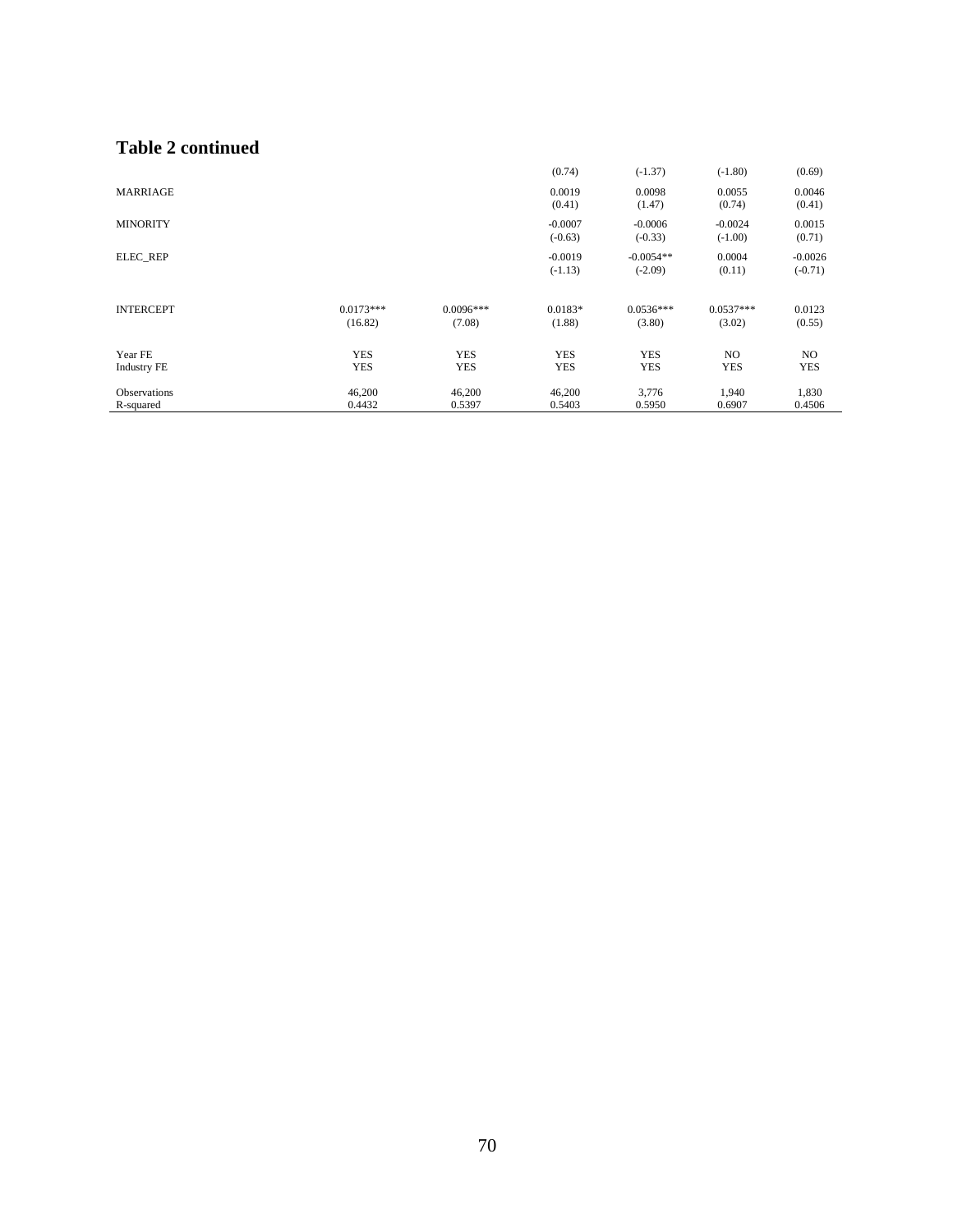**Table 2 continued**

| | | | | | | |
|---|---|---|---|---|---|---|
| | | | (0.74) | (-1.37) | (-1.80) | (0.69) |
| MARRIAGE | | | 0.0019 | 0.0098 | 0.0055 | 0.0046 |
| | | | (0.41) | (1.47) | (0.74) | (0.41) |
| MINORITY | | | -0.0007 | -0.0006 | -0.0024 | 0.0015 |
| | | | (-0.63) | (-0.33) | (-1.00) | (0.71) |
| ELEC_REP | | | -0.0019 | -0.0054** | 0.0004 | -0.0026 |
| | | | (-1.13) | (-2.09) | (0.11) | (-0.71) |
| INTERCEPT | 0.0173*** | 0.0096*** | 0.0183* | 0.0536*** | 0.0537*** | 0.0123 |
| | (16.82) | (7.08) | (1.88) | (3.80) | (3.02) | (0.55) |
| Year FE | YES | YES | YES | YES | NO | NO |
| Industry FE | YES | YES | YES | YES | YES | YES |
| Observations | 46,200 | 46,200 | 46,200 | 3,776 | 1,940 | 1,830 |
| R-squared | 0.4432 | 0.5397 | 0.5403 | 0.5950 | 0.6907 | 0.4506 |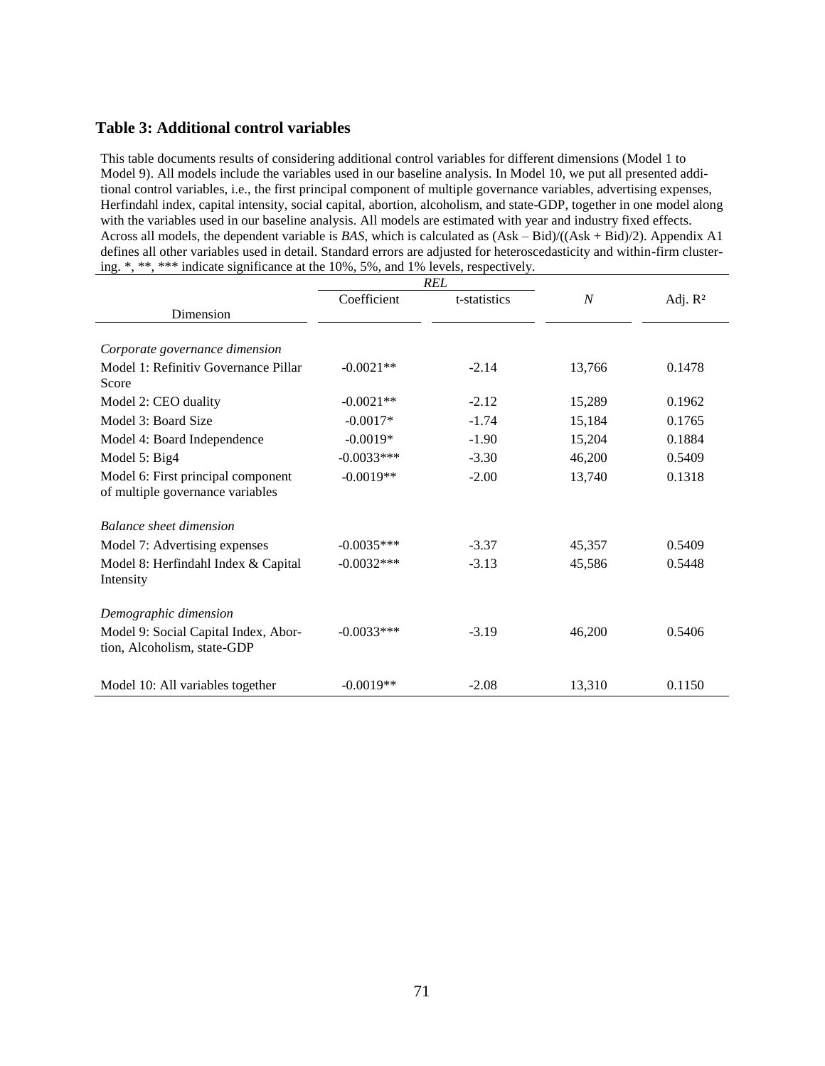## Table 3: Additional control variables

This table documents results of considering additional control variables for different dimensions (Model 1 to Model 9). All models include the variables used in our baseline analysis. In Model 10, we put all presented additional control variables, i.e., the first principal component of multiple governance variables, advertising expenses, Herfindahl index, capital intensity, social capital, abortion, alcoholism, and state-GDP, together in one model along with the variables used in our baseline analysis. All models are estimated with year and industry fixed effects. Across all models, the dependent variable is *BAS*, which is calculated as (Ask – Bid)/((Ask + Bid)/2). Appendix A1 defines all other variables used in detail. Standard errors are adjusted for heteroscedasticity and within-firm clustering. *, **, *** indicate significance at the 10%, 5%, and 1% levels, respectively.

| | *REL* | | | |
|---|---|---|---|---|
| Dimension | Coefficient | t-statistics | *N* | Adj. $R^2$ |
| *Corporate governance dimension* | | | | |
| Model 1: Refinitiv Governance Pillar Score | -0.0021** | -2.14 | 13,766 | 0.1478 |
| Model 2: CEO duality | -0.0021** | -2.12 | 15,289 | 0.1962 |
| Model 3: Board Size | -0.0017* | -1.74 | 15,184 | 0.1765 |
| Model 4: Board Independence | -0.0019* | -1.90 | 15,204 | 0.1884 |
| Model 5: Big4 | -0.0033*** | -3.30 | 46,200 | 0.5409 |
| Model 6: First principal component of multiple governance variables | -0.0019** | -2.00 | 13,740 | 0.1318 |
| *Balance sheet dimension* | | | | |
| Model 7: Advertising expenses | -0.0035*** | -3.37 | 45,357 | 0.5409 |
| Model 8: Herfindahl Index & Capital Intensity | -0.0032*** | -3.13 | 45,586 | 0.5448 |
| *Demographic dimension* | | | | |
| Model 9: Social Capital Index, Abortion, Alcoholism, state-GDP | -0.0033*** | -3.19 | 46,200 | 0.5406 |
| Model 10: All variables together | -0.0019** | -2.08 | 13,310 | 0.1150 |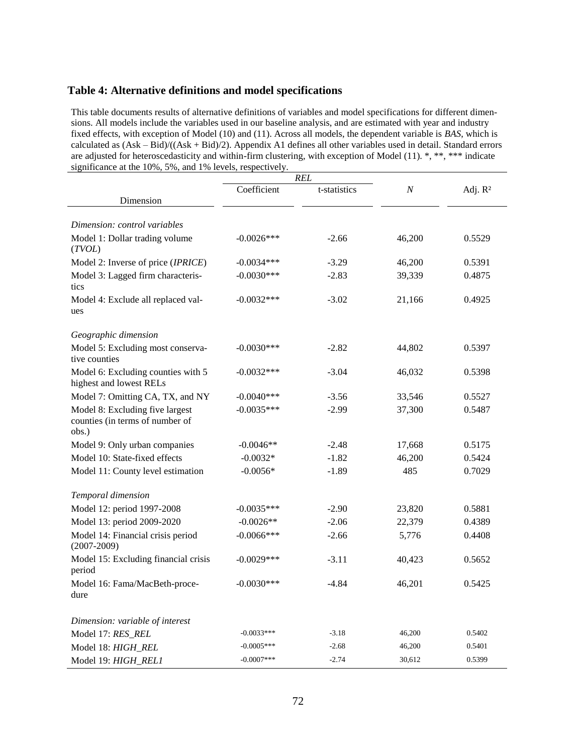## Table 4: Alternative definitions and model specifications

This table documents results of alternative definitions of variables and model specifications for different dimensions. All models include the variables used in our baseline analysis, and are estimated with year and industry fixed effects, with exception of Model (10) and (11). Across all models, the dependent variable is *BAS*, which is calculated as (Ask – Bid)/((Ask + Bid)/2). Appendix A1 defines all other variables used in detail. Standard errors are adjusted for heteroscedasticity and within-firm clustering, with exception of Model (11). *, **, *** indicate significance at the 10%, 5%, and 1% levels, respectively.

| | *REL* | | | |
|---|---|---|---|---|
| Dimension | Coefficient | t-statistics | *N* | Adj. $R^2$ |
| *Dimension: control variables* | | | | |
| Model 1: Dollar trading volume (*TVOL*) | -0.0026*** | -2.66 | 46,200 | 0.5529 |
| Model 2: Inverse of price (*IPRICE*) | -0.0034*** | -3.29 | 46,200 | 0.5391 |
| Model 3: Lagged firm characteristics | -0.0030*** | -2.83 | 39,339 | 0.4875 |
| Model 4: Exclude all replaced values | -0.0032*** | -3.02 | 21,166 | 0.4925 |
| *Geographic dimension* | | | | |
| Model 5: Excluding most conservative counties | -0.0030*** | -2.82 | 44,802 | 0.5397 |
| Model 6: Excluding counties with 5 highest and lowest RELs | -0.0032*** | -3.04 | 46,032 | 0.5398 |
| Model 7: Omitting CA, TX, and NY | -0.0040*** | -3.56 | 33,546 | 0.5527 |
| Model 8: Excluding five largest counties (in terms of number of obs.) | -0.0035*** | -2.99 | 37,300 | 0.5487 |
| Model 9: Only urban companies | -0.0046** | -2.48 | 17,668 | 0.5175 |
| Model 10: State-fixed effects | -0.0032* | -1.82 | 46,200 | 0.5424 |
| Model 11: County level estimation | -0.0056* | -1.89 | 485 | 0.7029 |
| *Temporal dimension* | | | | |
| Model 12: period 1997-2008 | -0.0035*** | -2.90 | 23,820 | 0.5881 |
| Model 13: period 2009-2020 | -0.0026** | -2.06 | 22,379 | 0.4389 |
| Model 14: Financial crisis period (2007-2009) | -0.0066*** | -2.66 | 5,776 | 0.4408 |
| Model 15: Excluding financial crisis period | -0.0029*** | -3.11 | 40,423 | 0.5652 |
| Model 16: Fama/MacBeth-procedure | -0.0030*** | -4.84 | 46,201 | 0.5425 |
| *Dimension: variable of interest* | | | | |
| Model 17: *RES_REL* | -0.0033*** | -3.18 | 46,200 | 0.5402 |
| Model 18: *HIGH_REL* | -0.0005*** | -2.68 | 46,200 | 0.5401 |
| Model 19: *HIGH_REL1* | -0.0007*** | -2.74 | 30,612 | 0.5399 |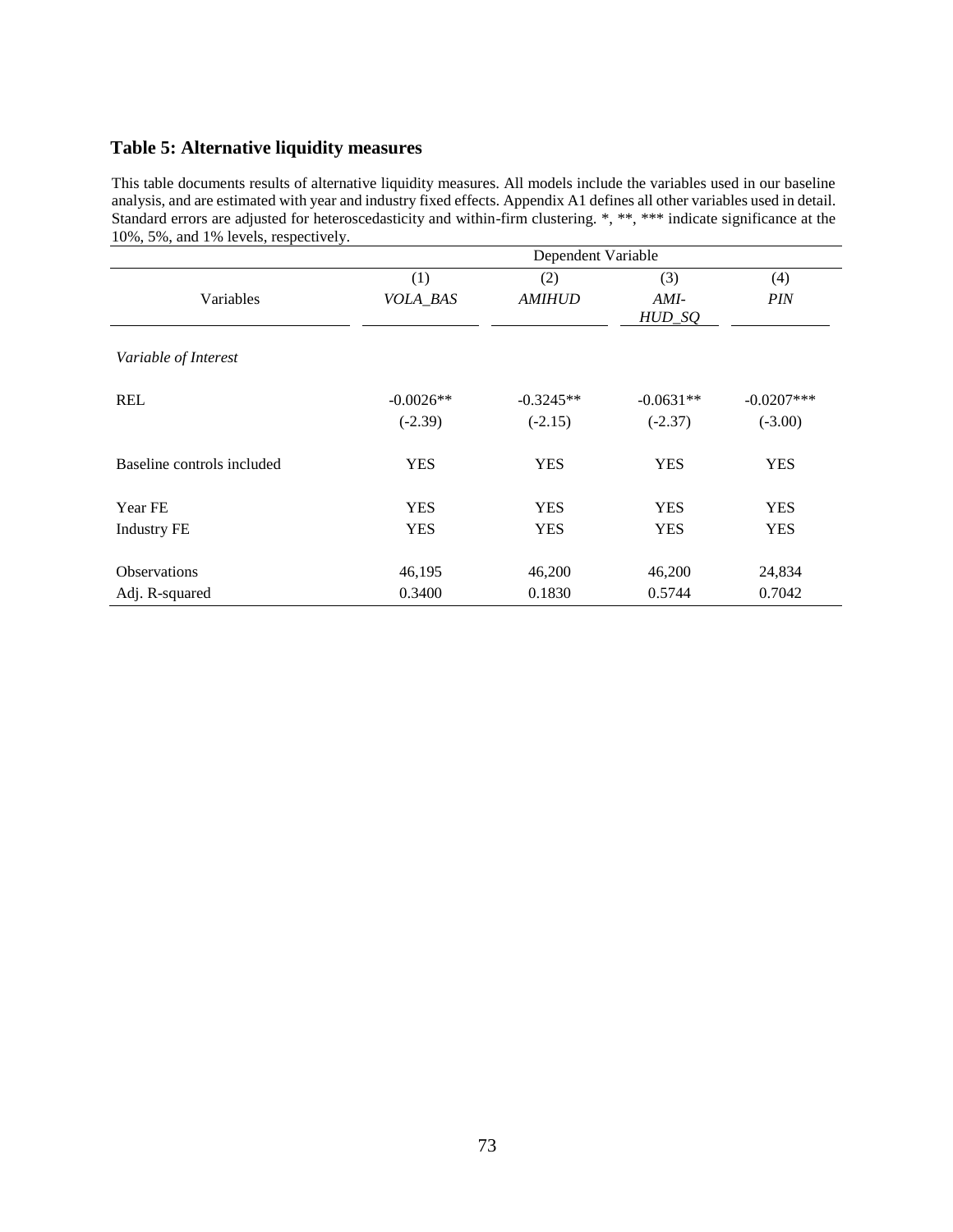## Table 5: Alternative liquidity measures

This table documents results of alternative liquidity measures. All models include the variables used in our baseline analysis, and are estimated with year and industry fixed effects. Appendix A1 defines all other variables used in detail. Standard errors are adjusted for heteroscedasticity and within-firm clustering. *, **, *** indicate significance at the 10%, 5%, and 1% levels, respectively.

| | Dependent Variable | | | |
|---|---|---|---|---|
| | (1) | (2) | (3) | (4) |
| Variables | *VOLA_BAS* | *AMIHUD* | *AMIHUD_SQ* | *PIN* |
| *Variable of Interest* | | | | |
| REL | -0.0026** | -0.3245** | -0.0631** | -0.0207*** |
| | (-2.39) | (-2.15) | (-2.37) | (-3.00) |
| Baseline controls included | YES | YES | YES | YES |
| Year FE | YES | YES | YES | YES |
| Industry FE | YES | YES | YES | YES |
| Observations | 46,195 | 46,200 | 46,200 | 24,834 |
| Adj. R-squared | 0.3400 | 0.1830 | 0.5744 | 0.7042 |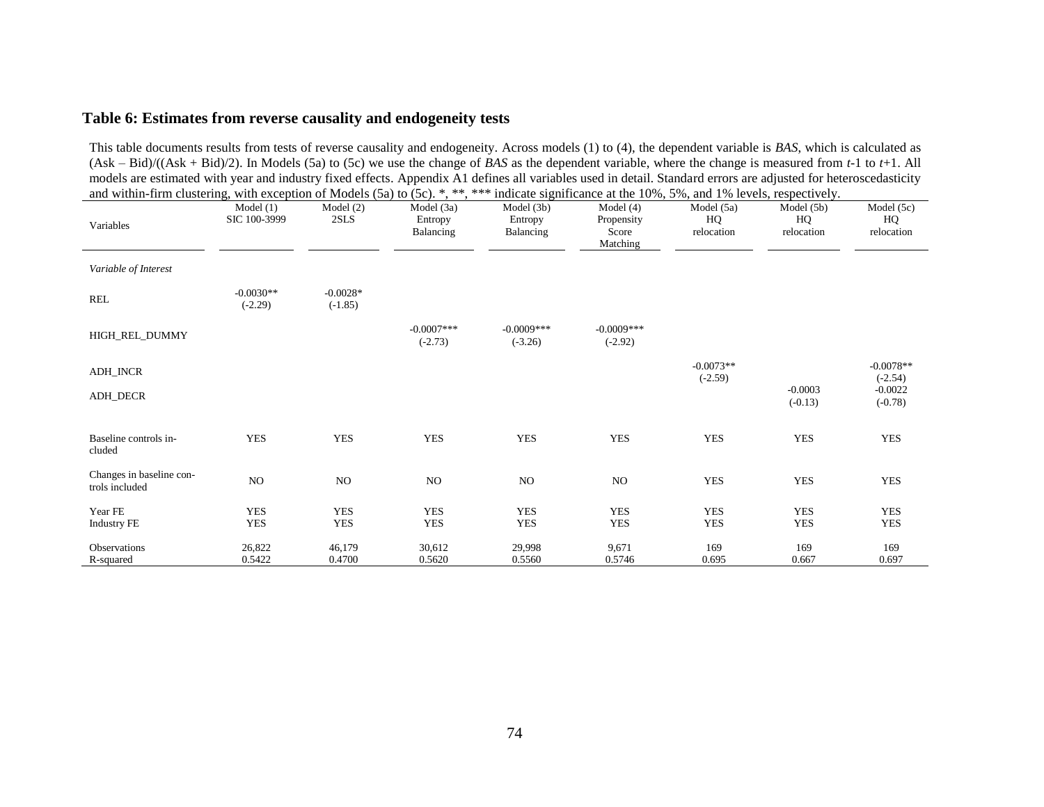## Table 6: Estimates from reverse causality and endogeneity tests

This table documents results from tests of reverse causality and endogeneity. Across models (1) to (4), the dependent variable is *BAS*, which is calculated as (Ask – Bid)/((Ask + Bid)/2). In Models (5a) to (5c) we use the change of *BAS* as the dependent variable, where the change is measured from *t*-1 to *t*+1. All models are estimated with year and industry fixed effects. Appendix A1 defines all variables used in detail. Standard errors are adjusted for heteroscedasticity and within-firm clustering, with exception of Models (5a) to (5c). *, **, *** indicate significance at the 10%, 5%, and 1% levels, respectively.

| Variables | Model (1) SIC 100-3999 | Model (2) 2SLS | Model (3a) Entropy Balancing | Model (3b) Entropy Balancing | Model (4) Propensity Score Matching | Model (5a) HQ relocation | Model (5b) HQ relocation | Model (5c) HQ relocation |
|---|---|---|---|---|---|---|---|---|
| *Variable of Interest* | | | | | | | | |
| REL | -0.0030** (-2.29) | -0.0028* (-1.85) | | | | | | |
| HIGH_REL_DUMMY | | | -0.0007*** (-2.73) | -0.0009*** (-3.26) | -0.0009*** (-2.92) | | | |
| ADH_INCR | | | | | | -0.0073** (-2.59) | | -0.0078** (-2.54) |
| ADH_DECR | | | | | | | -0.0003 (-0.13) | -0.0022 (-0.78) |
| Baseline controls included | YES | YES | YES | YES | YES | YES | YES | YES |
| Changes in baseline controls included | NO | NO | NO | NO | NO | YES | YES | YES |
| Year FE | YES | YES | YES | YES | YES | YES | YES | YES |
| Industry FE | YES | YES | YES | YES | YES | YES | YES | YES |
| Observations | 26,822 | 46,179 | 30,612 | 29,998 | 9,671 | 169 | 169 | 169 |
| R-squared | 0.5422 | 0.4700 | 0.5620 | 0.5560 | 0.5746 | 0.695 | 0.667 | 0.697 |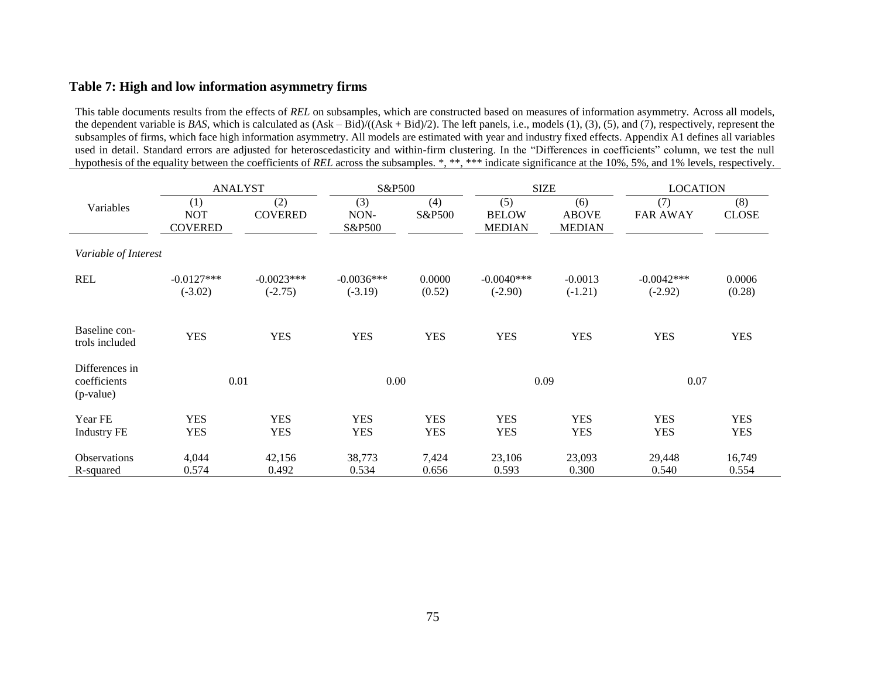## Table 7: High and low information asymmetry firms

This table documents results from the effects of *REL* on subsamples, which are constructed based on measures of information asymmetry. Across all models, the dependent variable is *BAS*, which is calculated as (Ask – Bid)/((Ask + Bid)/2). The left panels, i.e., models (1), (3), (5), and (7), respectively, represent the subsamples of firms, which face high information asymmetry. All models are estimated with year and industry fixed effects. Appendix A1 defines all variables used in detail. Standard errors are adjusted for heteroscedasticity and within-firm clustering. In the "Differences in coefficients" column, we test the null hypothesis of the equality between the coefficients of *REL* across the subsamples. *, **, *** indicate significance at the 10%, 5%, and 1% levels, respectively.

| | ANALYST | | S&P500 | | SIZE | | LOCATION | |
|---|---|---|---|---|---|---|---|---|
| Variables | (1) NOT COVERED | (2) COVERED | (3) NON-S&P500 | (4) S&P500 | (5) BELOW MEDIAN | (6) ABOVE MEDIAN | (7) FAR AWAY | (8) CLOSE |
| *Variable of Interest* | | | | | | | | |
| REL | -0.0127*** | -0.0023*** | -0.0036*** | 0.0000 | -0.0040*** | -0.0013 | -0.0042*** | 0.0006 |
| | (-3.02) | (-2.75) | (-3.19) | (0.52) | (-2.90) | (-1.21) | (-2.92) | (0.28) |
| Baseline controls included | YES | YES | YES | YES | YES | YES | YES | YES |
| Differences in coefficients (p-value) | 0.01 | | 0.00 | | 0.09 | | 0.07 | |
| Year FE | YES | YES | YES | YES | YES | YES | YES | YES |
| Industry FE | YES | YES | YES | YES | YES | YES | YES | YES |
| Observations | 4,044 | 42,156 | 38,773 | 7,424 | 23,106 | 23,093 | 29,448 | 16,749 |
| R-squared | 0.574 | 0.492 | 0.534 | 0.656 | 0.593 | 0.300 | 0.540 | 0.554 |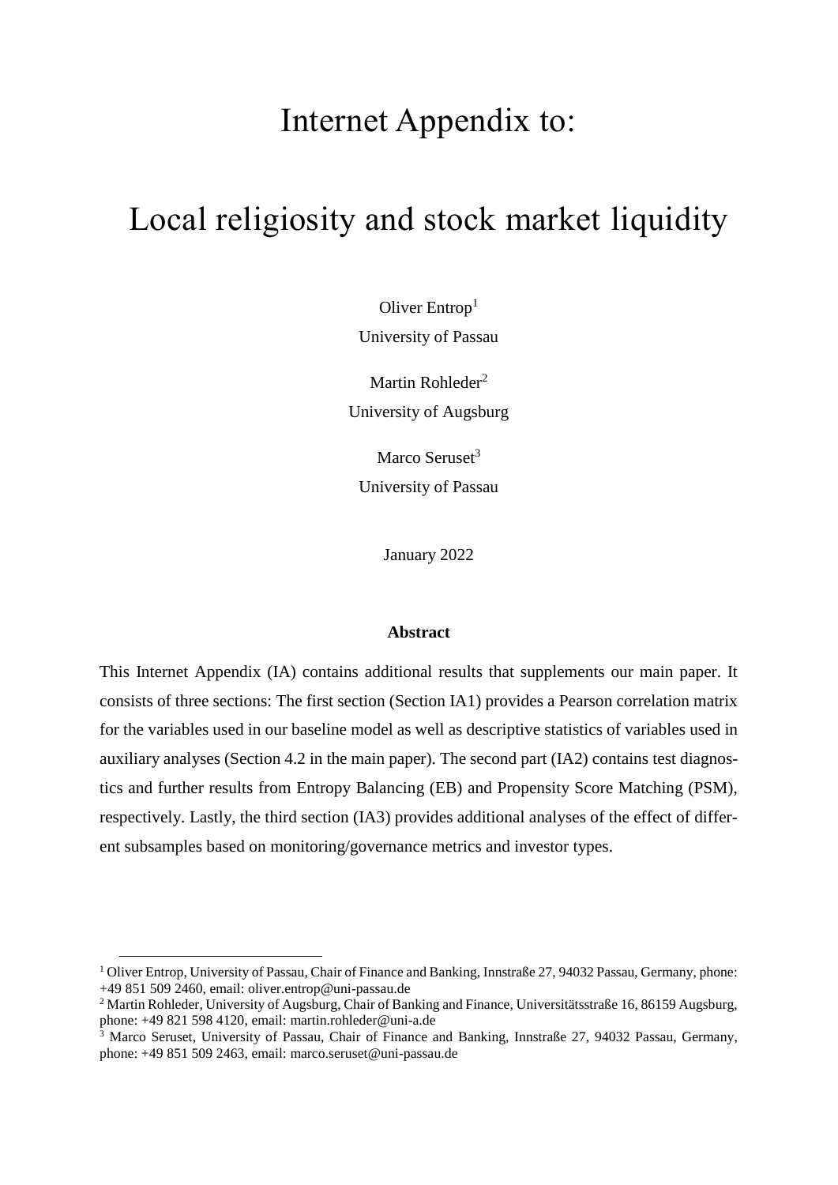# Internet Appendix to:

# Local religiosity and stock market liquidity

Oliver Entrop[1]
University of Passau

Martin Rohleder[2]
University of Augsburg

Marco Seruset[3]
University of Passau

January 2022

**Abstract**

This Internet Appendix (IA) contains additional results that supplements our main paper. It consists of three sections: The first section (Section IA1) provides a Pearson correlation matrix for the variables used in our baseline model as well as descriptive statistics of variables used in auxiliary analyses (Section 4.2 in the main paper). The second part (IA2) contains test diagnostics and further results from Entropy Balancing (EB) and Propensity Score Matching (PSM), respectively. Lastly, the third section (IA3) provides additional analyses of the effect of different subsamples based on monitoring/governance metrics and investor types.

[1] Oliver Entrop, University of Passau, Chair of Finance and Banking, Innstraße 27, 94032 Passau, Germany, phone: +49 851 509 2460, email: oliver.entrop@uni-passau.de

[2] Martin Rohleder, University of Augsburg, Chair of Banking and Finance, Universitätsstraße 16, 86159 Augsburg, phone: +49 821 598 4120, email: martin.rohleder@uni-a.de

[3] Marco Seruset, University of Passau, Chair of Finance and Banking, Innstraße 27, 94032 Passau, Germany, phone: +49 851 509 2463, email: marco.seruset@uni-passau.de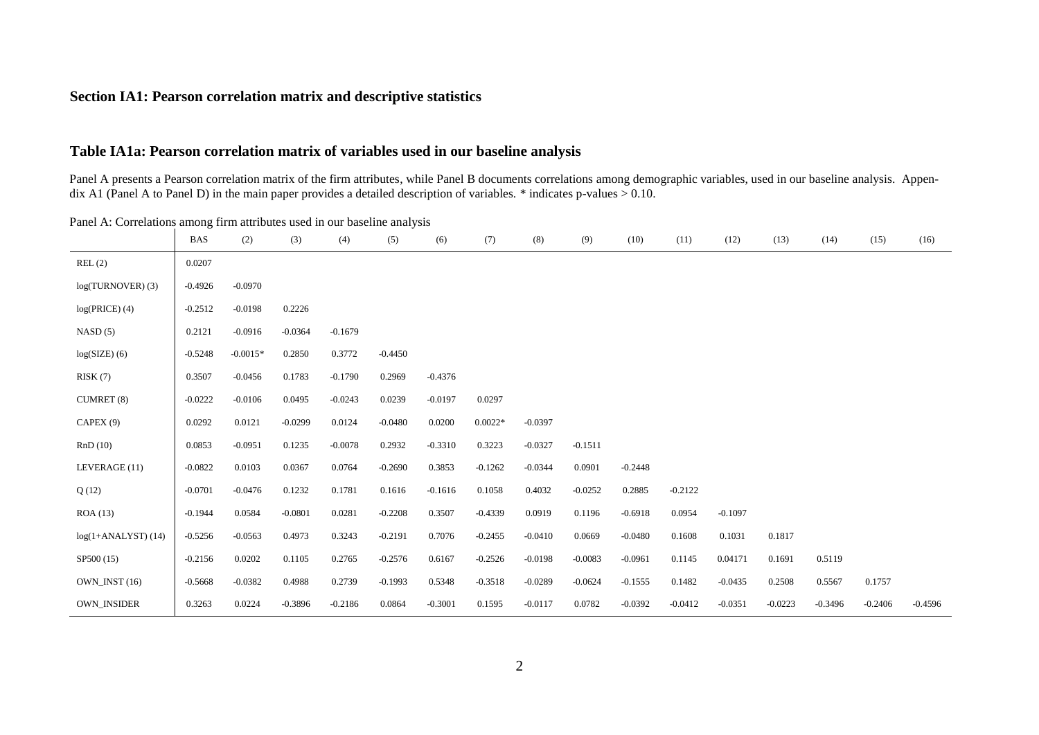## Section IA1: Pearson correlation matrix and descriptive statistics

### Table IA1a: Pearson correlation matrix of variables used in our baseline analysis

Panel A presents a Pearson correlation matrix of the firm attributes, while Panel B documents correlations among demographic variables, used in our baseline analysis. Appendix A1 (Panel A to Panel D) in the main paper provides a detailed description of variables. * indicates p-values > 0.10.

Panel A: Correlations among firm attributes used in our baseline analysis

| | BAS | (2) | (3) | (4) | (5) | (6) | (7) | (8) | (9) | (10) | (11) | (12) | (13) | (14) | (15) | (16) |
|---|---|---|---|---|---|---|---|---|---|---|---|---|---|---|---|---|
| REL (2) | 0.0207 | | | | | | | | | | | | | | | |
| log(TURNOVER) (3) | -0.4926 | -0.0970 | | | | | | | | | | | | | | |
| log(PRICE) (4) | -0.2512 | -0.0198 | 0.2226 | | | | | | | | | | | | | |
| NASD (5) | 0.2121 | -0.0916 | -0.0364 | -0.1679 | | | | | | | | | | | | |
| log(SIZE) (6) | -0.5248 | -0.0015* | 0.2850 | 0.3772 | -0.4450 | | | | | | | | | | | |
| RISK (7) | 0.3507 | -0.0456 | 0.1783 | -0.1790 | 0.2969 | -0.4376 | | | | | | | | | | |
| CUMRET (8) | -0.0222 | -0.0106 | 0.0495 | -0.0243 | 0.0239 | -0.0197 | 0.0297 | | | | | | | | | |
| CAPEX (9) | 0.0292 | 0.0121 | -0.0299 | 0.0124 | -0.0480 | 0.0200 | 0.0022* | -0.0397 | | | | | | | | |
| RnD (10) | 0.0853 | -0.0951 | 0.1235 | -0.0078 | 0.2932 | -0.3310 | 0.3223 | -0.0327 | -0.1511 | | | | | | | |
| LEVERAGE (11) | -0.0822 | 0.0103 | 0.0367 | 0.0764 | -0.2690 | 0.3853 | -0.1262 | -0.0344 | 0.0901 | -0.2448 | | | | | | |
| Q (12) | -0.0701 | -0.0476 | 0.1232 | 0.1781 | 0.1616 | -0.1616 | 0.1058 | 0.4032 | -0.0252 | 0.2885 | -0.2122 | | | | | |
| ROA (13) | -0.1944 | 0.0584 | -0.0801 | 0.0281 | -0.2208 | 0.3507 | -0.4339 | 0.0919 | 0.1196 | -0.6918 | 0.0954 | -0.1097 | | | | |
| log(1+ANALYST) (14) | -0.5256 | -0.0563 | 0.4973 | 0.3243 | -0.2191 | 0.7076 | -0.2455 | -0.0410 | 0.0669 | -0.0480 | 0.1608 | 0.1031 | 0.1817 | | | |
| SP500 (15) | -0.2156 | 0.0202 | 0.1105 | 0.2765 | -0.2576 | 0.6167 | -0.2526 | -0.0198 | -0.0083 | -0.0961 | 0.1145 | 0.04171 | 0.1691 | 0.5119 | | |
| OWN_INST (16) | -0.5668 | -0.0382 | 0.4988 | 0.2739 | -0.1993 | 0.5348 | -0.3518 | -0.0289 | -0.0624 | -0.1555 | 0.1482 | -0.0435 | 0.2508 | 0.5567 | 0.1757 | |
| OWN_INSIDER | 0.3263 | 0.0224 | -0.3896 | -0.2186 | 0.0864 | -0.3001 | 0.1595 | -0.0117 | 0.0782 | -0.0392 | -0.0412 | -0.0351 | -0.0223 | -0.3496 | -0.2406 | -0.4596 |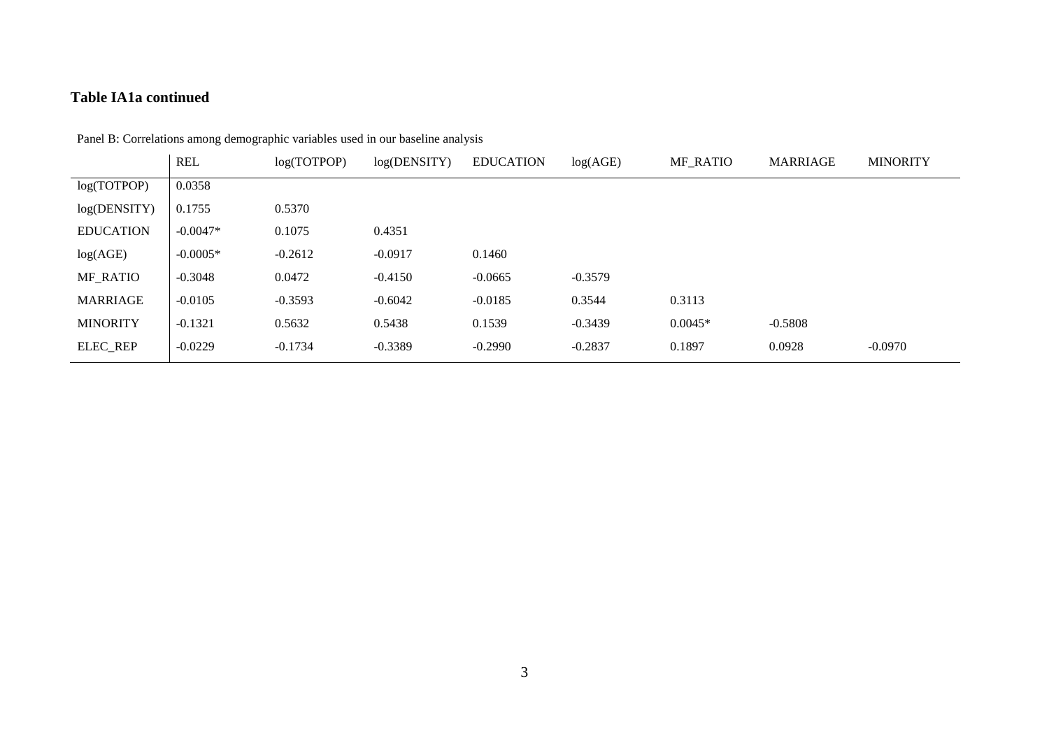**Table IA1a continued**

Panel B: Correlations among demographic variables used in our baseline analysis

| | REL | log(TOTPOP) | log(DENSITY) | EDUCATION | log(AGE) | MF_RATIO | MARRIAGE | MINORITY |
|---|---|---|---|---|---|---|---|---|
| log(TOTPOP) | 0.0358 | | | | | | | |
| log(DENSITY) | 0.1755 | 0.5370 | | | | | | |
| EDUCATION | -0.0047* | 0.1075 | 0.4351 | | | | | |
| log(AGE) | -0.0005* | -0.2612 | -0.0917 | 0.1460 | | | | |
| MF_RATIO | -0.3048 | 0.0472 | -0.4150 | -0.0665 | -0.3579 | | | |
| MARRIAGE | -0.0105 | -0.3593 | -0.6042 | -0.0185 | 0.3544 | 0.3113 | | |
| MINORITY | -0.1321 | 0.5632 | 0.5438 | 0.1539 | -0.3439 | 0.0045* | -0.5808 | |
| ELEC_REP | -0.0229 | -0.1734 | -0.3389 | -0.2990 | -0.2837 | 0.1897 | 0.0928 | -0.0970 |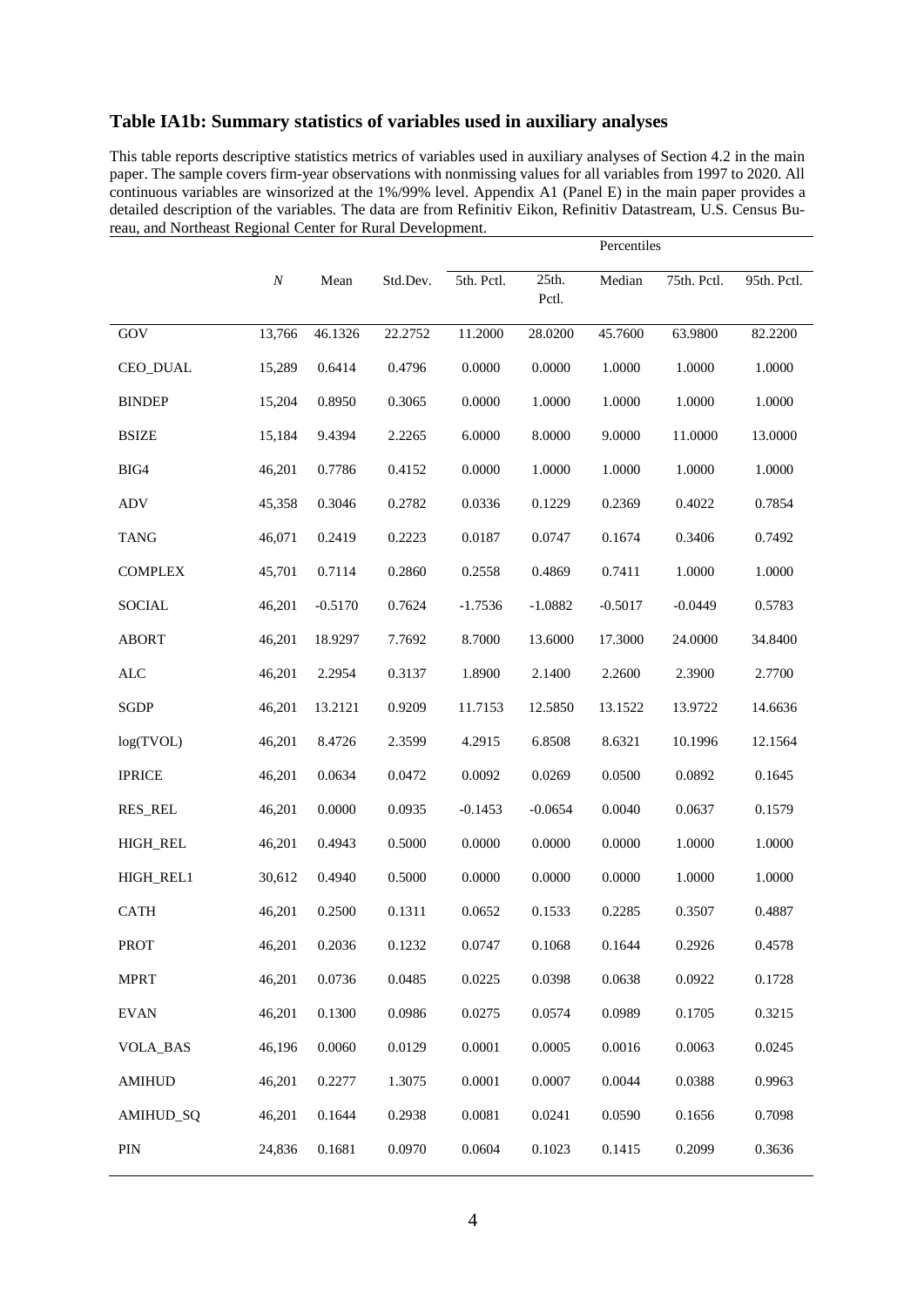### Table IA1b: Summary statistics of variables used in auxiliary analyses

This table reports descriptive statistics metrics of variables used in auxiliary analyses of Section 4.2 in the main paper. The sample covers firm-year observations with nonmissing values for all variables from 1997 to 2020. All continuous variables are winsorized at the 1%/99% level. Appendix A1 (Panel E) in the main paper provides a detailed description of the variables. The data are from Refinitiv Eikon, Refinitiv Datastream, U.S. Census Bureau, and Northeast Regional Center for Rural Development.

| | | | | Percentiles | | | | |
|---|---|---|---|---|---|---|---|---|
| | *N* | Mean | Std.Dev. | 5th. Pctl. | 25th. Pctl. | Median | 75th. Pctl. | 95th. Pctl. |
| GOV | 13,766 | 46.1326 | 22.2752 | 11.2000 | 28.0200 | 45.7600 | 63.9800 | 82.2200 |
| CEO_DUAL | 15,289 | 0.6414 | 0.4796 | 0.0000 | 0.0000 | 1.0000 | 1.0000 | 1.0000 |
| BINDEP | 15,204 | 0.8950 | 0.3065 | 0.0000 | 1.0000 | 1.0000 | 1.0000 | 1.0000 |
| BSIZE | 15,184 | 9.4394 | 2.2265 | 6.0000 | 8.0000 | 9.0000 | 11.0000 | 13.0000 |
| BIG4 | 46,201 | 0.7786 | 0.4152 | 0.0000 | 1.0000 | 1.0000 | 1.0000 | 1.0000 |
| ADV | 45,358 | 0.3046 | 0.2782 | 0.0336 | 0.1229 | 0.2369 | 0.4022 | 0.7854 |
| TANG | 46,071 | 0.2419 | 0.2223 | 0.0187 | 0.0747 | 0.1674 | 0.3406 | 0.7492 |
| COMPLEX | 45,701 | 0.7114 | 0.2860 | 0.2558 | 0.4869 | 0.7411 | 1.0000 | 1.0000 |
| SOCIAL | 46,201 | -0.5170 | 0.7624 | -1.7536 | -1.0882 | -0.5017 | -0.0449 | 0.5783 |
| ABORT | 46,201 | 18.9297 | 7.7692 | 8.7000 | 13.6000 | 17.3000 | 24.0000 | 34.8400 |
| ALC | 46,201 | 2.2954 | 0.3137 | 1.8900 | 2.1400 | 2.2600 | 2.3900 | 2.7700 |
| SGDP | 46,201 | 13.2121 | 0.9209 | 11.7153 | 12.5850 | 13.1522 | 13.9722 | 14.6636 |
| log(TVOL) | 46,201 | 8.4726 | 2.3599 | 4.2915 | 6.8508 | 8.6321 | 10.1996 | 12.1564 |
| IPRICE | 46,201 | 0.0634 | 0.0472 | 0.0092 | 0.0269 | 0.0500 | 0.0892 | 0.1645 |
| RES_REL | 46,201 | 0.0000 | 0.0935 | -0.1453 | -0.0654 | 0.0040 | 0.0637 | 0.1579 |
| HIGH_REL | 46,201 | 0.4943 | 0.5000 | 0.0000 | 0.0000 | 0.0000 | 1.0000 | 1.0000 |
| HIGH_REL1 | 30,612 | 0.4940 | 0.5000 | 0.0000 | 0.0000 | 0.0000 | 1.0000 | 1.0000 |
| CATH | 46,201 | 0.2500 | 0.1311 | 0.0652 | 0.1533 | 0.2285 | 0.3507 | 0.4887 |
| PROT | 46,201 | 0.2036 | 0.1232 | 0.0747 | 0.1068 | 0.1644 | 0.2926 | 0.4578 |
| MPRT | 46,201 | 0.0736 | 0.0485 | 0.0225 | 0.0398 | 0.0638 | 0.0922 | 0.1728 |
| EVAN | 46,201 | 0.1300 | 0.0986 | 0.0275 | 0.0574 | 0.0989 | 0.1705 | 0.3215 |
| VOLA_BAS | 46,196 | 0.0060 | 0.0129 | 0.0001 | 0.0005 | 0.0016 | 0.0063 | 0.0245 |
| AMIHUD | 46,201 | 0.2277 | 1.3075 | 0.0001 | 0.0007 | 0.0044 | 0.0388 | 0.9963 |
| AMIHUD_SQ | 46,201 | 0.1644 | 0.2938 | 0.0081 | 0.0241 | 0.0590 | 0.1656 | 0.7098 |
| PIN | 24,836 | 0.1681 | 0.0970 | 0.0604 | 0.1023 | 0.1415 | 0.2099 | 0.3636 |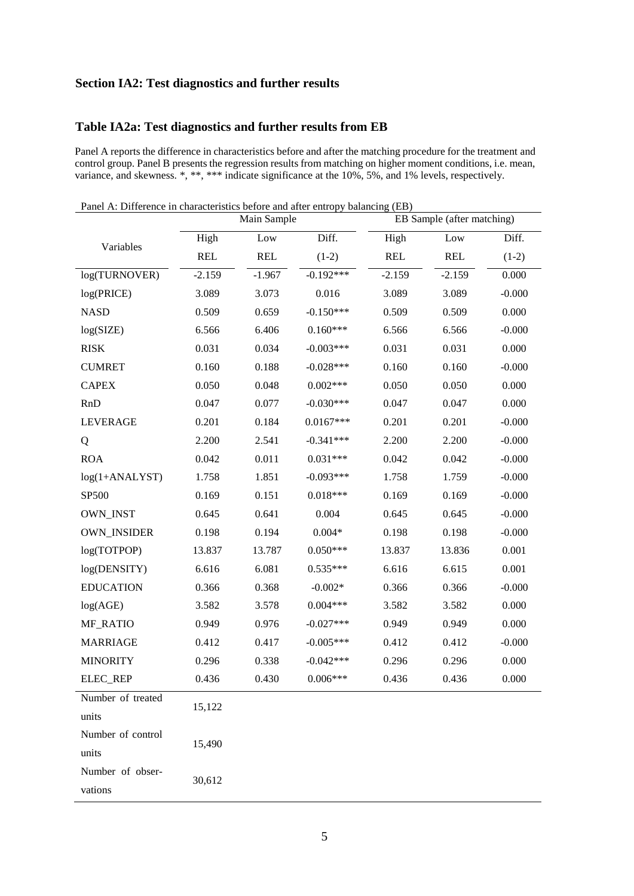## Section IA2: Test diagnostics and further results

### Table IA2a: Test diagnostics and further results from EB

Panel A reports the difference in characteristics before and after the matching procedure for the treatment and control group. Panel B presents the regression results from matching on higher moment conditions, i.e. mean, variance, and skewness. *, **, *** indicate significance at the 10%, 5%, and 1% levels, respectively.

Panel A: Difference in characteristics before and after entropy balancing (EB)

| Variables | Main Sample | | | EB Sample (after matching) | | |
|---|---|---|---|---|---|---|
| | High REL | Low REL | Diff. (1-2) | High REL | Low REL | Diff. (1-2) |
| log(TURNOVER) | -2.159 | -1.967 | -0.192*** | -2.159 | -2.159 | 0.000 |
| log(PRICE) | 3.089 | 3.073 | 0.016 | 3.089 | 3.089 | -0.000 |
| NASD | 0.509 | 0.659 | -0.150*** | 0.509 | 0.509 | 0.000 |
| log(SIZE) | 6.566 | 6.406 | 0.160*** | 6.566 | 6.566 | -0.000 |
| RISK | 0.031 | 0.034 | -0.003*** | 0.031 | 0.031 | 0.000 |
| CUMRET | 0.160 | 0.188 | -0.028*** | 0.160 | 0.160 | -0.000 |
| CAPEX | 0.050 | 0.048 | 0.002*** | 0.050 | 0.050 | 0.000 |
| RnD | 0.047 | 0.077 | -0.030*** | 0.047 | 0.047 | 0.000 |
| LEVERAGE | 0.201 | 0.184 | 0.0167*** | 0.201 | 0.201 | -0.000 |
| Q | 2.200 | 2.541 | -0.341*** | 2.200 | 2.200 | -0.000 |
| ROA | 0.042 | 0.011 | 0.031*** | 0.042 | 0.042 | -0.000 |
| log(1+ANALYST) | 1.758 | 1.851 | -0.093*** | 1.758 | 1.759 | -0.000 |
| SP500 | 0.169 | 0.151 | 0.018*** | 0.169 | 0.169 | -0.000 |
| OWN_INST | 0.645 | 0.641 | 0.004 | 0.645 | 0.645 | -0.000 |
| OWN_INSIDER | 0.198 | 0.194 | 0.004* | 0.198 | 0.198 | -0.000 |
| log(TOTPOP) | 13.837 | 13.787 | 0.050*** | 13.837 | 13.836 | 0.001 |
| log(DENSITY) | 6.616 | 6.081 | 0.535*** | 6.616 | 6.615 | 0.001 |
| EDUCATION | 0.366 | 0.368 | -0.002* | 0.366 | 0.366 | -0.000 |
| log(AGE) | 3.582 | 3.578 | 0.004*** | 3.582 | 3.582 | 0.000 |
| MF_RATIO | 0.949 | 0.976 | -0.027*** | 0.949 | 0.949 | 0.000 |
| MARRIAGE | 0.412 | 0.417 | -0.005*** | 0.412 | 0.412 | -0.000 |
| MINORITY | 0.296 | 0.338 | -0.042*** | 0.296 | 0.296 | 0.000 |
| ELEC_REP | 0.436 | 0.430 | 0.006*** | 0.436 | 0.436 | 0.000 |
| Number of treated units | 15,122 | | | | | |
| Number of control units | 15,490 | | | | | |
| Number of observations | 30,612 | | | | | |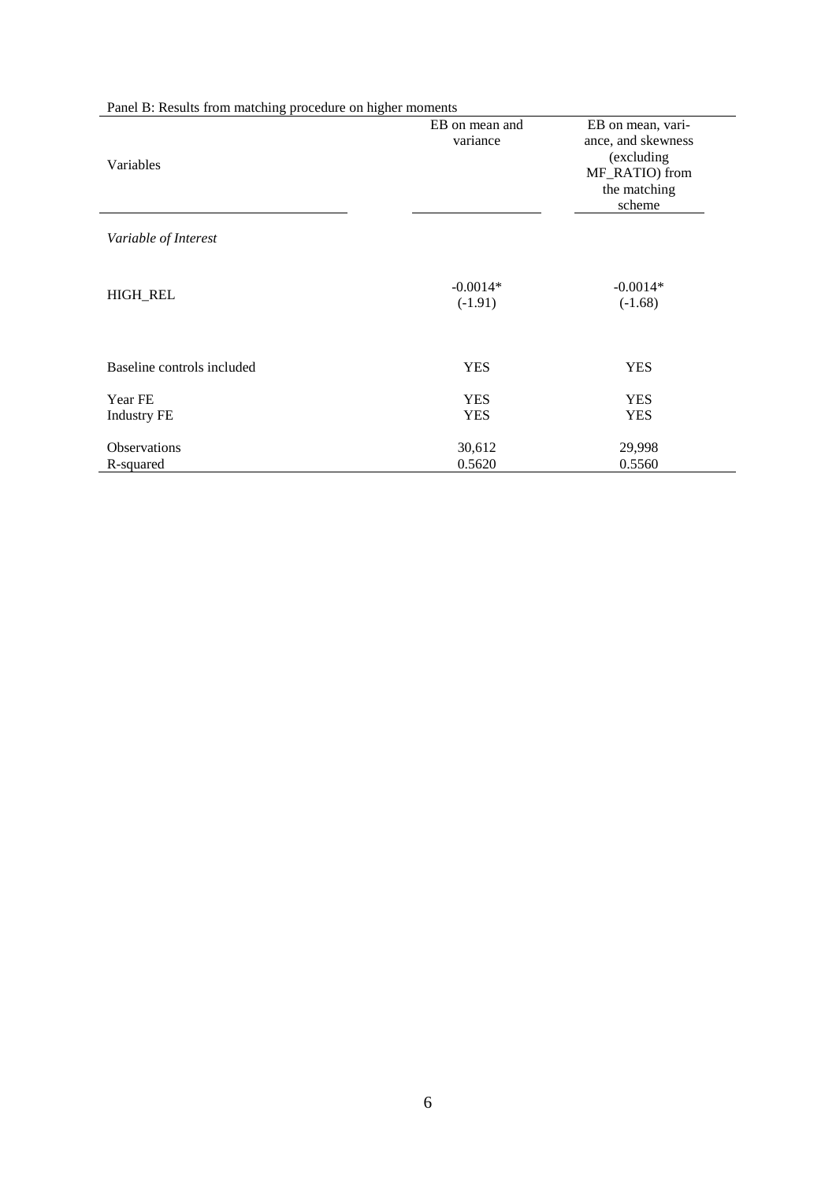Panel B: Results from matching procedure on higher moments

| Variables | EB on mean and variance | EB on mean, variance, and skewness (excluding MF_RATIO) from the matching scheme |
|---|---|---|
| *Variable of Interest* | | |
| HIGH_REL | -0.0014* | -0.0014* |
| | (-1.91) | (-1.68) |
| Baseline controls included | YES | YES |
| Year FE | YES | YES |
| Industry FE | YES | YES |
| Observations | 30,612 | 29,998 |
| R-squared | 0.5620 | 0.5560 |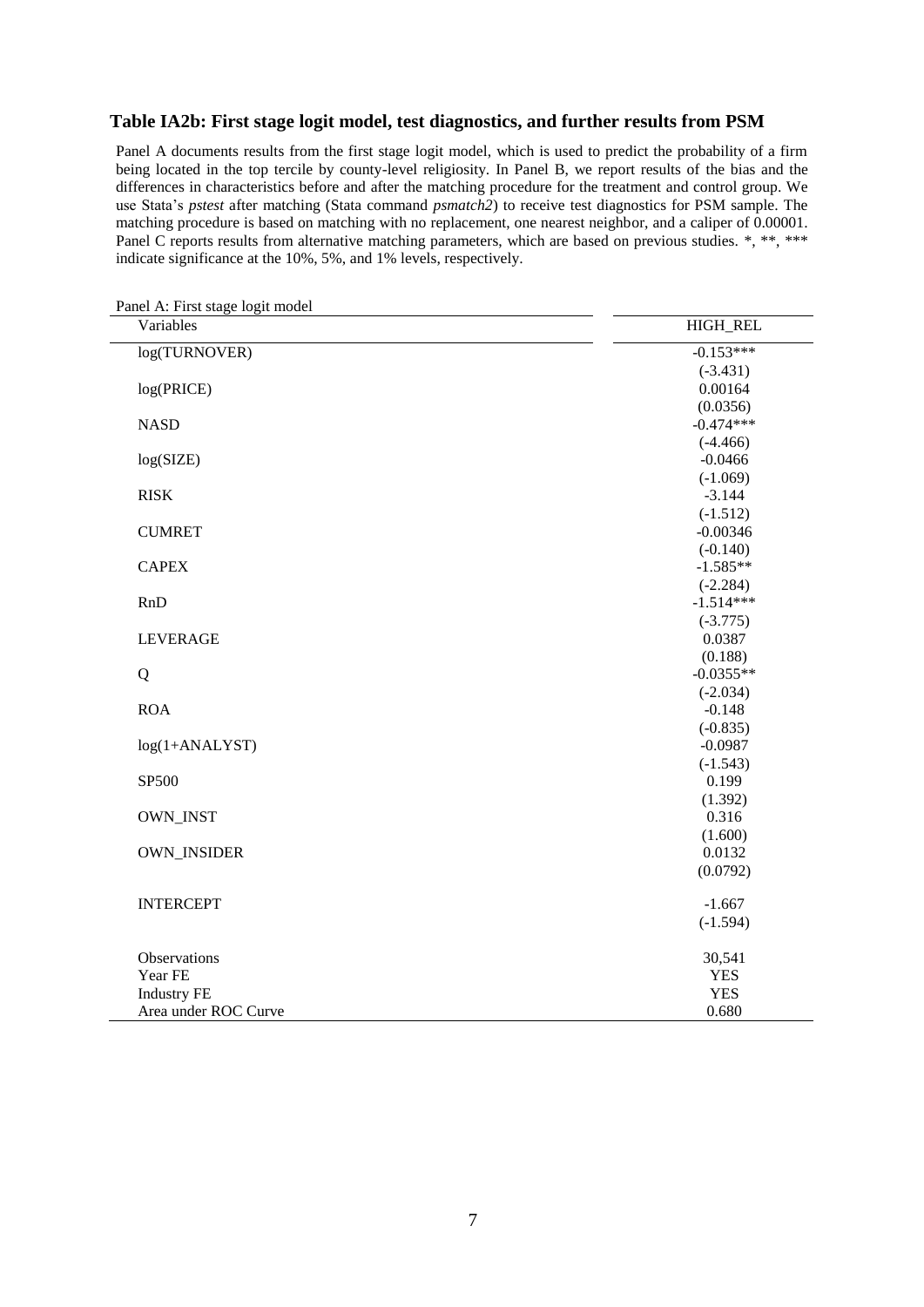### Table IA2b: First stage logit model, test diagnostics, and further results from PSM

Panel A documents results from the first stage logit model, which is used to predict the probability of a firm being located in the top tercile by county-level religiosity. In Panel B, we report results of the bias and the differences in characteristics before and after the matching procedure for the treatment and control group. We use Stata's *pstest* after matching (Stata command *psmatch2*) to receive test diagnostics for PSM sample. The matching procedure is based on matching with no replacement, one nearest neighbor, and a caliper of 0.00001. Panel C reports results from alternative matching parameters, which are based on previous studies. *, **, *** indicate significance at the 10%, 5%, and 1% levels, respectively.

Panel A: First stage logit model

| Variables | HIGH_REL |
|---|---|
| log(TURNOVER) | -0.153*** |
| | (-3.431) |
| log(PRICE) | 0.00164 |
| | (0.0356) |
| NASD | -0.474*** |
| | (-4.466) |
| log(SIZE) | -0.0466 |
| | (-1.069) |
| RISK | -3.144 |
| | (-1.512) |
| CUMRET | -0.00346 |
| | (-0.140) |
| CAPEX | -1.585** |
| | (-2.284) |
| RnD | -1.514*** |
| | (-3.775) |
| LEVERAGE | 0.0387 |
| | (0.188) |
| Q | -0.0355** |
| | (-2.034) |
| ROA | -0.148 |
| | (-0.835) |
| log(1+ANALYST) | -0.0987 |
| | (-1.543) |
| SP500 | 0.199 |
| | (1.392) |
| OWN_INST | 0.316 |
| | (1.600) |
| OWN_INSIDER | 0.0132 |
| | (0.0792) |
| INTERCEPT | -1.667 |
| | (-1.594) |
| Observations | 30,541 |
| Year FE | YES |
| Industry FE | YES |
| Area under ROC Curve | 0.680 |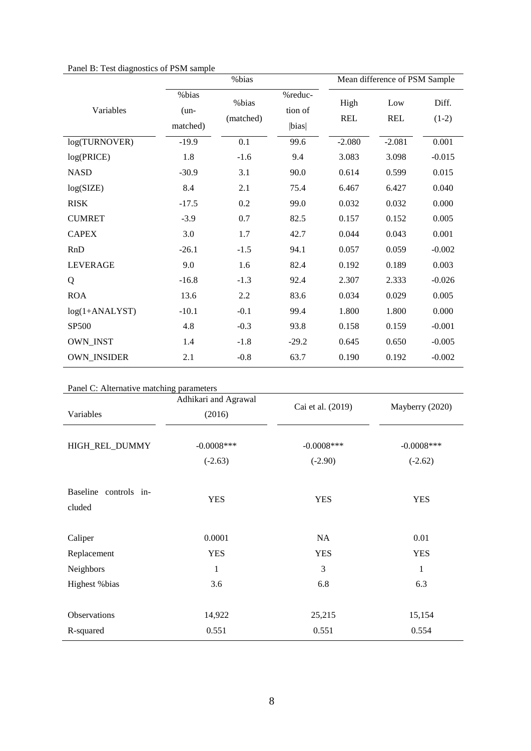Panel B: Test diagnostics of PSM sample

| Variables | %bias | | | Mean difference of PSM Sample | | |
|---|---|---|---|---|---|---|
| | %bias (un-matched) | %bias (matched) | %reduction of \|bias\| | High REL | Low REL | Diff. (1-2) |
| log(TURNOVER) | -19.9 | 0.1 | 99.6 | -2.080 | -2.081 | 0.001 |
| log(PRICE) | 1.8 | -1.6 | 9.4 | 3.083 | 3.098 | -0.015 |
| NASD | -30.9 | 3.1 | 90.0 | 0.614 | 0.599 | 0.015 |
| log(SIZE) | 8.4 | 2.1 | 75.4 | 6.467 | 6.427 | 0.040 |
| RISK | -17.5 | 0.2 | 99.0 | 0.032 | 0.032 | 0.000 |
| CUMRET | -3.9 | 0.7 | 82.5 | 0.157 | 0.152 | 0.005 |
| CAPEX | 3.0 | 1.7 | 42.7 | 0.044 | 0.043 | 0.001 |
| RnD | -26.1 | -1.5 | 94.1 | 0.057 | 0.059 | -0.002 |
| LEVERAGE | 9.0 | 1.6 | 82.4 | 0.192 | 0.189 | 0.003 |
| Q | -16.8 | -1.3 | 92.4 | 2.307 | 2.333 | -0.026 |
| ROA | 13.6 | 2.2 | 83.6 | 0.034 | 0.029 | 0.005 |
| log(1+ANALYST) | -10.1 | -0.1 | 99.4 | 1.800 | 1.800 | 0.000 |
| SP500 | 4.8 | -0.3 | 93.8 | 0.158 | 0.159 | -0.001 |
| OWN_INST | 1.4 | -1.8 | -29.2 | 0.645 | 0.650 | -0.005 |
| OWN_INSIDER | 2.1 | -0.8 | 63.7 | 0.190 | 0.192 | -0.002 |

Panel C: Alternative matching parameters

| Variables | Adhikari and Agrawal (2016) | Cai et al. (2019) | Mayberry (2020) |
|---|---|---|---|
| HIGH_REL_DUMMY | -0.0008*** | -0.0008*** | -0.0008*** |
| | (-2.63) | (-2.90) | (-2.62) |
| Baseline controls included | YES | YES | YES |
| Caliper | 0.0001 | NA | 0.01 |
| Replacement | YES | YES | YES |
| Neighbors | 1 | 3 | 1 |
| Highest %bias | 3.6 | 6.8 | 6.3 |
| Observations | 14,922 | 25,215 | 15,154 |
| R-squared | 0.551 | 0.551 | 0.554 |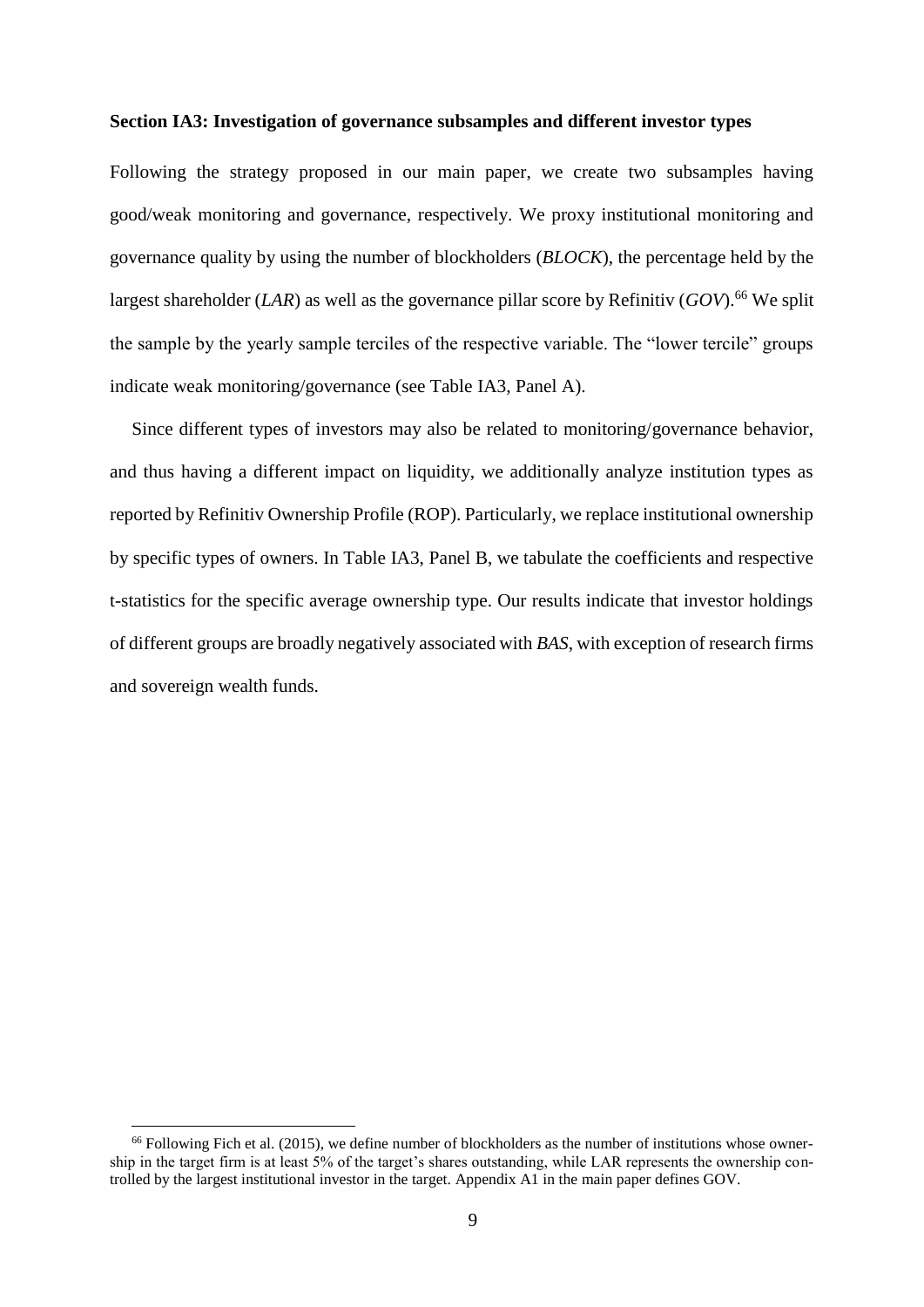**Section IA3: Investigation of governance subsamples and different investor types**

Following the strategy proposed in our main paper, we create two subsamples having good/weak monitoring and governance, respectively. We proxy institutional monitoring and governance quality by using the number of blockholders (*BLOCK*), the percentage held by the largest shareholder (*LAR*) as well as the governance pillar score by Refinitiv (*GOV*).[66] We split the sample by the yearly sample terciles of the respective variable. The "lower tercile" groups indicate weak monitoring/governance (see Table IA3, Panel A).

Since different types of investors may also be related to monitoring/governance behavior, and thus having a different impact on liquidity, we additionally analyze institution types as reported by Refinitiv Ownership Profile (ROP). Particularly, we replace institutional ownership by specific types of owners. In Table IA3, Panel B, we tabulate the coefficients and respective t-statistics for the specific average ownership type. Our results indicate that investor holdings of different groups are broadly negatively associated with *BAS*, with exception of research firms and sovereign wealth funds.

[66] Following Fich et al. (2015), we define number of blockholders as the number of institutions whose ownership in the target firm is at least 5% of the target's shares outstanding, while LAR represents the ownership controlled by the largest institutional investor in the target. Appendix A1 in the main paper defines GOV.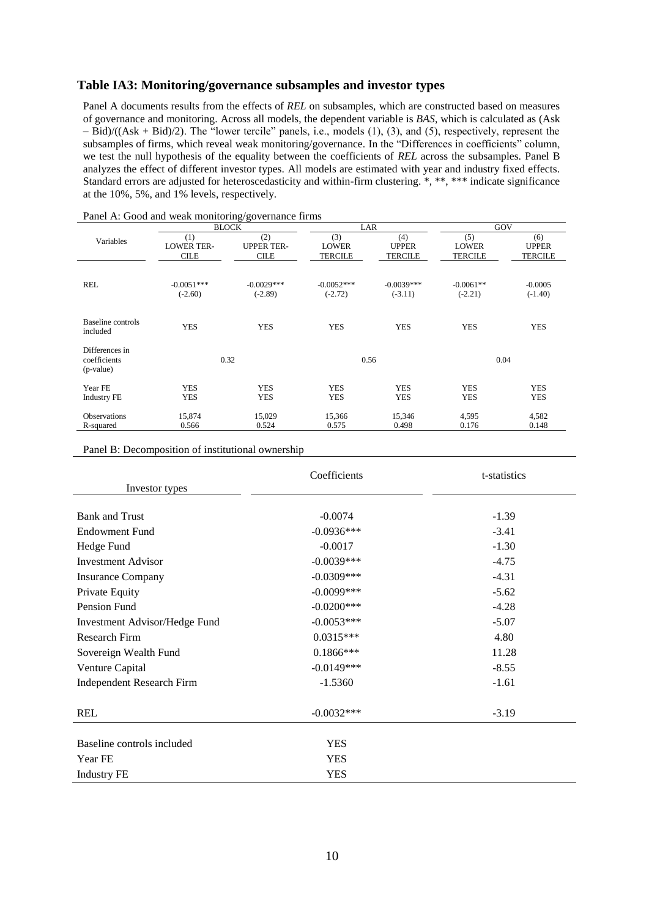## Table IA3: Monitoring/governance subsamples and investor types

Panel A documents results from the effects of *REL* on subsamples, which are constructed based on measures of governance and monitoring. Across all models, the dependent variable is *BAS*, which is calculated as (Ask – Bid)/((Ask + Bid)/2). The "lower tercile" panels, i.e., models (1), (3), and (5), respectively, represent the subsamples of firms, which reveal weak monitoring/governance. In the "Differences in coefficients" column, we test the null hypothesis of the equality between the coefficients of *REL* across the subsamples. Panel B analyzes the effect of different investor types. All models are estimated with year and industry fixed effects. Standard errors are adjusted for heteroscedasticity and within-firm clustering. *, **, *** indicate significance at the 10%, 5%, and 1% levels, respectively.

Panel A: Good and weak monitoring/governance firms

| Variables | BLOCK | | LAR | | GOV | |
|---|---|---|---|---|---|---|
| | (1) LOWER TERCILE | (2) UPPER TERCILE | (3) LOWER TERCILE | (4) UPPER TERCILE | (5) LOWER TERCILE | (6) UPPER TERCILE |
| REL | -0.0051*** | -0.0029*** | -0.0052*** | -0.0039*** | -0.0061** | -0.0005 |
| | (-2.60) | (-2.89) | (-2.72) | (-3.11) | (-2.21) | (-1.40) |
| Baseline controls included | YES | YES | YES | YES | YES | YES |
| Differences in coefficients (p-value) | 0.32 | | 0.56 | | 0.04 | |
| Year FE | YES | YES | YES | YES | YES | YES |
| Industry FE | YES | YES | YES | YES | YES | YES |
| Observations | 15,874 | 15,029 | 15,366 | 15,346 | 4,595 | 4,582 |
| R-squared | 0.566 | 0.524 | 0.575 | 0.498 | 0.176 | 0.148 |

Panel B: Decomposition of institutional ownership

| Investor types | Coefficients | t-statistics |
|---|---|---|
| Bank and Trust | -0.0074 | -1.39 |
| Endowment Fund | -0.0936*** | -3.41 |
| Hedge Fund | -0.0017 | -1.30 |
| Investment Advisor | -0.0039*** | -4.75 |
| Insurance Company | -0.0309*** | -4.31 |
| Private Equity | -0.0099*** | -5.62 |
| Pension Fund | -0.0200*** | -4.28 |
| Investment Advisor/Hedge Fund | -0.0053*** | -5.07 |
| Research Firm | 0.0315*** | 4.80 |
| Sovereign Wealth Fund | 0.1866*** | 11.28 |
| Venture Capital | -0.0149*** | -8.55 |
| Independent Research Firm | -1.5360 | -1.61 |
| REL | -0.0032*** | -3.19 |
| Baseline controls included | YES | |
| Year FE | YES | |
| Industry FE | YES | |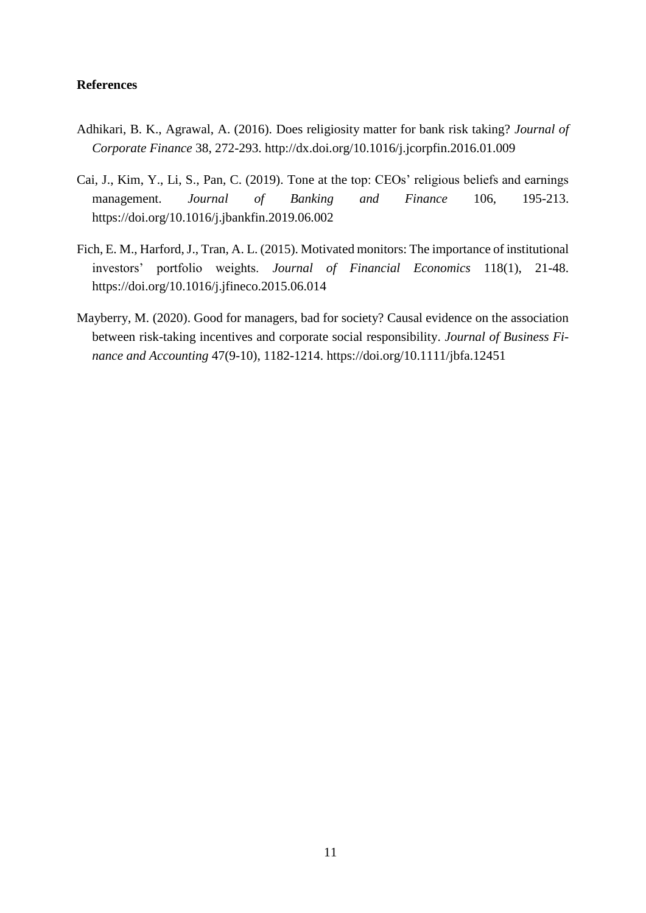**References**

Adhikari, B. K., Agrawal, A. (2016). Does religiosity matter for bank risk taking? *Journal of Corporate Finance* 38, 272-293. http://dx.doi.org/10.1016/j.jcorpfin.2016.01.009

Cai, J., Kim, Y., Li, S., Pan, C. (2019). Tone at the top: CEOs' religious beliefs and earnings management. *Journal of Banking and Finance* 106, 195-213. https://doi.org/10.1016/j.jbankfin.2019.06.002

Fich, E. M., Harford, J., Tran, A. L. (2015). Motivated monitors: The importance of institutional investors' portfolio weights. *Journal of Financial Economics* 118(1), 21-48. https://doi.org/10.1016/j.jfineco.2015.06.014

Mayberry, M. (2020). Good for managers, bad for society? Causal evidence on the association between risk-taking incentives and corporate social responsibility. *Journal of Business Finance and Accounting* 47(9-10), 1182-1214. https://doi.org/10.1111/jbfa.12451